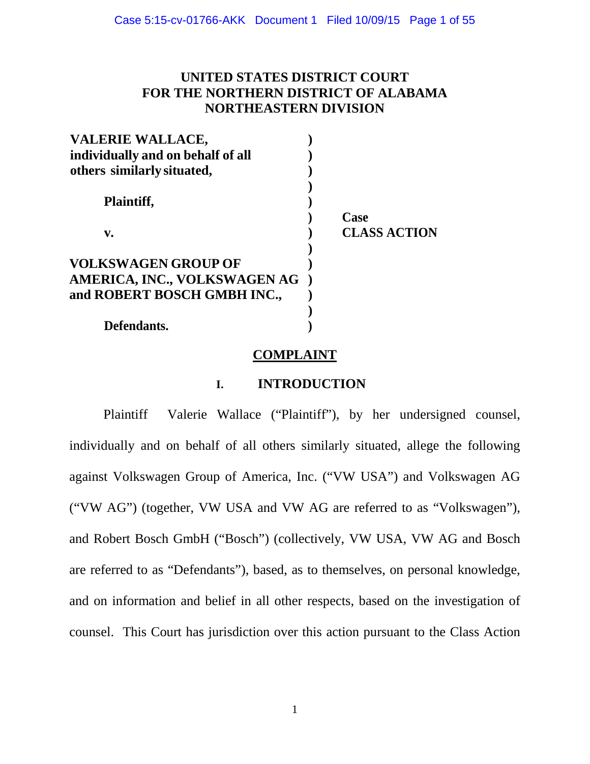**UNITED STATES DISTRICT COURT**
**FOR THE NORTHERN DISTRICT OF ALABAMA**
**NORTHEASTERN DIVISION**

| | | |
|---|---|---|
| **VALERIE WALLACE, individually and on behalf of all others similarly situated,** | ) | |
| **Plaintiff,** | ) | |
| **v.** | ) | **Case** **CLASS ACTION** |
| **VOLKSWAGEN GROUP OF AMERICA, INC., VOLKSWAGEN AG and ROBERT BOSCH GMBH INC.,** | ) | |
| **Defendants.** | ) | |

## COMPLAINT

### I. INTRODUCTION

Plaintiff Valerie Wallace ("Plaintiff"), by her undersigned counsel, individually and on behalf of all others similarly situated, allege the following against Volkswagen Group of America, Inc. ("VW USA") and Volkswagen AG ("VW AG") (together, VW USA and VW AG are referred to as "Volkswagen"), and Robert Bosch GmbH ("Bosch") (collectively, VW USA, VW AG and Bosch are referred to as "Defendants"), based, as to themselves, on personal knowledge, and on information and belief in all other respects, based on the investigation of counsel. This Court has jurisdiction over this action pursuant to the Class Action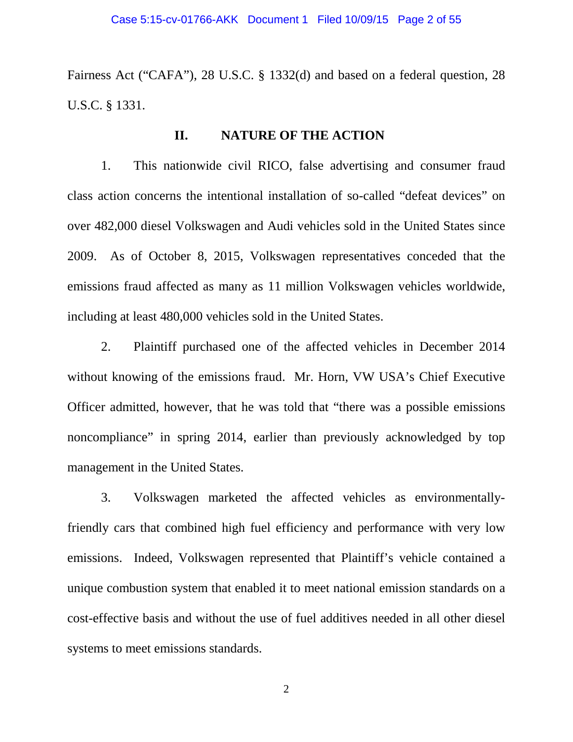Fairness Act ("CAFA"), 28 U.S.C. § 1332(d) and based on a federal question, 28 U.S.C. § 1331.

## II. NATURE OF THE ACTION

1. This nationwide civil RICO, false advertising and consumer fraud class action concerns the intentional installation of so-called "defeat devices" on over 482,000 diesel Volkswagen and Audi vehicles sold in the United States since 2009. As of October 8, 2015, Volkswagen representatives conceded that the emissions fraud affected as many as 11 million Volkswagen vehicles worldwide, including at least 480,000 vehicles sold in the United States.

2. Plaintiff purchased one of the affected vehicles in December 2014 without knowing of the emissions fraud. Mr. Horn, VW USA's Chief Executive Officer admitted, however, that he was told that "there was a possible emissions noncompliance" in spring 2014, earlier than previously acknowledged by top management in the United States.

3. Volkswagen marketed the affected vehicles as environmentally-friendly cars that combined high fuel efficiency and performance with very low emissions. Indeed, Volkswagen represented that Plaintiff's vehicle contained a unique combustion system that enabled it to meet national emission standards on a cost-effective basis and without the use of fuel additives needed in all other diesel systems to meet emissions standards.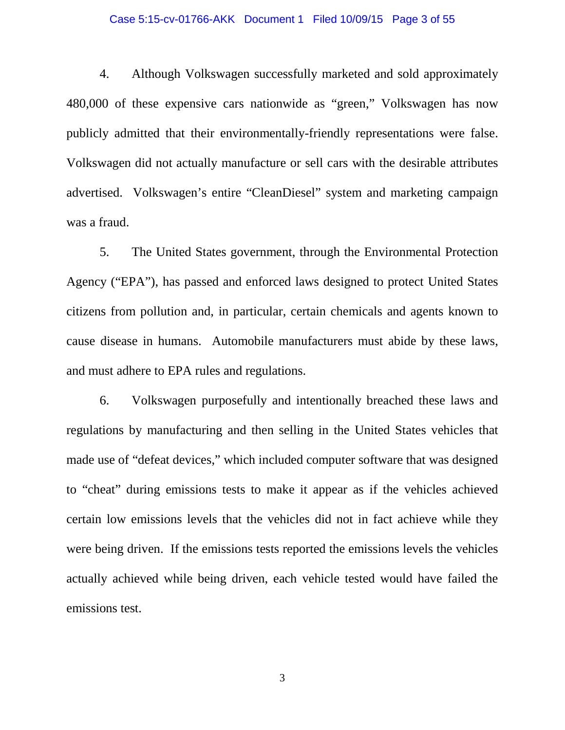4. Although Volkswagen successfully marketed and sold approximately 480,000 of these expensive cars nationwide as "green," Volkswagen has now publicly admitted that their environmentally-friendly representations were false. Volkswagen did not actually manufacture or sell cars with the desirable attributes advertised. Volkswagen's entire "CleanDiesel" system and marketing campaign was a fraud.

5. The United States government, through the Environmental Protection Agency ("EPA"), has passed and enforced laws designed to protect United States citizens from pollution and, in particular, certain chemicals and agents known to cause disease in humans. Automobile manufacturers must abide by these laws, and must adhere to EPA rules and regulations.

6. Volkswagen purposefully and intentionally breached these laws and regulations by manufacturing and then selling in the United States vehicles that made use of "defeat devices," which included computer software that was designed to "cheat" during emissions tests to make it appear as if the vehicles achieved certain low emissions levels that the vehicles did not in fact achieve while they were being driven. If the emissions tests reported the emissions levels the vehicles actually achieved while being driven, each vehicle tested would have failed the emissions test.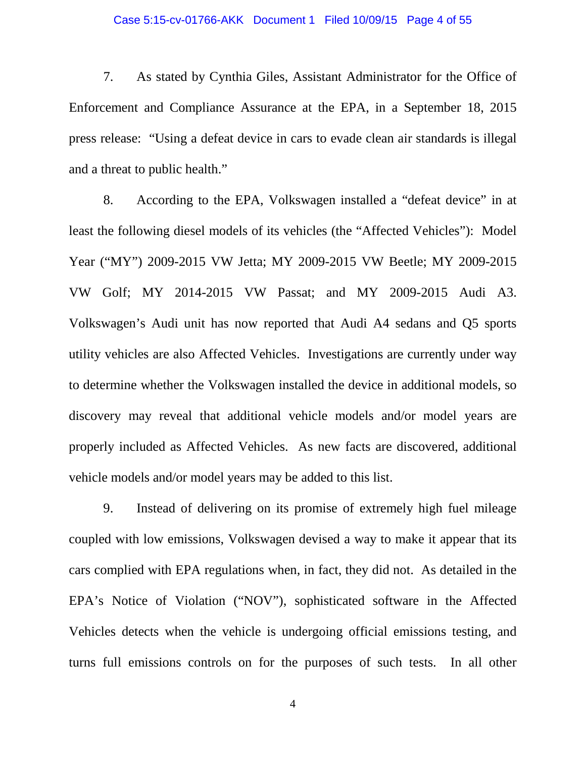7. As stated by Cynthia Giles, Assistant Administrator for the Office of Enforcement and Compliance Assurance at the EPA, in a September 18, 2015 press release: "Using a defeat device in cars to evade clean air standards is illegal and a threat to public health."

8. According to the EPA, Volkswagen installed a "defeat device" in at least the following diesel models of its vehicles (the "Affected Vehicles"): Model Year ("MY") 2009-2015 VW Jetta; MY 2009-2015 VW Beetle; MY 2009-2015 VW Golf; MY 2014-2015 VW Passat; and MY 2009-2015 Audi A3. Volkswagen's Audi unit has now reported that Audi A4 sedans and Q5 sports utility vehicles are also Affected Vehicles. Investigations are currently under way to determine whether the Volkswagen installed the device in additional models, so discovery may reveal that additional vehicle models and/or model years are properly included as Affected Vehicles. As new facts are discovered, additional vehicle models and/or model years may be added to this list.

9. Instead of delivering on its promise of extremely high fuel mileage coupled with low emissions, Volkswagen devised a way to make it appear that its cars complied with EPA regulations when, in fact, they did not. As detailed in the EPA's Notice of Violation ("NOV"), sophisticated software in the Affected Vehicles detects when the vehicle is undergoing official emissions testing, and turns full emissions controls on for the purposes of such tests. In all other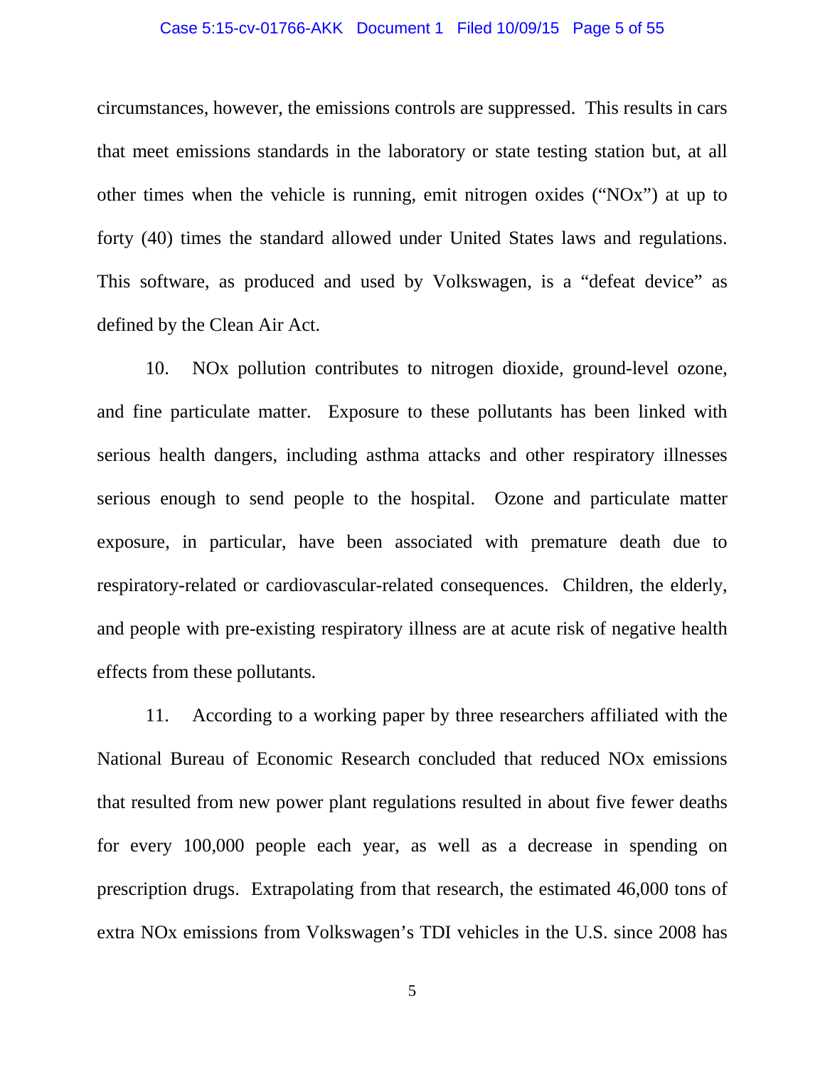circumstances, however, the emissions controls are suppressed. This results in cars that meet emissions standards in the laboratory or state testing station but, at all other times when the vehicle is running, emit nitrogen oxides ("NOx") at up to forty (40) times the standard allowed under United States laws and regulations. This software, as produced and used by Volkswagen, is a "defeat device" as defined by the Clean Air Act.

10. NOx pollution contributes to nitrogen dioxide, ground-level ozone, and fine particulate matter. Exposure to these pollutants has been linked with serious health dangers, including asthma attacks and other respiratory illnesses serious enough to send people to the hospital. Ozone and particulate matter exposure, in particular, have been associated with premature death due to respiratory-related or cardiovascular-related consequences. Children, the elderly, and people with pre-existing respiratory illness are at acute risk of negative health effects from these pollutants.

11. According to a working paper by three researchers affiliated with the National Bureau of Economic Research concluded that reduced NOx emissions that resulted from new power plant regulations resulted in about five fewer deaths for every 100,000 people each year, as well as a decrease in spending on prescription drugs. Extrapolating from that research, the estimated 46,000 tons of extra NOx emissions from Volkswagen's TDI vehicles in the U.S. since 2008 has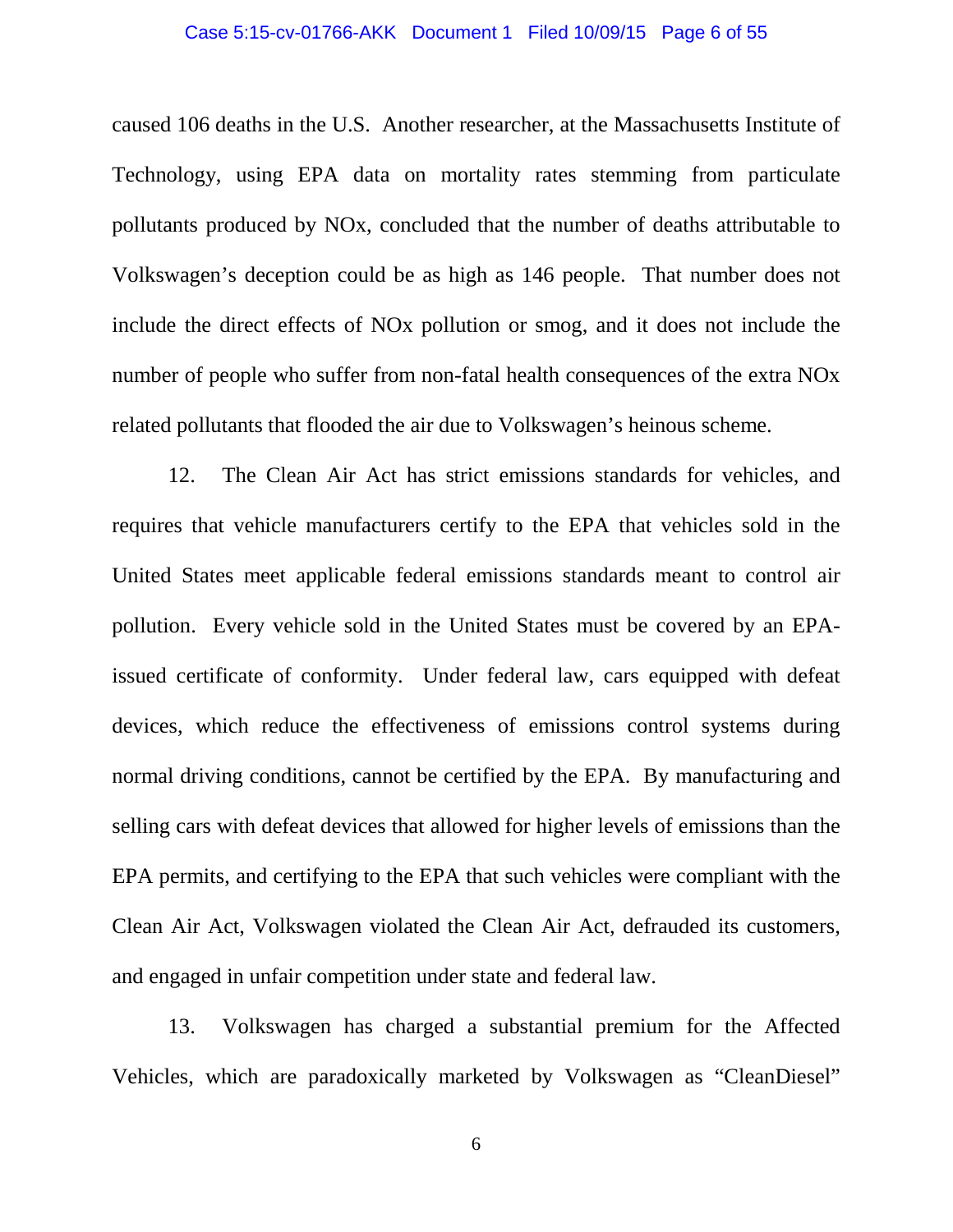caused 106 deaths in the U.S. Another researcher, at the Massachusetts Institute of Technology, using EPA data on mortality rates stemming from particulate pollutants produced by NOx, concluded that the number of deaths attributable to Volkswagen's deception could be as high as 146 people. That number does not include the direct effects of NOx pollution or smog, and it does not include the number of people who suffer from non-fatal health consequences of the extra NOx related pollutants that flooded the air due to Volkswagen's heinous scheme.

12. The Clean Air Act has strict emissions standards for vehicles, and requires that vehicle manufacturers certify to the EPA that vehicles sold in the United States meet applicable federal emissions standards meant to control air pollution. Every vehicle sold in the United States must be covered by an EPA-issued certificate of conformity. Under federal law, cars equipped with defeat devices, which reduce the effectiveness of emissions control systems during normal driving conditions, cannot be certified by the EPA. By manufacturing and selling cars with defeat devices that allowed for higher levels of emissions than the EPA permits, and certifying to the EPA that such vehicles were compliant with the Clean Air Act, Volkswagen violated the Clean Air Act, defrauded its customers, and engaged in unfair competition under state and federal law.

13. Volkswagen has charged a substantial premium for the Affected Vehicles, which are paradoxically marketed by Volkswagen as "CleanDiesel"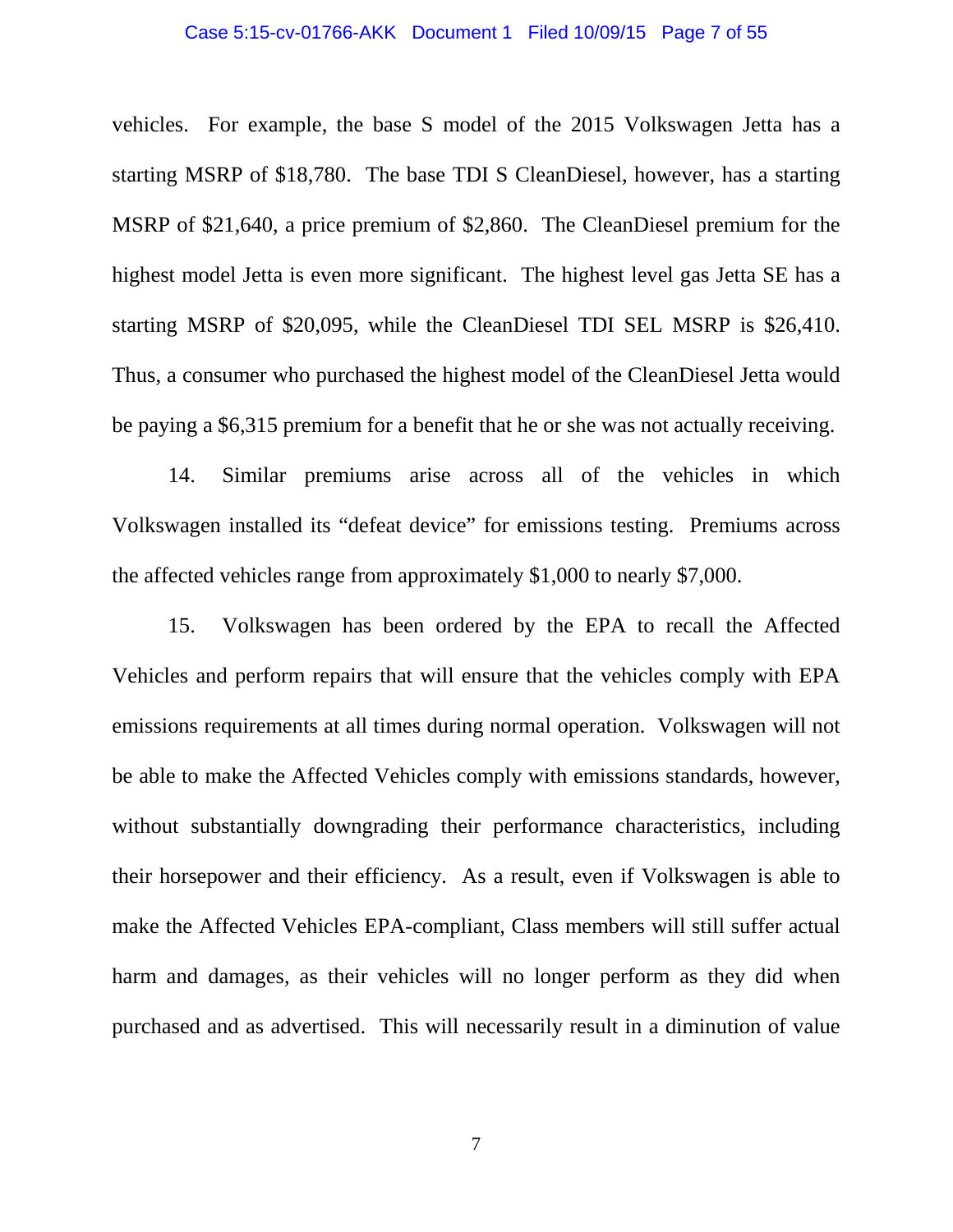vehicles. For example, the base S model of the 2015 Volkswagen Jetta has a starting MSRP of $18,780. The base TDI S CleanDiesel, however, has a starting MSRP of $21,640, a price premium of $2,860. The CleanDiesel premium for the highest model Jetta is even more significant. The highest level gas Jetta SE has a starting MSRP of $20,095, while the CleanDiesel TDI SEL MSRP is $26,410. Thus, a consumer who purchased the highest model of the CleanDiesel Jetta would be paying a $6,315 premium for a benefit that he or she was not actually receiving.

14. Similar premiums arise across all of the vehicles in which Volkswagen installed its "defeat device" for emissions testing. Premiums across the affected vehicles range from approximately $1,000 to nearly $7,000.

15. Volkswagen has been ordered by the EPA to recall the Affected Vehicles and perform repairs that will ensure that the vehicles comply with EPA emissions requirements at all times during normal operation. Volkswagen will not be able to make the Affected Vehicles comply with emissions standards, however, without substantially downgrading their performance characteristics, including their horsepower and their efficiency. As a result, even if Volkswagen is able to make the Affected Vehicles EPA-compliant, Class members will still suffer actual harm and damages, as their vehicles will no longer perform as they did when purchased and as advertised. This will necessarily result in a diminution of value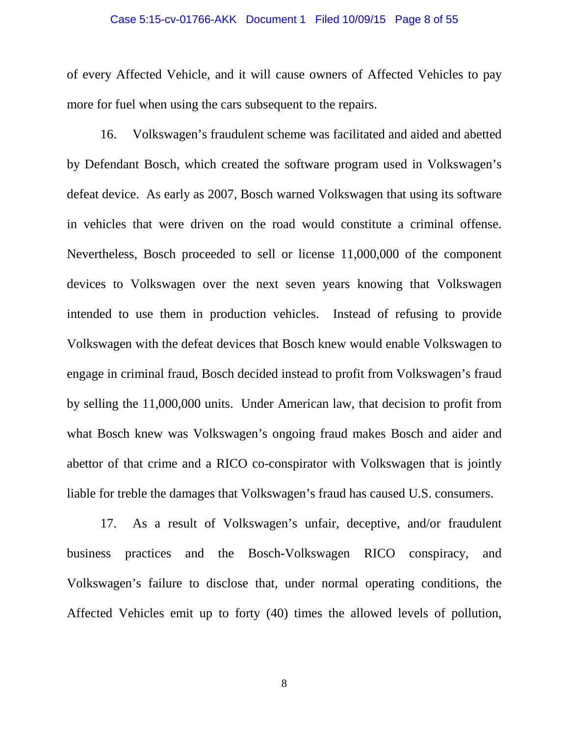of every Affected Vehicle, and it will cause owners of Affected Vehicles to pay more for fuel when using the cars subsequent to the repairs.

16. Volkswagen's fraudulent scheme was facilitated and aided and abetted by Defendant Bosch, which created the software program used in Volkswagen's defeat device. As early as 2007, Bosch warned Volkswagen that using its software in vehicles that were driven on the road would constitute a criminal offense. Nevertheless, Bosch proceeded to sell or license 11,000,000 of the component devices to Volkswagen over the next seven years knowing that Volkswagen intended to use them in production vehicles. Instead of refusing to provide Volkswagen with the defeat devices that Bosch knew would enable Volkswagen to engage in criminal fraud, Bosch decided instead to profit from Volkswagen's fraud by selling the 11,000,000 units. Under American law, that decision to profit from what Bosch knew was Volkswagen's ongoing fraud makes Bosch and aider and abettor of that crime and a RICO co-conspirator with Volkswagen that is jointly liable for treble the damages that Volkswagen's fraud has caused U.S. consumers.

17. As a result of Volkswagen's unfair, deceptive, and/or fraudulent business practices and the Bosch-Volkswagen RICO conspiracy, and Volkswagen's failure to disclose that, under normal operating conditions, the Affected Vehicles emit up to forty (40) times the allowed levels of pollution,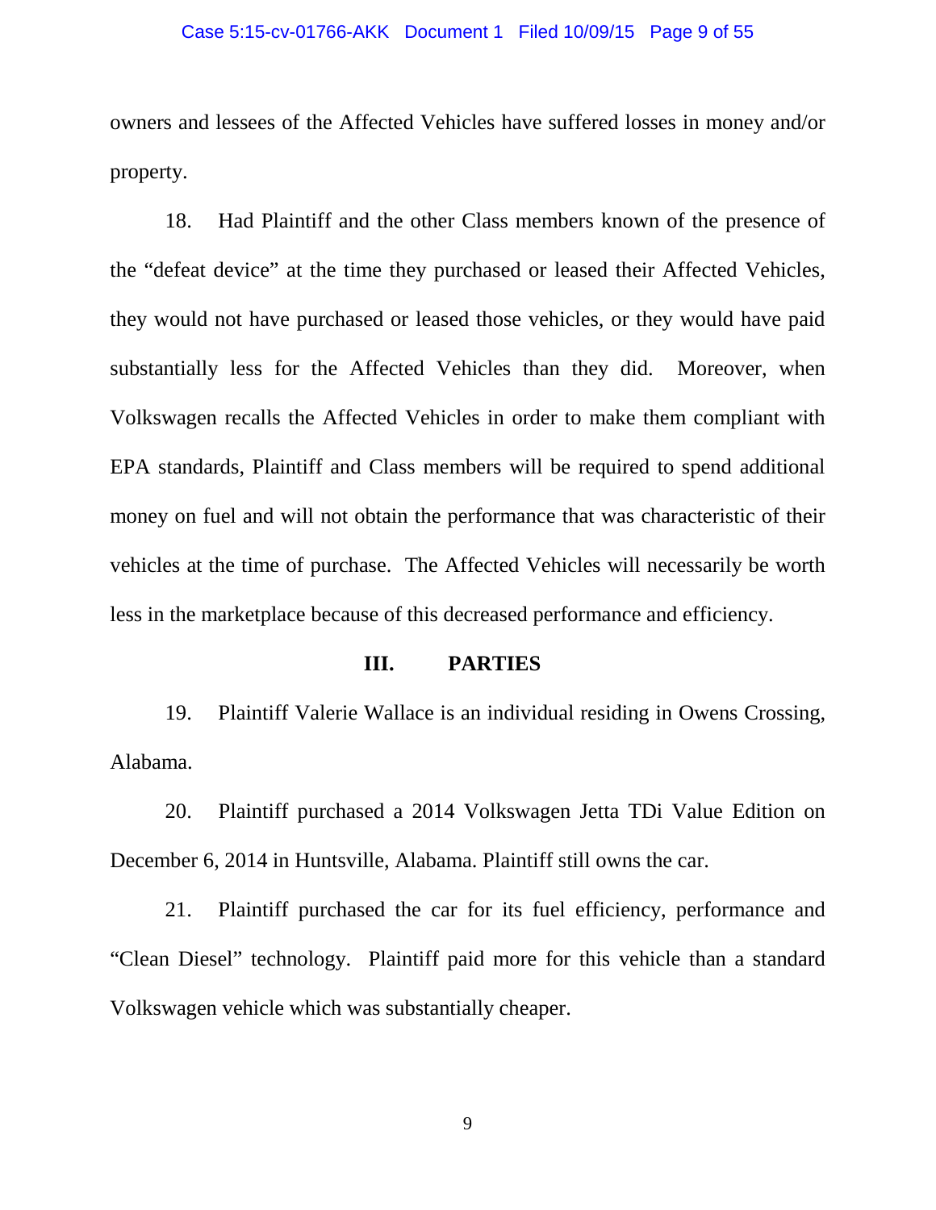owners and lessees of the Affected Vehicles have suffered losses in money and/or property.

18. Had Plaintiff and the other Class members known of the presence of the "defeat device" at the time they purchased or leased their Affected Vehicles, they would not have purchased or leased those vehicles, or they would have paid substantially less for the Affected Vehicles than they did. Moreover, when Volkswagen recalls the Affected Vehicles in order to make them compliant with EPA standards, Plaintiff and Class members will be required to spend additional money on fuel and will not obtain the performance that was characteristic of their vehicles at the time of purchase. The Affected Vehicles will necessarily be worth less in the marketplace because of this decreased performance and efficiency.

## III. PARTIES

19. Plaintiff Valerie Wallace is an individual residing in Owens Crossing, Alabama.

20. Plaintiff purchased a 2014 Volkswagen Jetta TDi Value Edition on December 6, 2014 in Huntsville, Alabama. Plaintiff still owns the car.

21. Plaintiff purchased the car for its fuel efficiency, performance and "Clean Diesel" technology. Plaintiff paid more for this vehicle than a standard Volkswagen vehicle which was substantially cheaper.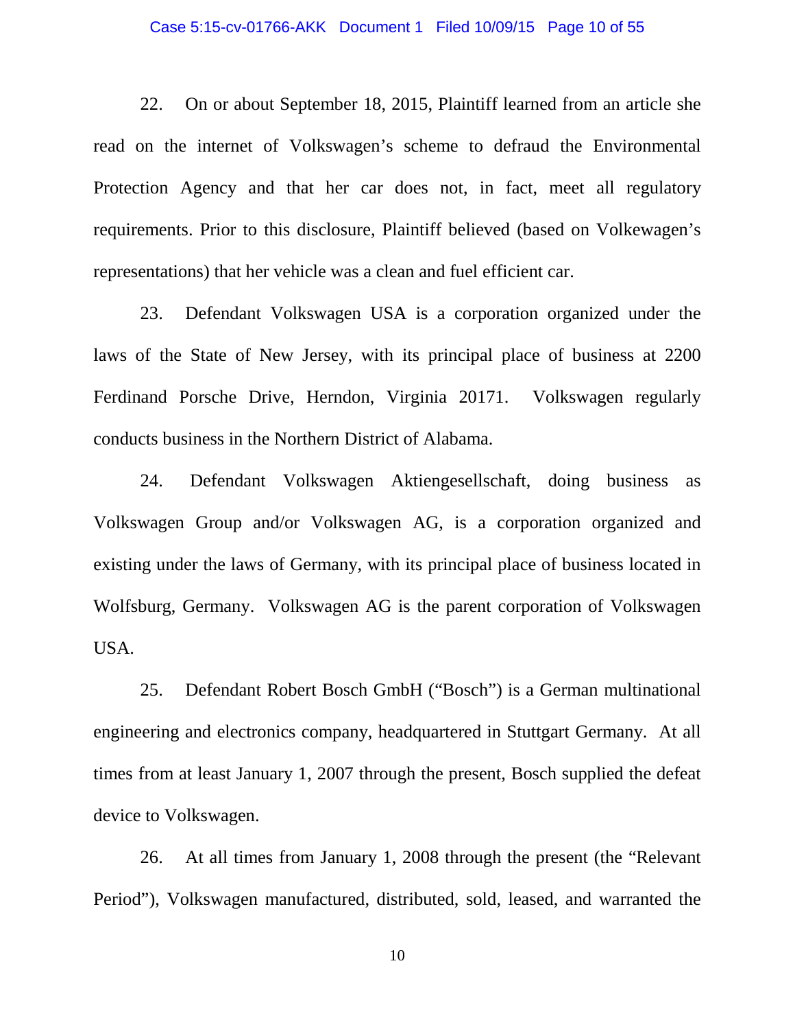22. On or about September 18, 2015, Plaintiff learned from an article she read on the internet of Volkswagen's scheme to defraud the Environmental Protection Agency and that her car does not, in fact, meet all regulatory requirements. Prior to this disclosure, Plaintiff believed (based on Volkewagen's representations) that her vehicle was a clean and fuel efficient car.

23. Defendant Volkswagen USA is a corporation organized under the laws of the State of New Jersey, with its principal place of business at 2200 Ferdinand Porsche Drive, Herndon, Virginia 20171. Volkswagen regularly conducts business in the Northern District of Alabama.

24. Defendant Volkswagen Aktiengesellschaft, doing business as Volkswagen Group and/or Volkswagen AG, is a corporation organized and existing under the laws of Germany, with its principal place of business located in Wolfsburg, Germany. Volkswagen AG is the parent corporation of Volkswagen USA.

25. Defendant Robert Bosch GmbH ("Bosch") is a German multinational engineering and electronics company, headquartered in Stuttgart Germany. At all times from at least January 1, 2007 through the present, Bosch supplied the defeat device to Volkswagen.

26. At all times from January 1, 2008 through the present (the "Relevant Period"), Volkswagen manufactured, distributed, sold, leased, and warranted the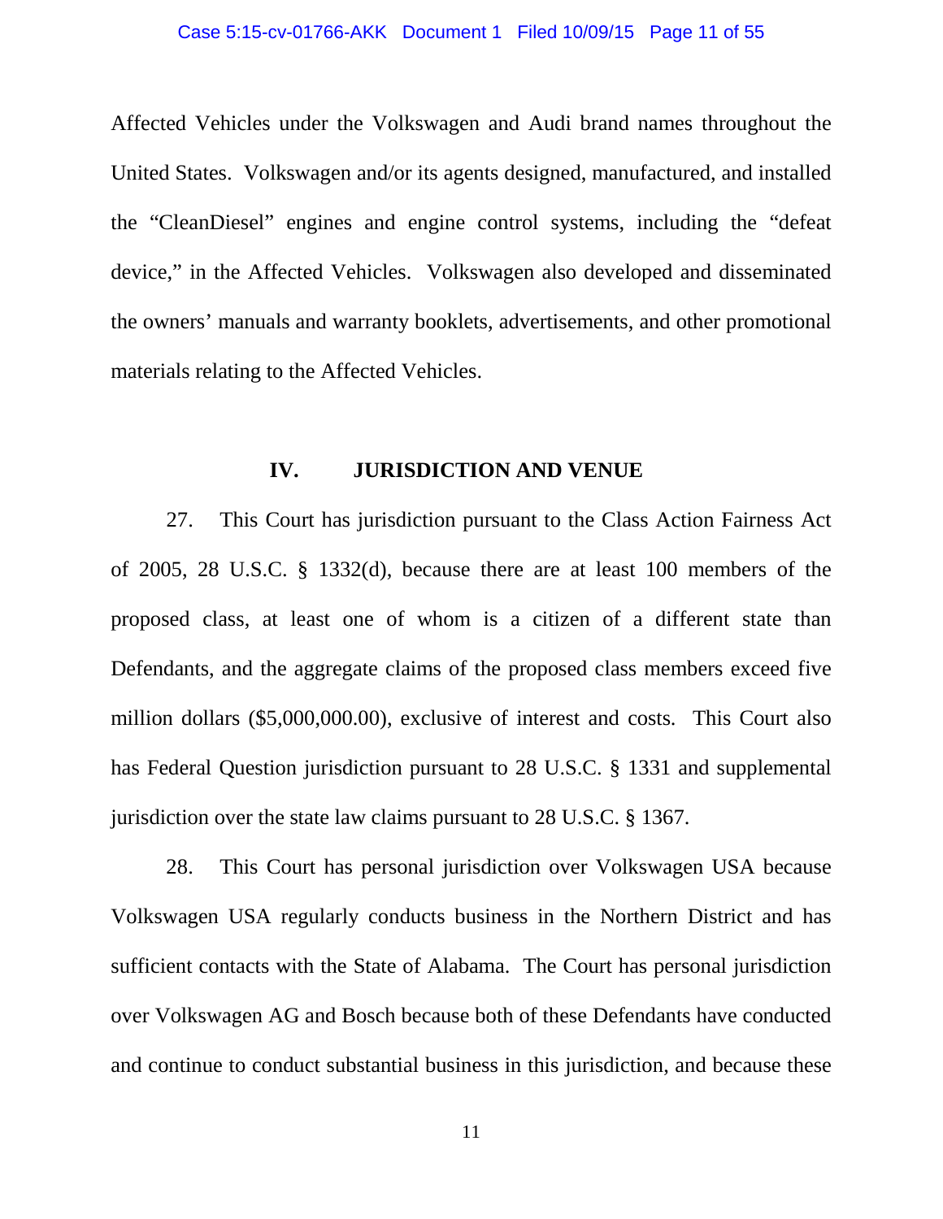Affected Vehicles under the Volkswagen and Audi brand names throughout the United States. Volkswagen and/or its agents designed, manufactured, and installed the "CleanDiesel" engines and engine control systems, including the "defeat device," in the Affected Vehicles. Volkswagen also developed and disseminated the owners' manuals and warranty booklets, advertisements, and other promotional materials relating to the Affected Vehicles.

## IV. JURISDICTION AND VENUE

27. This Court has jurisdiction pursuant to the Class Action Fairness Act of 2005, 28 U.S.C. § 1332(d), because there are at least 100 members of the proposed class, at least one of whom is a citizen of a different state than Defendants, and the aggregate claims of the proposed class members exceed five million dollars ($5,000,000.00), exclusive of interest and costs. This Court also has Federal Question jurisdiction pursuant to 28 U.S.C. § 1331 and supplemental jurisdiction over the state law claims pursuant to 28 U.S.C. § 1367.

28. This Court has personal jurisdiction over Volkswagen USA because Volkswagen USA regularly conducts business in the Northern District and has sufficient contacts with the State of Alabama. The Court has personal jurisdiction over Volkswagen AG and Bosch because both of these Defendants have conducted and continue to conduct substantial business in this jurisdiction, and because these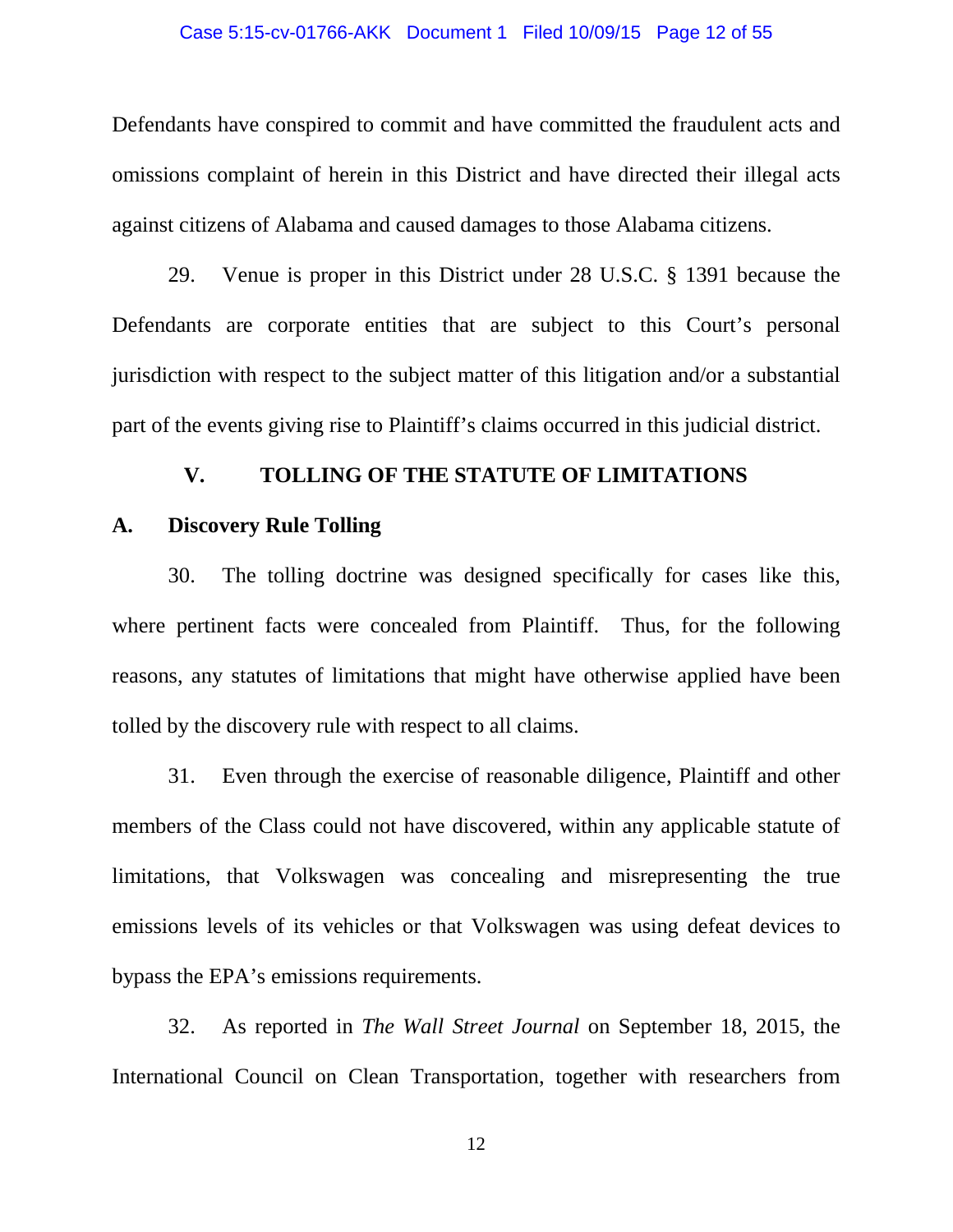Defendants have conspired to commit and have committed the fraudulent acts and omissions complaint of herein in this District and have directed their illegal acts against citizens of Alabama and caused damages to those Alabama citizens.

29. Venue is proper in this District under 28 U.S.C. § 1391 because the Defendants are corporate entities that are subject to this Court's personal jurisdiction with respect to the subject matter of this litigation and/or a substantial part of the events giving rise to Plaintiff's claims occurred in this judicial district.

## V. TOLLING OF THE STATUTE OF LIMITATIONS

### A. Discovery Rule Tolling

30. The tolling doctrine was designed specifically for cases like this, where pertinent facts were concealed from Plaintiff. Thus, for the following reasons, any statutes of limitations that might have otherwise applied have been tolled by the discovery rule with respect to all claims.

31. Even through the exercise of reasonable diligence, Plaintiff and other members of the Class could not have discovered, within any applicable statute of limitations, that Volkswagen was concealing and misrepresenting the true emissions levels of its vehicles or that Volkswagen was using defeat devices to bypass the EPA's emissions requirements.

32. As reported in *The Wall Street Journal* on September 18, 2015, the International Council on Clean Transportation, together with researchers from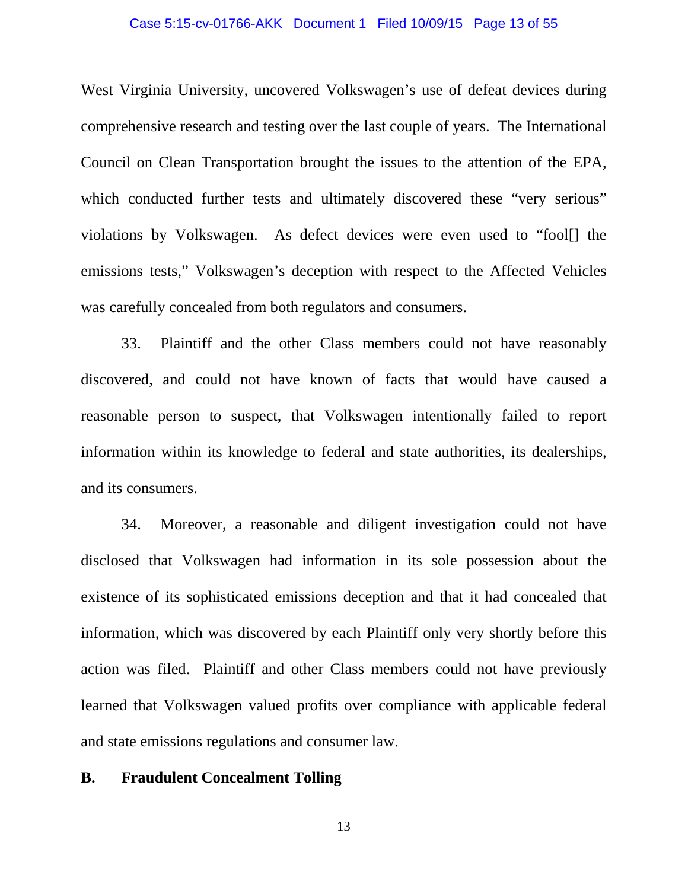West Virginia University, uncovered Volkswagen's use of defeat devices during comprehensive research and testing over the last couple of years. The International Council on Clean Transportation brought the issues to the attention of the EPA, which conducted further tests and ultimately discovered these "very serious" violations by Volkswagen. As defect devices were even used to "fool[] the emissions tests," Volkswagen's deception with respect to the Affected Vehicles was carefully concealed from both regulators and consumers.

33. Plaintiff and the other Class members could not have reasonably discovered, and could not have known of facts that would have caused a reasonable person to suspect, that Volkswagen intentionally failed to report information within its knowledge to federal and state authorities, its dealerships, and its consumers.

34. Moreover, a reasonable and diligent investigation could not have disclosed that Volkswagen had information in its sole possession about the existence of its sophisticated emissions deception and that it had concealed that information, which was discovered by each Plaintiff only very shortly before this action was filed. Plaintiff and other Class members could not have previously learned that Volkswagen valued profits over compliance with applicable federal and state emissions regulations and consumer law.

## B. Fraudulent Concealment Tolling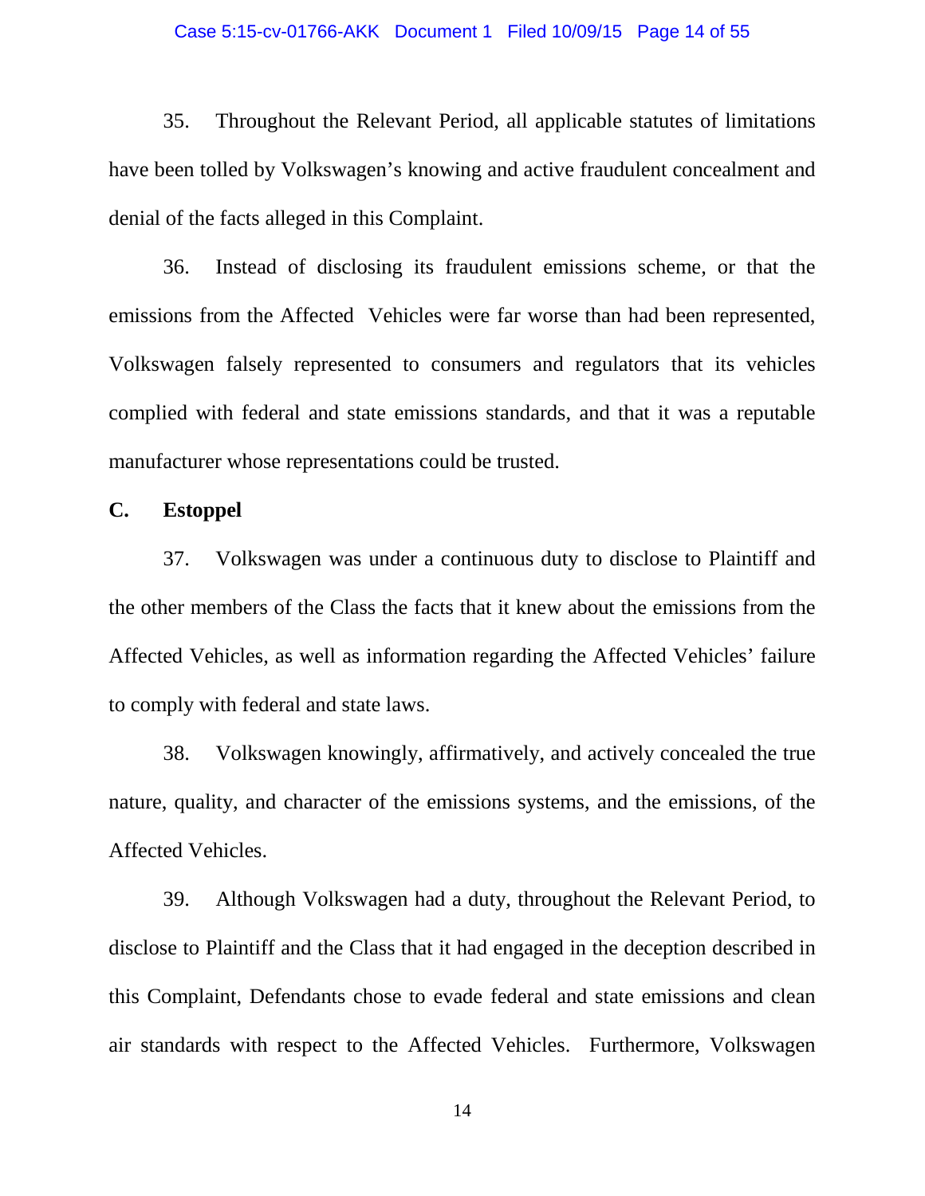35. Throughout the Relevant Period, all applicable statutes of limitations have been tolled by Volkswagen's knowing and active fraudulent concealment and denial of the facts alleged in this Complaint.

36. Instead of disclosing its fraudulent emissions scheme, or that the emissions from the Affected Vehicles were far worse than had been represented, Volkswagen falsely represented to consumers and regulators that its vehicles complied with federal and state emissions standards, and that it was a reputable manufacturer whose representations could be trusted.

**C. Estoppel**

37. Volkswagen was under a continuous duty to disclose to Plaintiff and the other members of the Class the facts that it knew about the emissions from the Affected Vehicles, as well as information regarding the Affected Vehicles' failure to comply with federal and state laws.

38. Volkswagen knowingly, affirmatively, and actively concealed the true nature, quality, and character of the emissions systems, and the emissions, of the Affected Vehicles.

39. Although Volkswagen had a duty, throughout the Relevant Period, to disclose to Plaintiff and the Class that it had engaged in the deception described in this Complaint, Defendants chose to evade federal and state emissions and clean air standards with respect to the Affected Vehicles. Furthermore, Volkswagen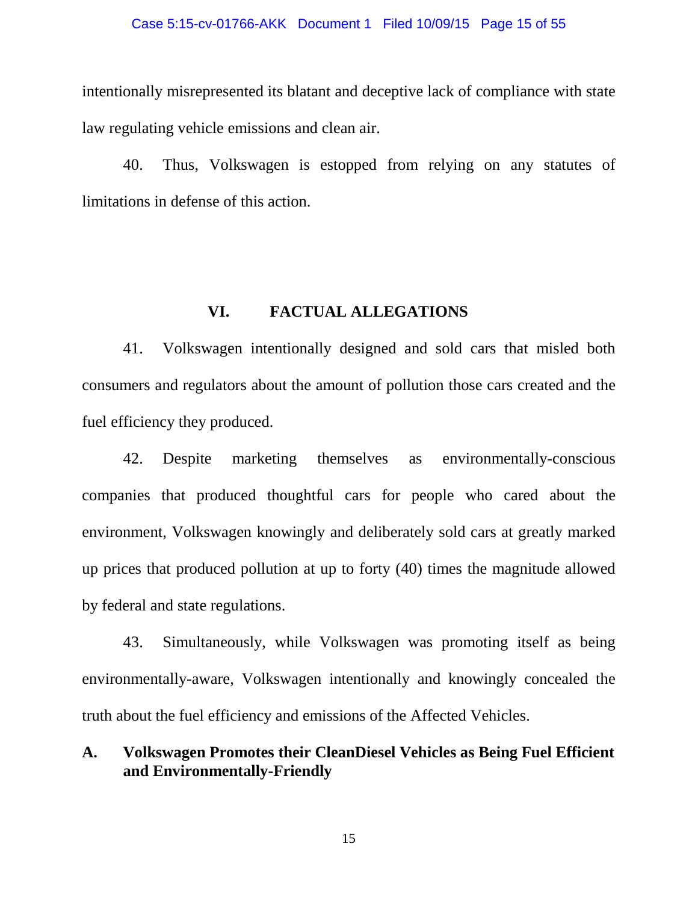intentionally misrepresented its blatant and deceptive lack of compliance with state law regulating vehicle emissions and clean air.

40. Thus, Volkswagen is estopped from relying on any statutes of limitations in defense of this action.

## VI. FACTUAL ALLEGATIONS

41. Volkswagen intentionally designed and sold cars that misled both consumers and regulators about the amount of pollution those cars created and the fuel efficiency they produced.

42. Despite marketing themselves as environmentally-conscious companies that produced thoughtful cars for people who cared about the environment, Volkswagen knowingly and deliberately sold cars at greatly marked up prices that produced pollution at up to forty (40) times the magnitude allowed by federal and state regulations.

43. Simultaneously, while Volkswagen was promoting itself as being environmentally-aware, Volkswagen intentionally and knowingly concealed the truth about the fuel efficiency and emissions of the Affected Vehicles.

### A. Volkswagen Promotes their CleanDiesel Vehicles as Being Fuel Efficient and Environmentally-Friendly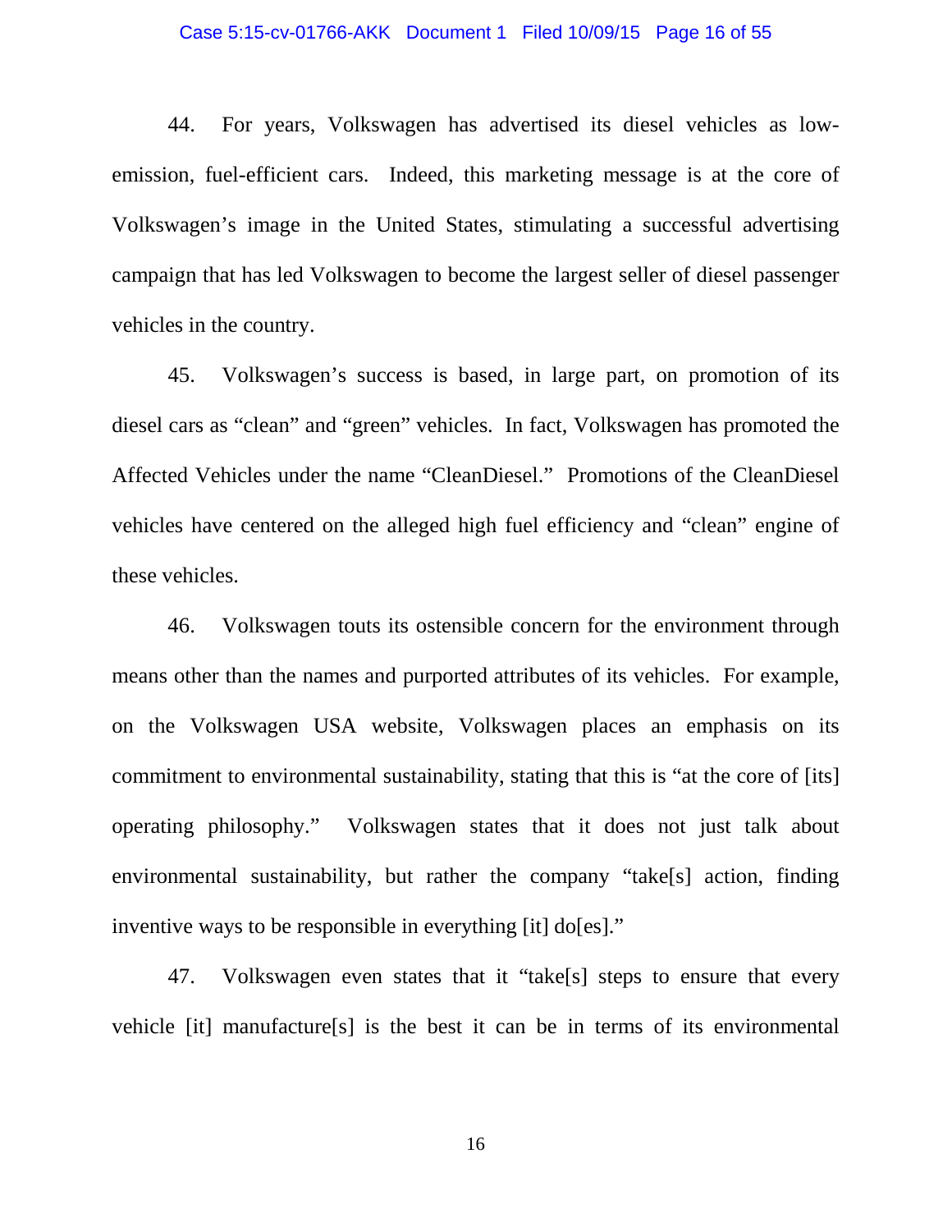44. For years, Volkswagen has advertised its diesel vehicles as low-emission, fuel-efficient cars. Indeed, this marketing message is at the core of Volkswagen's image in the United States, stimulating a successful advertising campaign that has led Volkswagen to become the largest seller of diesel passenger vehicles in the country.

45. Volkswagen's success is based, in large part, on promotion of its diesel cars as "clean" and "green" vehicles. In fact, Volkswagen has promoted the Affected Vehicles under the name "CleanDiesel." Promotions of the CleanDiesel vehicles have centered on the alleged high fuel efficiency and "clean" engine of these vehicles.

46. Volkswagen touts its ostensible concern for the environment through means other than the names and purported attributes of its vehicles. For example, on the Volkswagen USA website, Volkswagen places an emphasis on its commitment to environmental sustainability, stating that this is "at the core of [its] operating philosophy." Volkswagen states that it does not just talk about environmental sustainability, but rather the company "take[s] action, finding inventive ways to be responsible in everything [it] do[es]."

47. Volkswagen even states that it "take[s] steps to ensure that every vehicle [it] manufacture[s] is the best it can be in terms of its environmental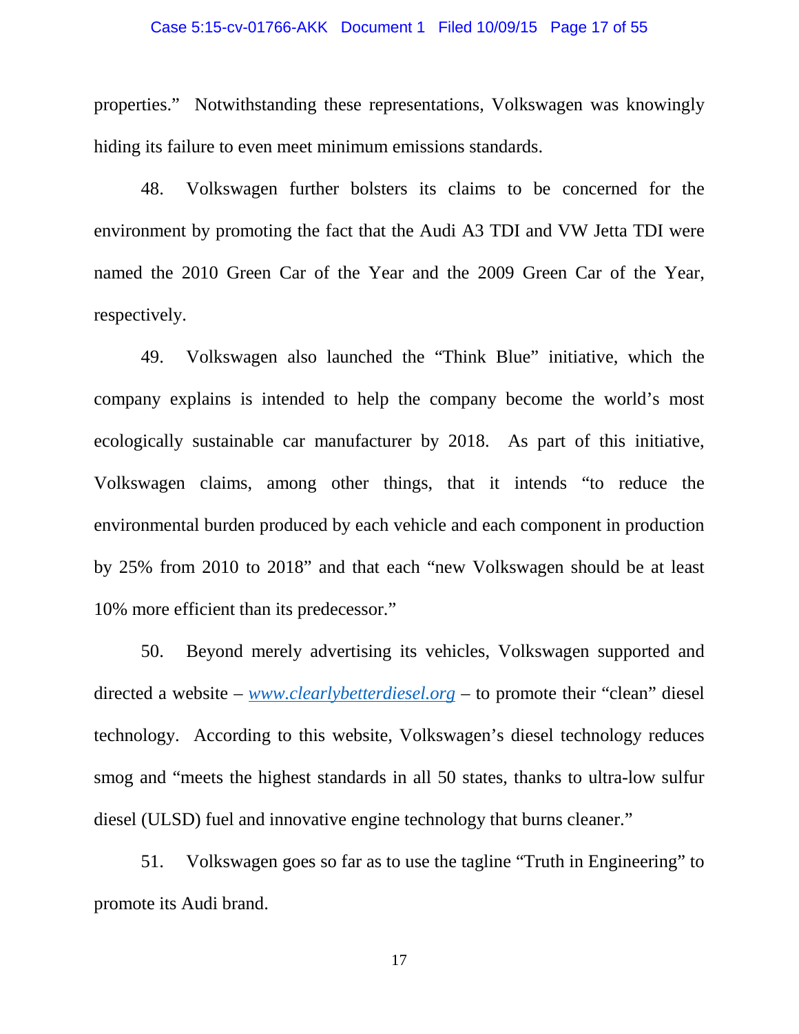properties." Notwithstanding these representations, Volkswagen was knowingly hiding its failure to even meet minimum emissions standards.

48. Volkswagen further bolsters its claims to be concerned for the environment by promoting the fact that the Audi A3 TDI and VW Jetta TDI were named the 2010 Green Car of the Year and the 2009 Green Car of the Year, respectively.

49. Volkswagen also launched the "Think Blue" initiative, which the company explains is intended to help the company become the world's most ecologically sustainable car manufacturer by 2018. As part of this initiative, Volkswagen claims, among other things, that it intends "to reduce the environmental burden produced by each vehicle and each component in production by 25% from 2010 to 2018" and that each "new Volkswagen should be at least 10% more efficient than its predecessor."

50. Beyond merely advertising its vehicles, Volkswagen supported and directed a website – *www.clearlybetterdiesel.org* – to promote their "clean" diesel technology. According to this website, Volkswagen's diesel technology reduces smog and "meets the highest standards in all 50 states, thanks to ultra-low sulfur diesel (ULSD) fuel and innovative engine technology that burns cleaner."

51. Volkswagen goes so far as to use the tagline "Truth in Engineering" to promote its Audi brand.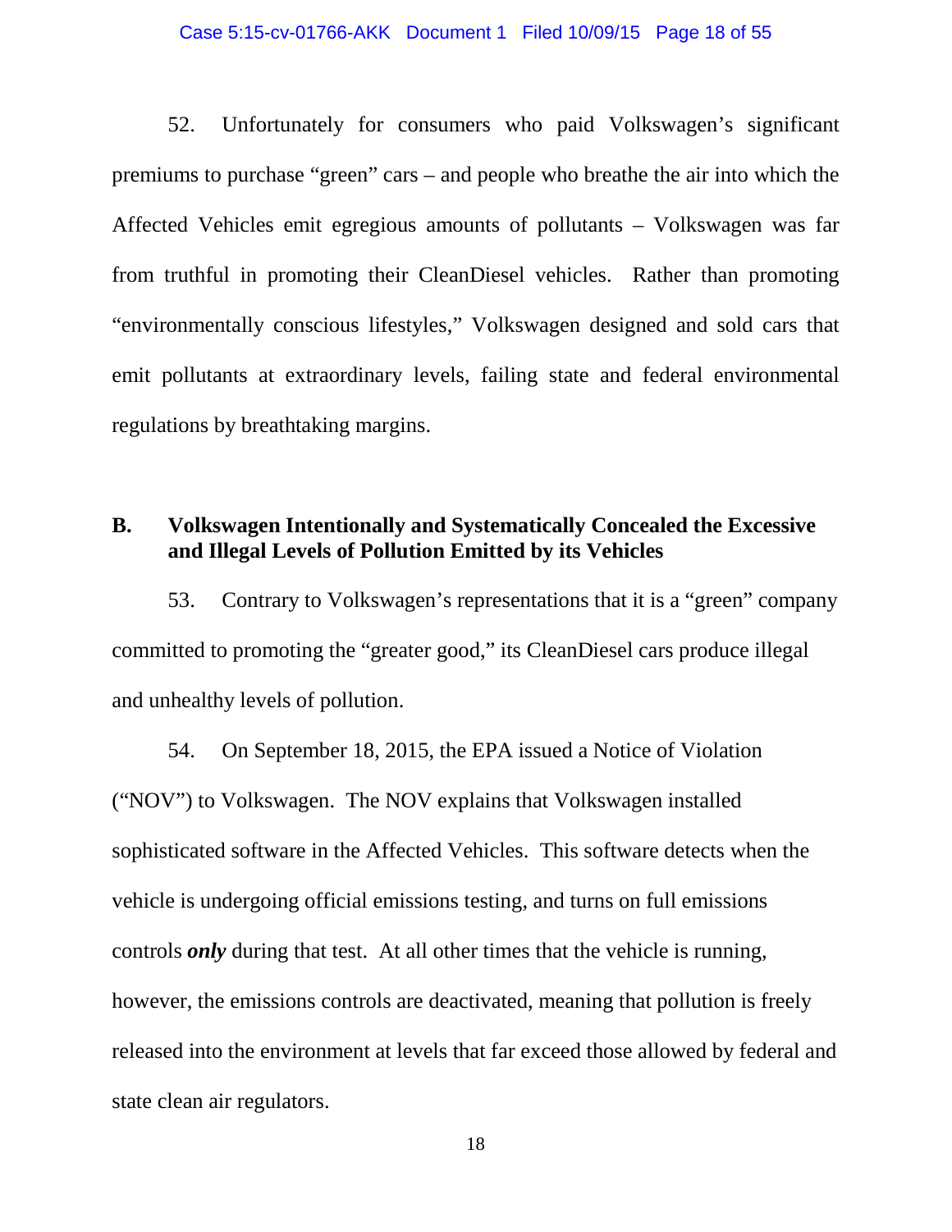52. Unfortunately for consumers who paid Volkswagen's significant premiums to purchase "green" cars – and people who breathe the air into which the Affected Vehicles emit egregious amounts of pollutants – Volkswagen was far from truthful in promoting their CleanDiesel vehicles. Rather than promoting "environmentally conscious lifestyles," Volkswagen designed and sold cars that emit pollutants at extraordinary levels, failing state and federal environmental regulations by breathtaking margins.

## B. Volkswagen Intentionally and Systematically Concealed the Excessive and Illegal Levels of Pollution Emitted by its Vehicles

53. Contrary to Volkswagen's representations that it is a "green" company committed to promoting the "greater good," its CleanDiesel cars produce illegal and unhealthy levels of pollution.

54. On September 18, 2015, the EPA issued a Notice of Violation ("NOV") to Volkswagen. The NOV explains that Volkswagen installed sophisticated software in the Affected Vehicles. This software detects when the vehicle is undergoing official emissions testing, and turns on full emissions controls ***only*** during that test. At all other times that the vehicle is running, however, the emissions controls are deactivated, meaning that pollution is freely released into the environment at levels that far exceed those allowed by federal and state clean air regulators.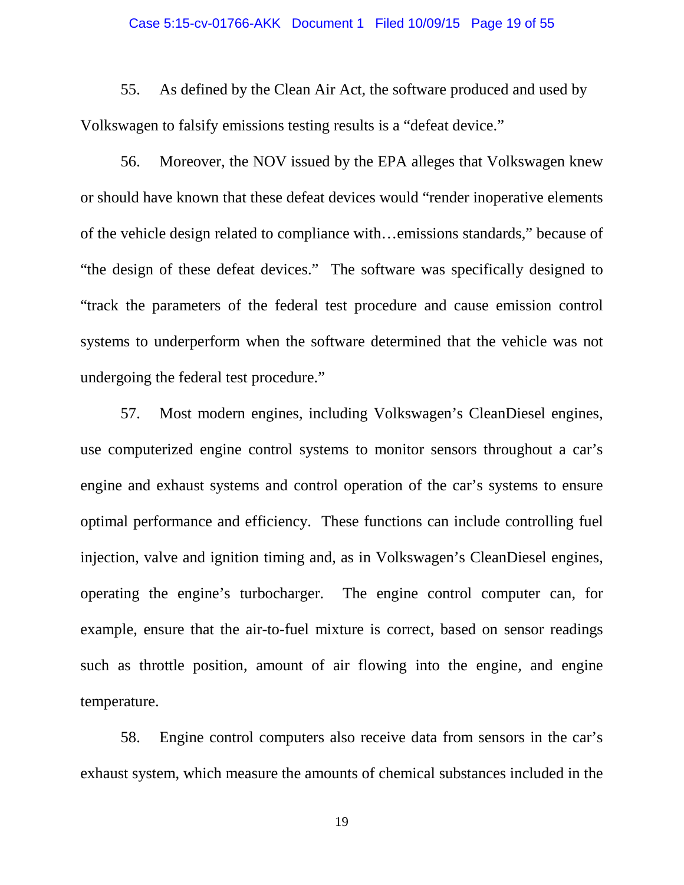55. As defined by the Clean Air Act, the software produced and used by Volkswagen to falsify emissions testing results is a "defeat device."

56. Moreover, the NOV issued by the EPA alleges that Volkswagen knew or should have known that these defeat devices would "render inoperative elements of the vehicle design related to compliance with…emissions standards," because of "the design of these defeat devices." The software was specifically designed to "track the parameters of the federal test procedure and cause emission control systems to underperform when the software determined that the vehicle was not undergoing the federal test procedure."

57. Most modern engines, including Volkswagen's CleanDiesel engines, use computerized engine control systems to monitor sensors throughout a car's engine and exhaust systems and control operation of the car's systems to ensure optimal performance and efficiency. These functions can include controlling fuel injection, valve and ignition timing and, as in Volkswagen's CleanDiesel engines, operating the engine's turbocharger. The engine control computer can, for example, ensure that the air-to-fuel mixture is correct, based on sensor readings such as throttle position, amount of air flowing into the engine, and engine temperature.

58. Engine control computers also receive data from sensors in the car's exhaust system, which measure the amounts of chemical substances included in the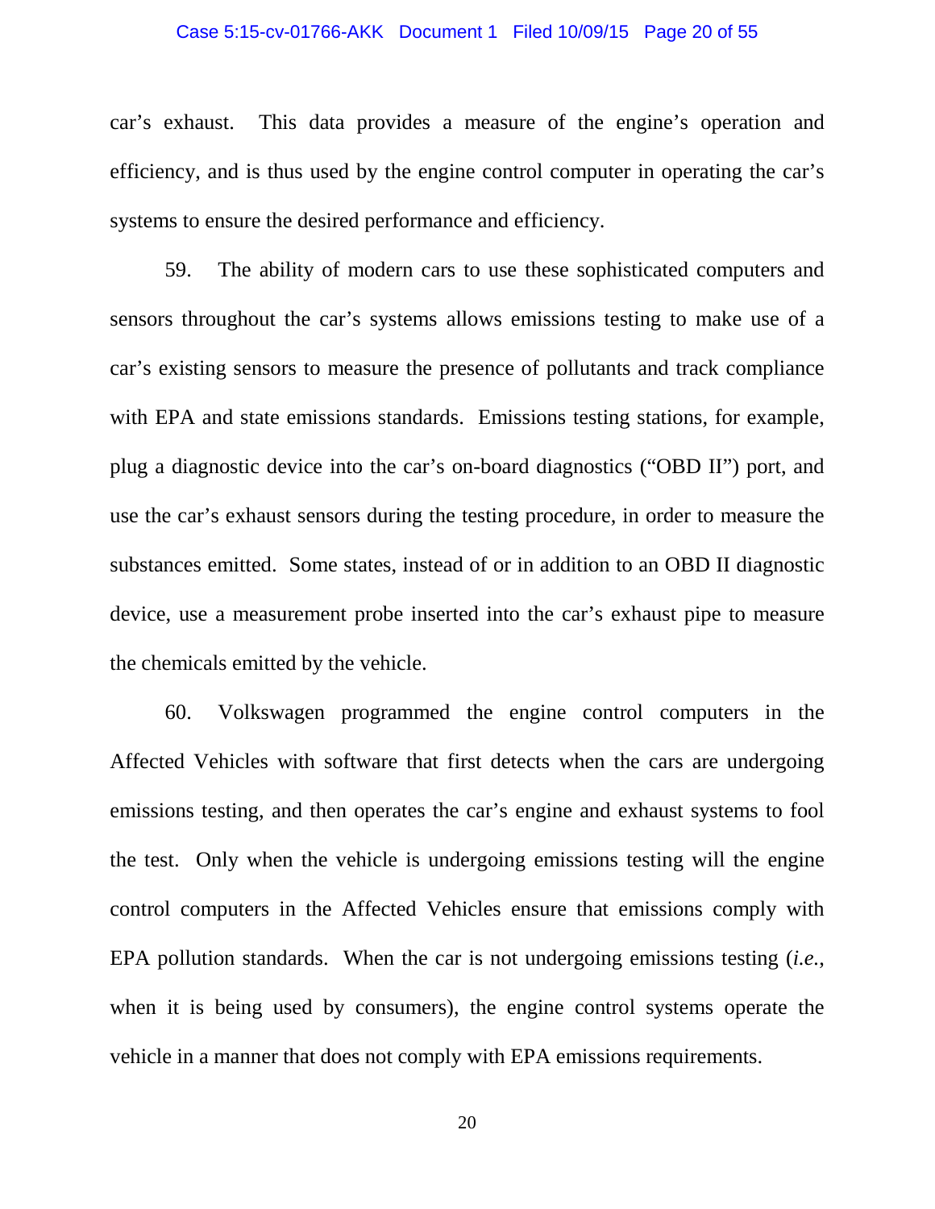car's exhaust. This data provides a measure of the engine's operation and efficiency, and is thus used by the engine control computer in operating the car's systems to ensure the desired performance and efficiency.

59. The ability of modern cars to use these sophisticated computers and sensors throughout the car's systems allows emissions testing to make use of a car's existing sensors to measure the presence of pollutants and track compliance with EPA and state emissions standards. Emissions testing stations, for example, plug a diagnostic device into the car's on-board diagnostics ("OBD II") port, and use the car's exhaust sensors during the testing procedure, in order to measure the substances emitted. Some states, instead of or in addition to an OBD II diagnostic device, use a measurement probe inserted into the car's exhaust pipe to measure the chemicals emitted by the vehicle.

60. Volkswagen programmed the engine control computers in the Affected Vehicles with software that first detects when the cars are undergoing emissions testing, and then operates the car's engine and exhaust systems to fool the test. Only when the vehicle is undergoing emissions testing will the engine control computers in the Affected Vehicles ensure that emissions comply with EPA pollution standards. When the car is not undergoing emissions testing (*i.e.*, when it is being used by consumers), the engine control systems operate the vehicle in a manner that does not comply with EPA emissions requirements.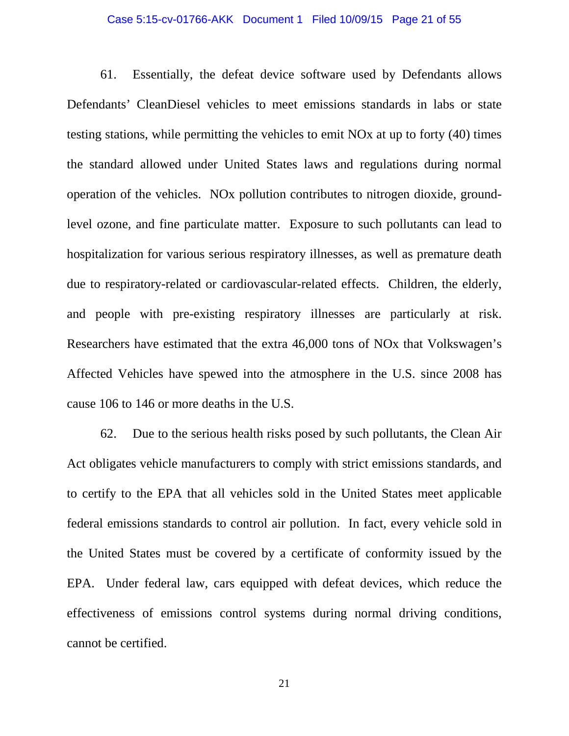61. Essentially, the defeat device software used by Defendants allows Defendants' CleanDiesel vehicles to meet emissions standards in labs or state testing stations, while permitting the vehicles to emit NOx at up to forty (40) times the standard allowed under United States laws and regulations during normal operation of the vehicles. NOx pollution contributes to nitrogen dioxide, ground-level ozone, and fine particulate matter. Exposure to such pollutants can lead to hospitalization for various serious respiratory illnesses, as well as premature death due to respiratory-related or cardiovascular-related effects. Children, the elderly, and people with pre-existing respiratory illnesses are particularly at risk. Researchers have estimated that the extra 46,000 tons of NOx that Volkswagen's Affected Vehicles have spewed into the atmosphere in the U.S. since 2008 has cause 106 to 146 or more deaths in the U.S.

62. Due to the serious health risks posed by such pollutants, the Clean Air Act obligates vehicle manufacturers to comply with strict emissions standards, and to certify to the EPA that all vehicles sold in the United States meet applicable federal emissions standards to control air pollution. In fact, every vehicle sold in the United States must be covered by a certificate of conformity issued by the EPA. Under federal law, cars equipped with defeat devices, which reduce the effectiveness of emissions control systems during normal driving conditions, cannot be certified.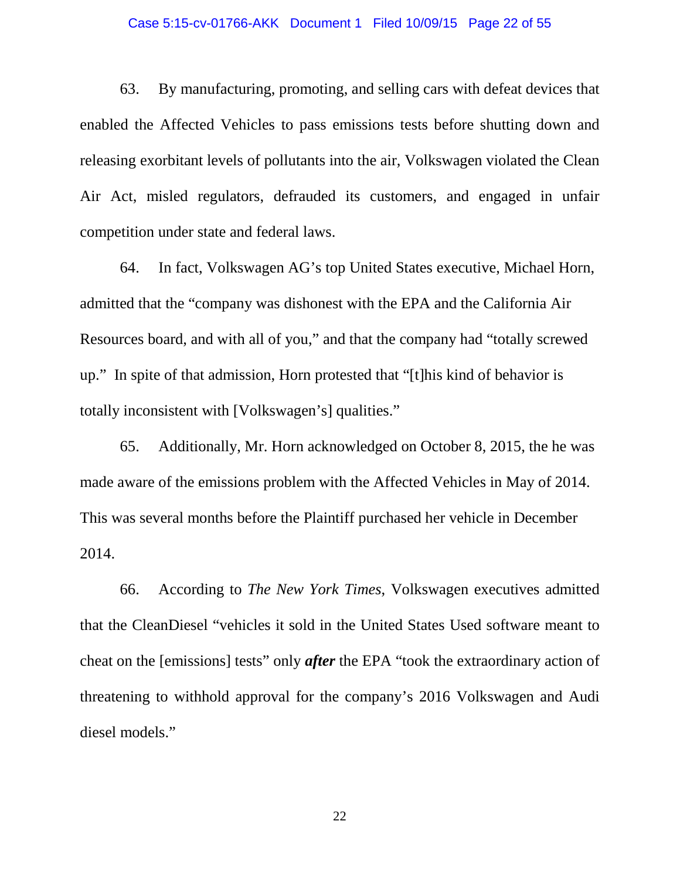63. By manufacturing, promoting, and selling cars with defeat devices that enabled the Affected Vehicles to pass emissions tests before shutting down and releasing exorbitant levels of pollutants into the air, Volkswagen violated the Clean Air Act, misled regulators, defrauded its customers, and engaged in unfair competition under state and federal laws.

64. In fact, Volkswagen AG's top United States executive, Michael Horn, admitted that the "company was dishonest with the EPA and the California Air Resources board, and with all of you," and that the company had "totally screwed up." In spite of that admission, Horn protested that "[t]his kind of behavior is totally inconsistent with [Volkswagen's] qualities."

65. Additionally, Mr. Horn acknowledged on October 8, 2015, the he was made aware of the emissions problem with the Affected Vehicles in May of 2014. This was several months before the Plaintiff purchased her vehicle in December 2014.

66. According to *The New York Times*, Volkswagen executives admitted that the CleanDiesel "vehicles it sold in the United States Used software meant to cheat on the [emissions] tests" only ***after*** the EPA "took the extraordinary action of threatening to withhold approval for the company's 2016 Volkswagen and Audi diesel models."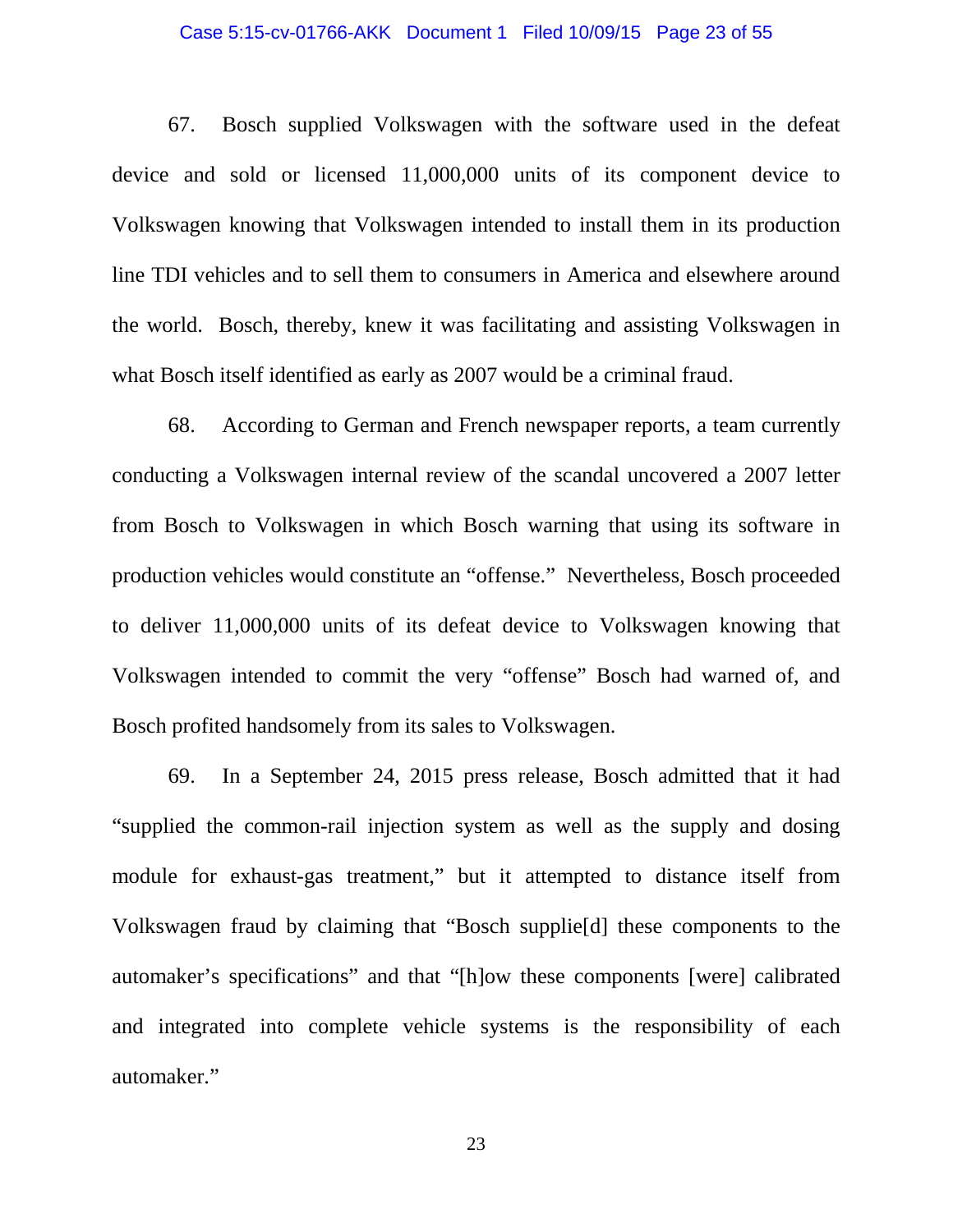67. Bosch supplied Volkswagen with the software used in the defeat device and sold or licensed 11,000,000 units of its component device to Volkswagen knowing that Volkswagen intended to install them in its production line TDI vehicles and to sell them to consumers in America and elsewhere around the world. Bosch, thereby, knew it was facilitating and assisting Volkswagen in what Bosch itself identified as early as 2007 would be a criminal fraud.

68. According to German and French newspaper reports, a team currently conducting a Volkswagen internal review of the scandal uncovered a 2007 letter from Bosch to Volkswagen in which Bosch warning that using its software in production vehicles would constitute an "offense." Nevertheless, Bosch proceeded to deliver 11,000,000 units of its defeat device to Volkswagen knowing that Volkswagen intended to commit the very "offense" Bosch had warned of, and Bosch profited handsomely from its sales to Volkswagen.

69. In a September 24, 2015 press release, Bosch admitted that it had "supplied the common-rail injection system as well as the supply and dosing module for exhaust-gas treatment," but it attempted to distance itself from Volkswagen fraud by claiming that "Bosch supplie[d] these components to the automaker's specifications" and that "[h]ow these components [were] calibrated and integrated into complete vehicle systems is the responsibility of each automaker."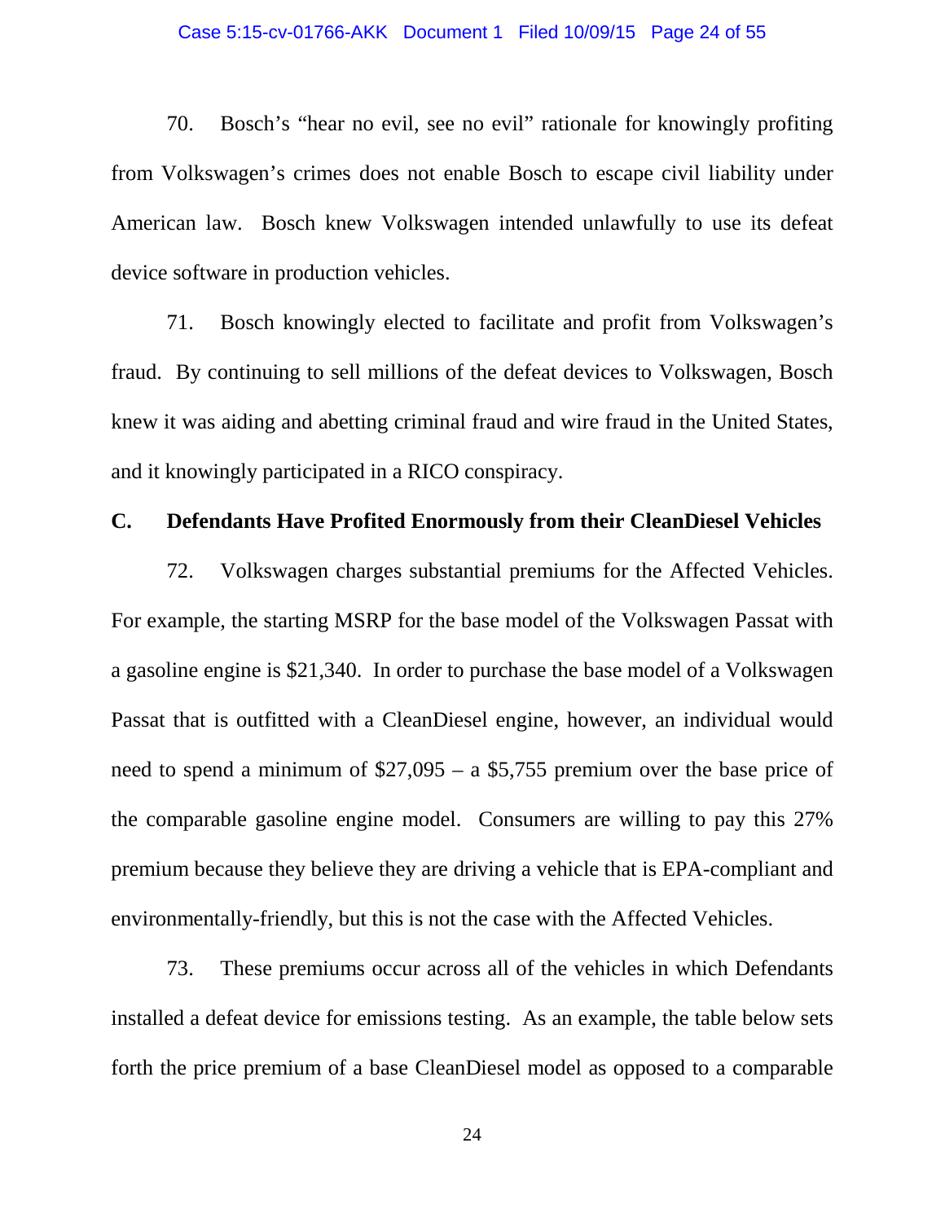70. Bosch's "hear no evil, see no evil" rationale for knowingly profiting from Volkswagen's crimes does not enable Bosch to escape civil liability under American law. Bosch knew Volkswagen intended unlawfully to use its defeat device software in production vehicles.

71. Bosch knowingly elected to facilitate and profit from Volkswagen's fraud. By continuing to sell millions of the defeat devices to Volkswagen, Bosch knew it was aiding and abetting criminal fraud and wire fraud in the United States, and it knowingly participated in a RICO conspiracy.

### C. Defendants Have Profited Enormously from their CleanDiesel Vehicles

72. Volkswagen charges substantial premiums for the Affected Vehicles. For example, the starting MSRP for the base model of the Volkswagen Passat with a gasoline engine is $21,340. In order to purchase the base model of a Volkswagen Passat that is outfitted with a CleanDiesel engine, however, an individual would need to spend a minimum of $27,095 – a $5,755 premium over the base price of the comparable gasoline engine model. Consumers are willing to pay this 27% premium because they believe they are driving a vehicle that is EPA-compliant and environmentally-friendly, but this is not the case with the Affected Vehicles.

73. These premiums occur across all of the vehicles in which Defendants installed a defeat device for emissions testing. As an example, the table below sets forth the price premium of a base CleanDiesel model as opposed to a comparable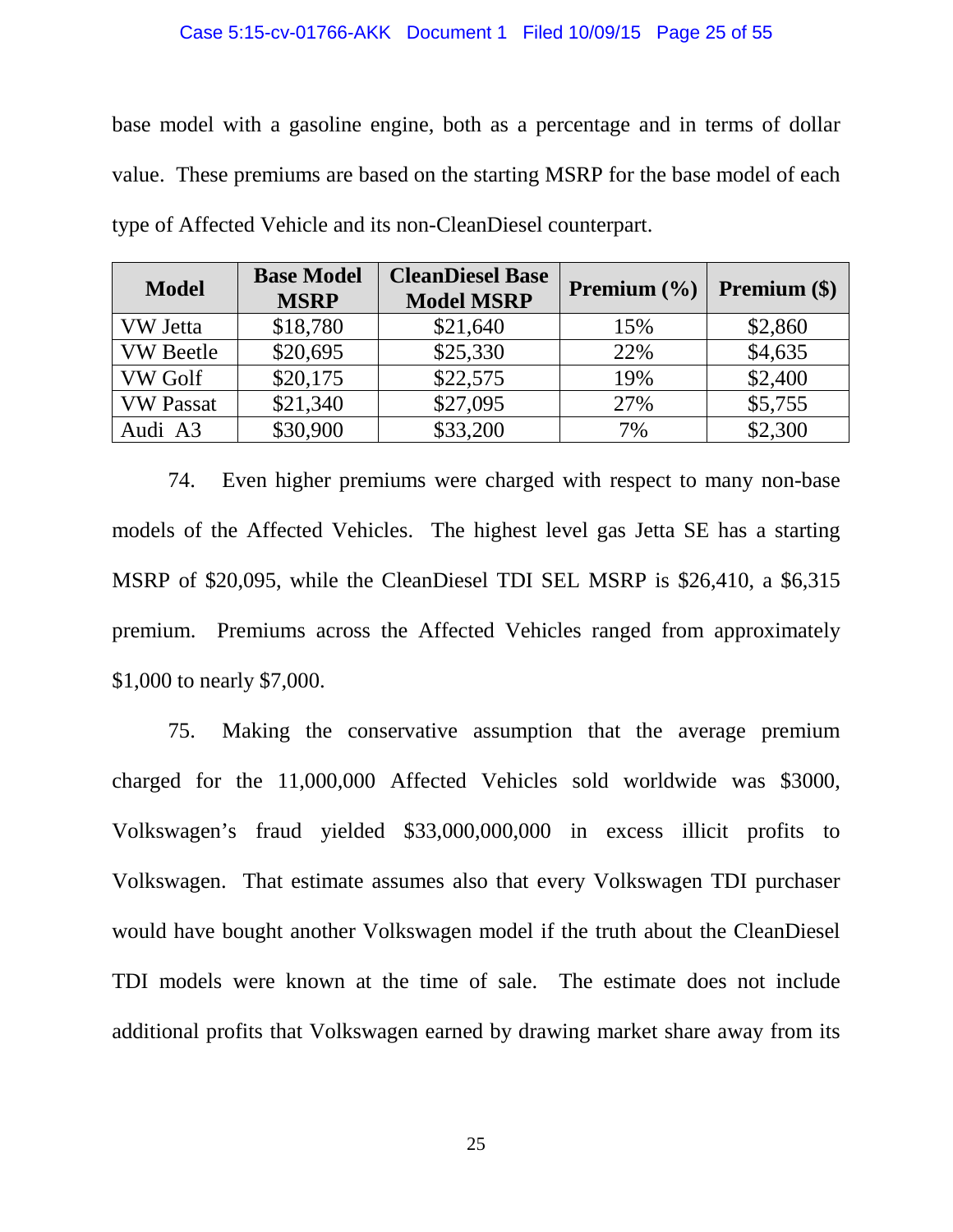base model with a gasoline engine, both as a percentage and in terms of dollar value. These premiums are based on the starting MSRP for the base model of each type of Affected Vehicle and its non-CleanDiesel counterpart.

| Model | Base Model MSRP | CleanDiesel Base Model MSRP | Premium (%) | Premium ($) |
|---|---|---|---|---|
| VW Jetta | $18,780 | $21,640 | 15% | $2,860 |
| VW Beetle | $20,695 | $25,330 | 22% | $4,635 |
| VW Golf | $20,175 | $22,575 | 19% | $2,400 |
| VW Passat | $21,340 | $27,095 | 27% | $5,755 |
| Audi A3 | $30,900 | $33,200 | 7% | $2,300 |

74. Even higher premiums were charged with respect to many non-base models of the Affected Vehicles. The highest level gas Jetta SE has a starting MSRP of $20,095, while the CleanDiesel TDI SEL MSRP is $26,410, a $6,315 premium. Premiums across the Affected Vehicles ranged from approximately $1,000 to nearly $7,000.

75. Making the conservative assumption that the average premium charged for the 11,000,000 Affected Vehicles sold worldwide was $3000, Volkswagen's fraud yielded $33,000,000,000 in excess illicit profits to Volkswagen. That estimate assumes also that every Volkswagen TDI purchaser would have bought another Volkswagen model if the truth about the CleanDiesel TDI models were known at the time of sale. The estimate does not include additional profits that Volkswagen earned by drawing market share away from its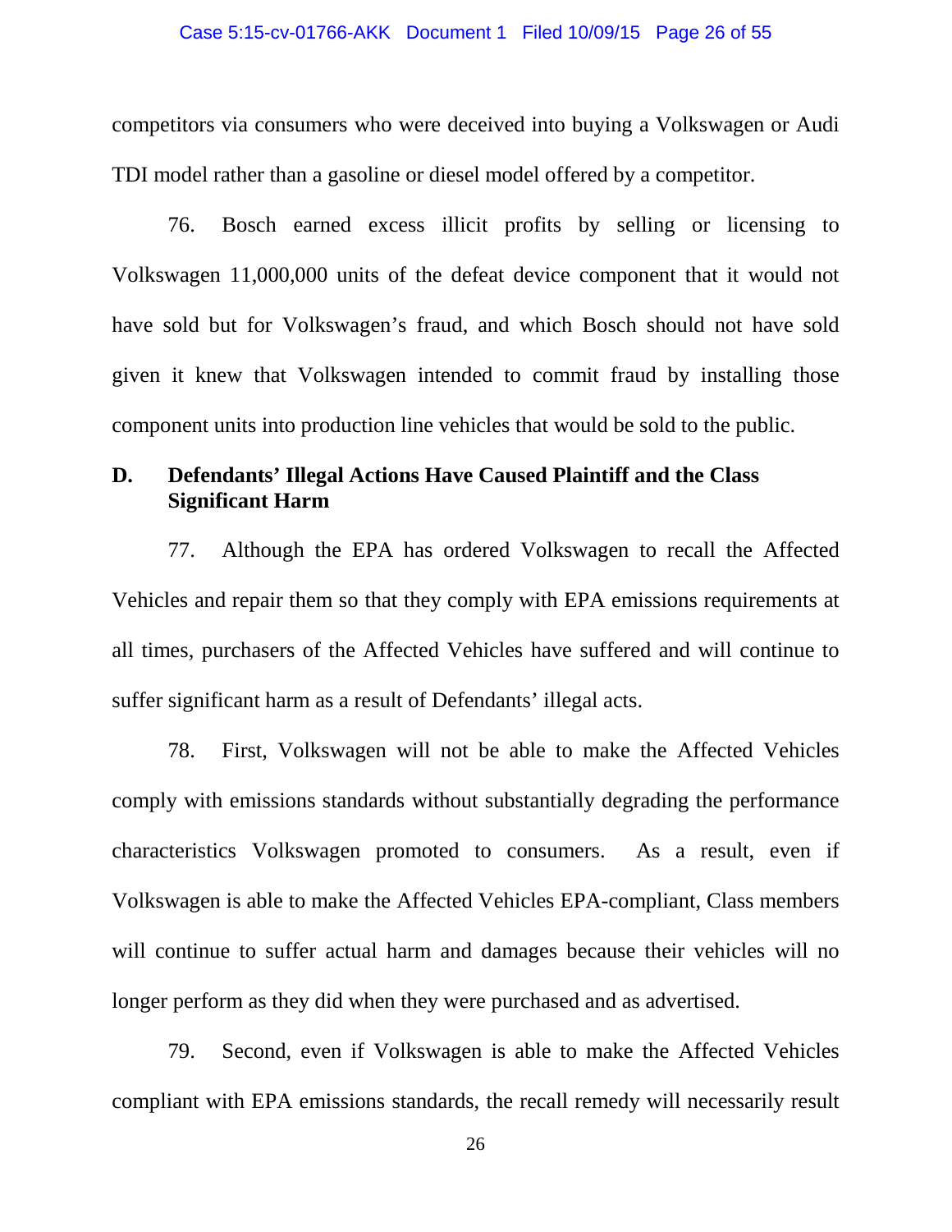competitors via consumers who were deceived into buying a Volkswagen or Audi TDI model rather than a gasoline or diesel model offered by a competitor.

76. Bosch earned excess illicit profits by selling or licensing to Volkswagen 11,000,000 units of the defeat device component that it would not have sold but for Volkswagen's fraud, and which Bosch should not have sold given it knew that Volkswagen intended to commit fraud by installing those component units into production line vehicles that would be sold to the public.

## D. Defendants' Illegal Actions Have Caused Plaintiff and the Class Significant Harm

77. Although the EPA has ordered Volkswagen to recall the Affected Vehicles and repair them so that they comply with EPA emissions requirements at all times, purchasers of the Affected Vehicles have suffered and will continue to suffer significant harm as a result of Defendants' illegal acts.

78. First, Volkswagen will not be able to make the Affected Vehicles comply with emissions standards without substantially degrading the performance characteristics Volkswagen promoted to consumers. As a result, even if Volkswagen is able to make the Affected Vehicles EPA-compliant, Class members will continue to suffer actual harm and damages because their vehicles will no longer perform as they did when they were purchased and as advertised.

79. Second, even if Volkswagen is able to make the Affected Vehicles compliant with EPA emissions standards, the recall remedy will necessarily result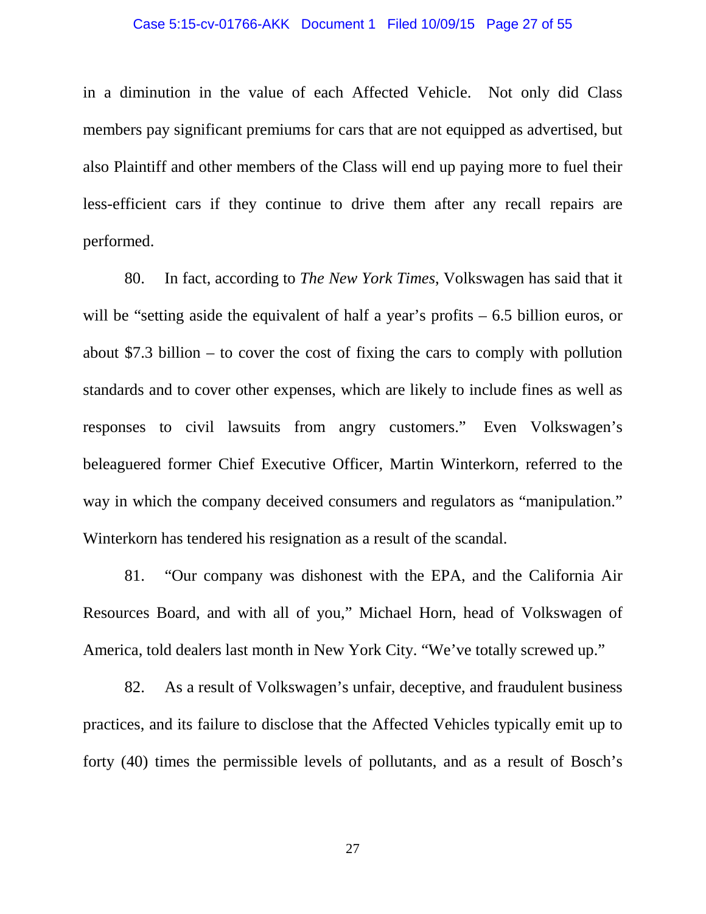in a diminution in the value of each Affected Vehicle. Not only did Class members pay significant premiums for cars that are not equipped as advertised, but also Plaintiff and other members of the Class will end up paying more to fuel their less-efficient cars if they continue to drive them after any recall repairs are performed.

80. In fact, according to *The New York Times*, Volkswagen has said that it will be "setting aside the equivalent of half a year's profits – 6.5 billion euros, or about $7.3 billion – to cover the cost of fixing the cars to comply with pollution standards and to cover other expenses, which are likely to include fines as well as responses to civil lawsuits from angry customers." Even Volkswagen's beleaguered former Chief Executive Officer, Martin Winterkorn, referred to the way in which the company deceived consumers and regulators as "manipulation." Winterkorn has tendered his resignation as a result of the scandal.

81. "Our company was dishonest with the EPA, and the California Air Resources Board, and with all of you," Michael Horn, head of Volkswagen of America, told dealers last month in New York City. "We've totally screwed up."

82. As a result of Volkswagen's unfair, deceptive, and fraudulent business practices, and its failure to disclose that the Affected Vehicles typically emit up to forty (40) times the permissible levels of pollutants, and as a result of Bosch's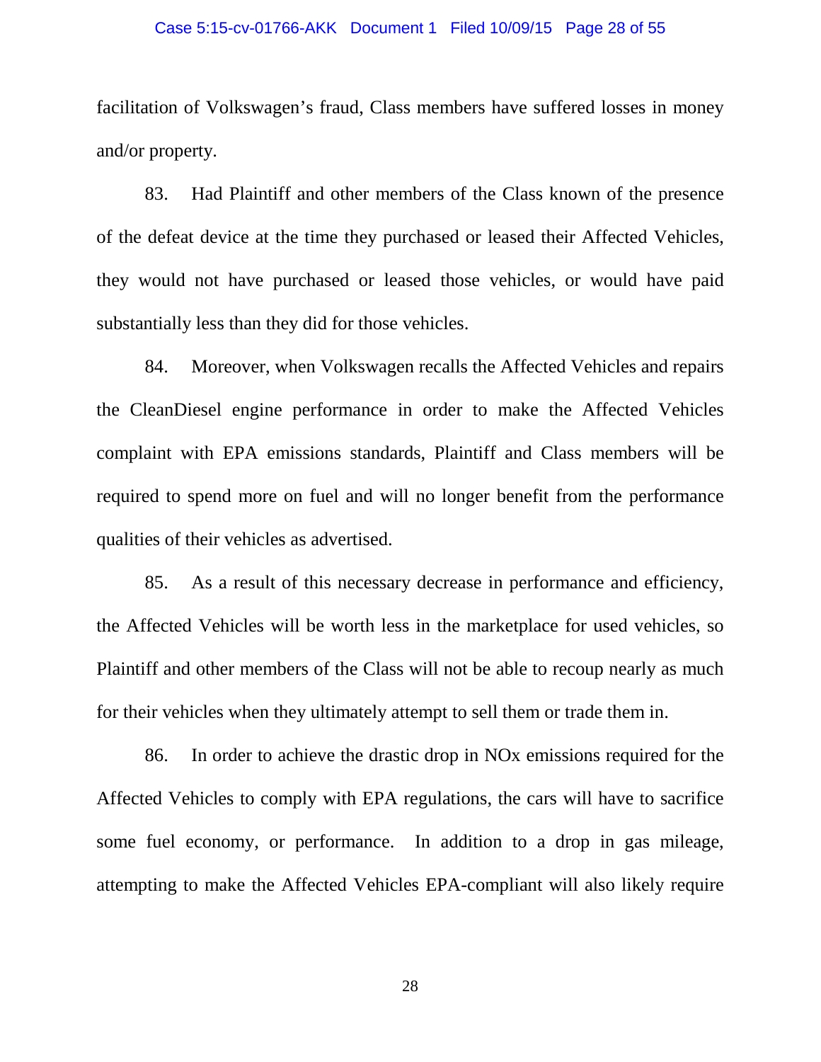facilitation of Volkswagen's fraud, Class members have suffered losses in money and/or property.

83. Had Plaintiff and other members of the Class known of the presence of the defeat device at the time they purchased or leased their Affected Vehicles, they would not have purchased or leased those vehicles, or would have paid substantially less than they did for those vehicles.

84. Moreover, when Volkswagen recalls the Affected Vehicles and repairs the CleanDiesel engine performance in order to make the Affected Vehicles complaint with EPA emissions standards, Plaintiff and Class members will be required to spend more on fuel and will no longer benefit from the performance qualities of their vehicles as advertised.

85. As a result of this necessary decrease in performance and efficiency, the Affected Vehicles will be worth less in the marketplace for used vehicles, so Plaintiff and other members of the Class will not be able to recoup nearly as much for their vehicles when they ultimately attempt to sell them or trade them in.

86. In order to achieve the drastic drop in NOx emissions required for the Affected Vehicles to comply with EPA regulations, the cars will have to sacrifice some fuel economy, or performance. In addition to a drop in gas mileage, attempting to make the Affected Vehicles EPA-compliant will also likely require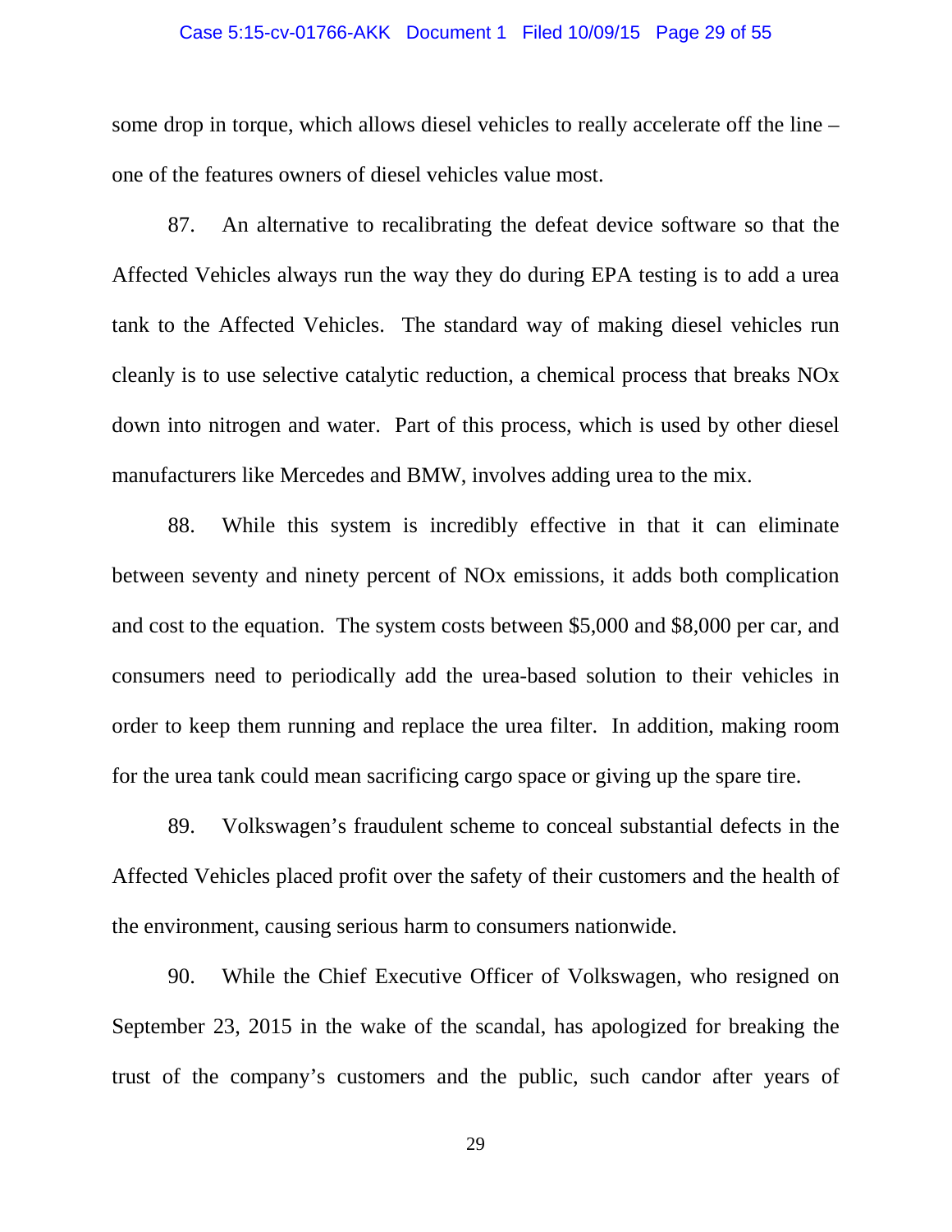some drop in torque, which allows diesel vehicles to really accelerate off the line – one of the features owners of diesel vehicles value most.

87. An alternative to recalibrating the defeat device software so that the Affected Vehicles always run the way they do during EPA testing is to add a urea tank to the Affected Vehicles. The standard way of making diesel vehicles run cleanly is to use selective catalytic reduction, a chemical process that breaks NOx down into nitrogen and water. Part of this process, which is used by other diesel manufacturers like Mercedes and BMW, involves adding urea to the mix.

88. While this system is incredibly effective in that it can eliminate between seventy and ninety percent of NOx emissions, it adds both complication and cost to the equation. The system costs between $5,000 and $8,000 per car, and consumers need to periodically add the urea-based solution to their vehicles in order to keep them running and replace the urea filter. In addition, making room for the urea tank could mean sacrificing cargo space or giving up the spare tire.

89. Volkswagen's fraudulent scheme to conceal substantial defects in the Affected Vehicles placed profit over the safety of their customers and the health of the environment, causing serious harm to consumers nationwide.

90. While the Chief Executive Officer of Volkswagen, who resigned on September 23, 2015 in the wake of the scandal, has apologized for breaking the trust of the company's customers and the public, such candor after years of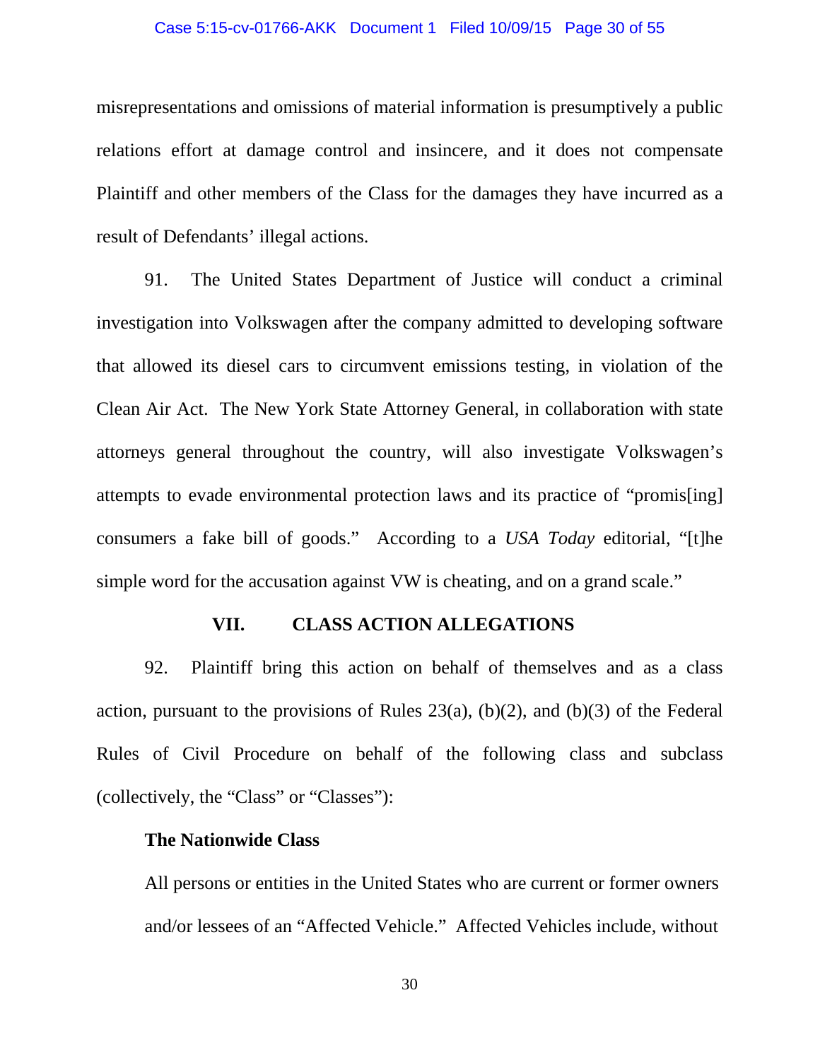misrepresentations and omissions of material information is presumptively a public relations effort at damage control and insincere, and it does not compensate Plaintiff and other members of the Class for the damages they have incurred as a result of Defendants' illegal actions.

91. The United States Department of Justice will conduct a criminal investigation into Volkswagen after the company admitted to developing software that allowed its diesel cars to circumvent emissions testing, in violation of the Clean Air Act. The New York State Attorney General, in collaboration with state attorneys general throughout the country, will also investigate Volkswagen's attempts to evade environmental protection laws and its practice of "promis[ing] consumers a fake bill of goods." According to a *USA Today* editorial, "[t]he simple word for the accusation against VW is cheating, and on a grand scale."

## VII. CLASS ACTION ALLEGATIONS

92. Plaintiff bring this action on behalf of themselves and as a class action, pursuant to the provisions of Rules 23(a), (b)(2), and (b)(3) of the Federal Rules of Civil Procedure on behalf of the following class and subclass (collectively, the "Class" or "Classes"):

**The Nationwide Class**

All persons or entities in the United States who are current or former owners and/or lessees of an "Affected Vehicle." Affected Vehicles include, without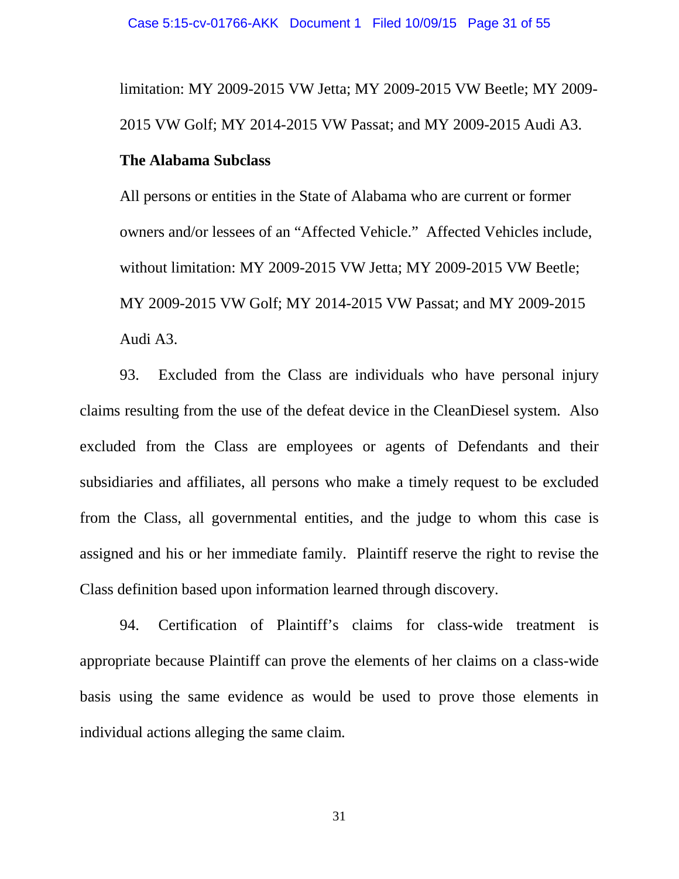limitation: MY 2009-2015 VW Jetta; MY 2009-2015 VW Beetle; MY 2009-2015 VW Golf; MY 2014-2015 VW Passat; and MY 2009-2015 Audi A3.

**The Alabama Subclass**

All persons or entities in the State of Alabama who are current or former owners and/or lessees of an "Affected Vehicle." Affected Vehicles include, without limitation: MY 2009-2015 VW Jetta; MY 2009-2015 VW Beetle; MY 2009-2015 VW Golf; MY 2014-2015 VW Passat; and MY 2009-2015 Audi A3.

93. Excluded from the Class are individuals who have personal injury claims resulting from the use of the defeat device in the CleanDiesel system. Also excluded from the Class are employees or agents of Defendants and their subsidiaries and affiliates, all persons who make a timely request to be excluded from the Class, all governmental entities, and the judge to whom this case is assigned and his or her immediate family. Plaintiff reserve the right to revise the Class definition based upon information learned through discovery.

94. Certification of Plaintiff's claims for class-wide treatment is appropriate because Plaintiff can prove the elements of her claims on a class-wide basis using the same evidence as would be used to prove those elements in individual actions alleging the same claim.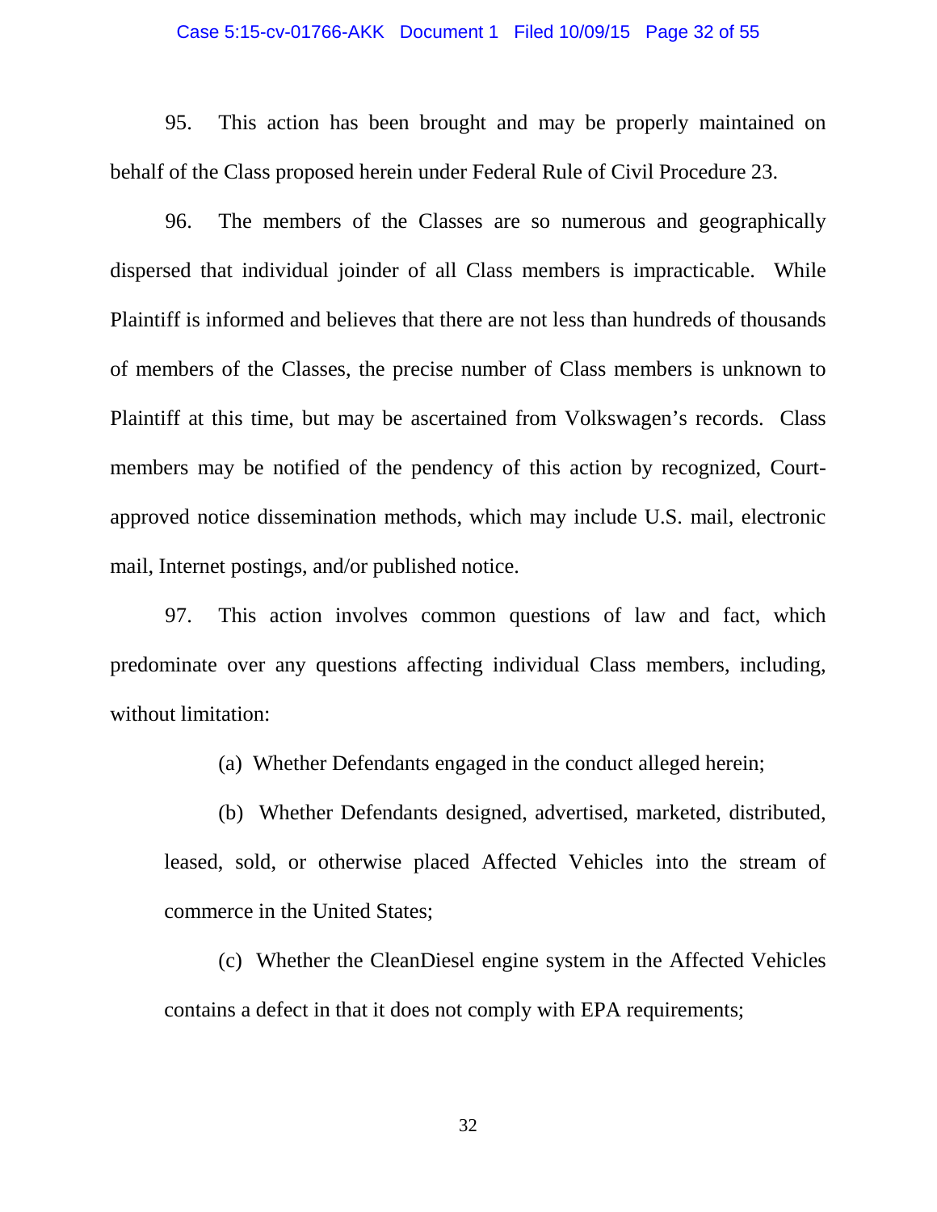95. This action has been brought and may be properly maintained on behalf of the Class proposed herein under Federal Rule of Civil Procedure 23.

96. The members of the Classes are so numerous and geographically dispersed that individual joinder of all Class members is impracticable. While Plaintiff is informed and believes that there are not less than hundreds of thousands of members of the Classes, the precise number of Class members is unknown to Plaintiff at this time, but may be ascertained from Volkswagen's records. Class members may be notified of the pendency of this action by recognized, Court-approved notice dissemination methods, which may include U.S. mail, electronic mail, Internet postings, and/or published notice.

97. This action involves common questions of law and fact, which predominate over any questions affecting individual Class members, including, without limitation:

> (a) Whether Defendants engaged in the conduct alleged herein;
>
> (b) Whether Defendants designed, advertised, marketed, distributed, leased, sold, or otherwise placed Affected Vehicles into the stream of commerce in the United States;
>
> (c) Whether the CleanDiesel engine system in the Affected Vehicles contains a defect in that it does not comply with EPA requirements;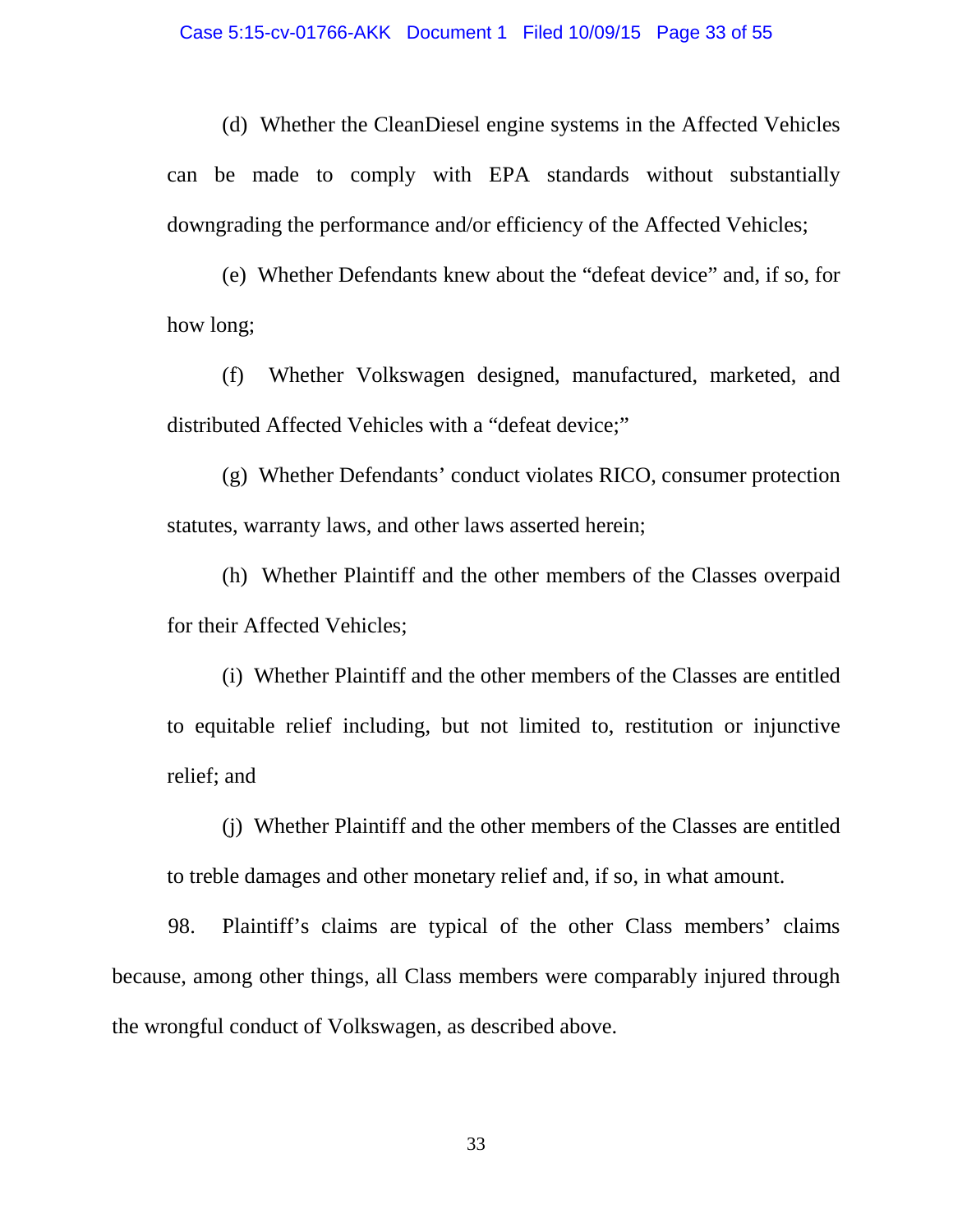(d) Whether the CleanDiesel engine systems in the Affected Vehicles can be made to comply with EPA standards without substantially downgrading the performance and/or efficiency of the Affected Vehicles;

(e) Whether Defendants knew about the "defeat device" and, if so, for how long;

(f) Whether Volkswagen designed, manufactured, marketed, and distributed Affected Vehicles with a "defeat device;"

(g) Whether Defendants' conduct violates RICO, consumer protection statutes, warranty laws, and other laws asserted herein;

(h) Whether Plaintiff and the other members of the Classes overpaid for their Affected Vehicles;

(i) Whether Plaintiff and the other members of the Classes are entitled to equitable relief including, but not limited to, restitution or injunctive relief; and

(j) Whether Plaintiff and the other members of the Classes are entitled to treble damages and other monetary relief and, if so, in what amount.

98. Plaintiff's claims are typical of the other Class members' claims because, among other things, all Class members were comparably injured through the wrongful conduct of Volkswagen, as described above.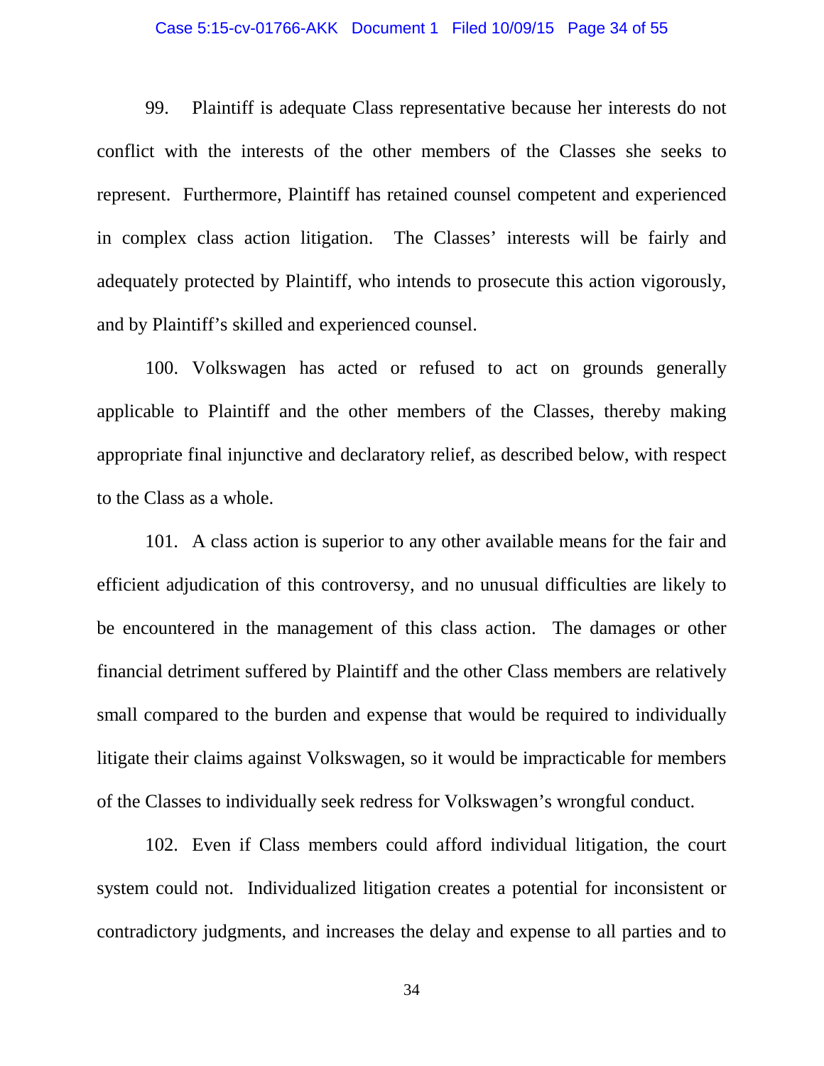99. Plaintiff is adequate Class representative because her interests do not conflict with the interests of the other members of the Classes she seeks to represent. Furthermore, Plaintiff has retained counsel competent and experienced in complex class action litigation. The Classes' interests will be fairly and adequately protected by Plaintiff, who intends to prosecute this action vigorously, and by Plaintiff's skilled and experienced counsel.

100. Volkswagen has acted or refused to act on grounds generally applicable to Plaintiff and the other members of the Classes, thereby making appropriate final injunctive and declaratory relief, as described below, with respect to the Class as a whole.

101. A class action is superior to any other available means for the fair and efficient adjudication of this controversy, and no unusual difficulties are likely to be encountered in the management of this class action. The damages or other financial detriment suffered by Plaintiff and the other Class members are relatively small compared to the burden and expense that would be required to individually litigate their claims against Volkswagen, so it would be impracticable for members of the Classes to individually seek redress for Volkswagen's wrongful conduct.

102. Even if Class members could afford individual litigation, the court system could not. Individualized litigation creates a potential for inconsistent or contradictory judgments, and increases the delay and expense to all parties and to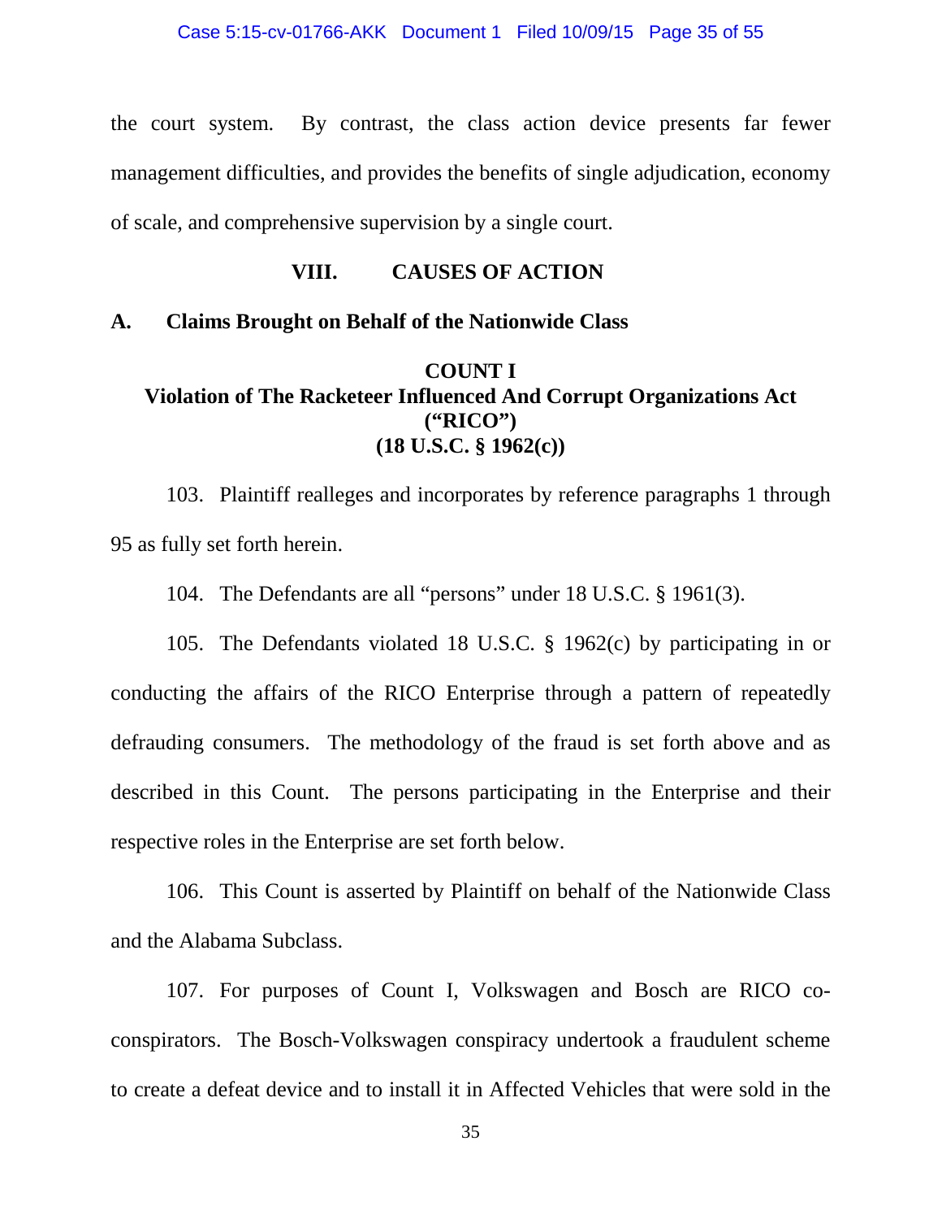the court system. By contrast, the class action device presents far fewer management difficulties, and provides the benefits of single adjudication, economy of scale, and comprehensive supervision by a single court.

## VIII. CAUSES OF ACTION

### A. Claims Brought on Behalf of the Nationwide Class

**COUNT I**
**Violation of The Racketeer Influenced And Corrupt Organizations Act („RICO")**
**(18 U.S.C. § 1962(c))**

103. Plaintiff realleges and incorporates by reference paragraphs 1 through 95 as fully set forth herein.

104. The Defendants are all "persons" under 18 U.S.C. § 1961(3).

105. The Defendants violated 18 U.S.C. § 1962(c) by participating in or conducting the affairs of the RICO Enterprise through a pattern of repeatedly defrauding consumers. The methodology of the fraud is set forth above and as described in this Count. The persons participating in the Enterprise and their respective roles in the Enterprise are set forth below.

106. This Count is asserted by Plaintiff on behalf of the Nationwide Class and the Alabama Subclass.

107. For purposes of Count I, Volkswagen and Bosch are RICO co-conspirators. The Bosch-Volkswagen conspiracy undertook a fraudulent scheme to create a defeat device and to install it in Affected Vehicles that were sold in the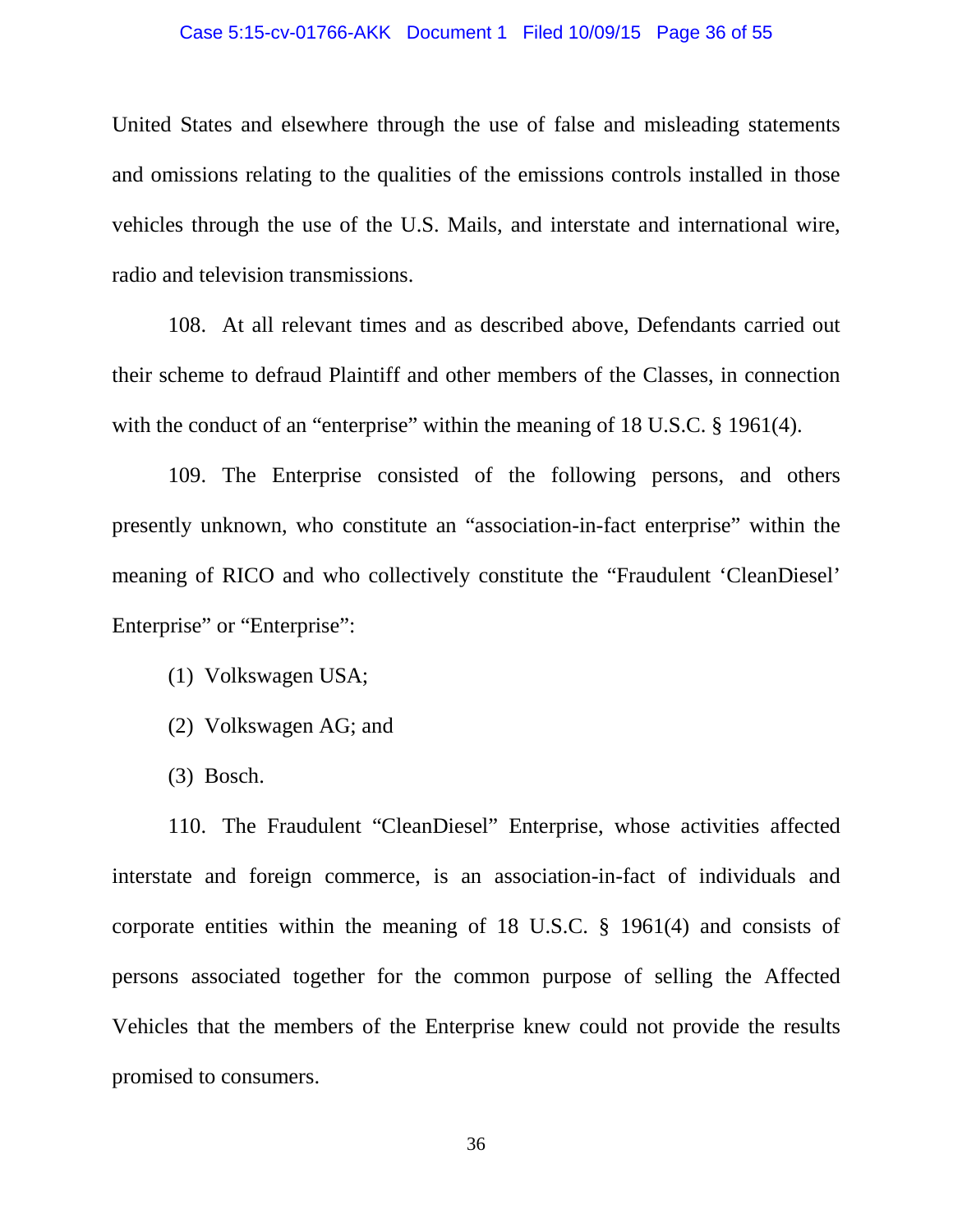United States and elsewhere through the use of false and misleading statements and omissions relating to the qualities of the emissions controls installed in those vehicles through the use of the U.S. Mails, and interstate and international wire, radio and television transmissions.

108. At all relevant times and as described above, Defendants carried out their scheme to defraud Plaintiff and other members of the Classes, in connection with the conduct of an "enterprise" within the meaning of 18 U.S.C. § 1961(4).

109. The Enterprise consisted of the following persons, and others presently unknown, who constitute an "association-in-fact enterprise" within the meaning of RICO and who collectively constitute the "Fraudulent 'CleanDiesel' Enterprise" or "Enterprise":

(1) Volkswagen USA;

(2) Volkswagen AG; and

(3) Bosch.

110. The Fraudulent "CleanDiesel" Enterprise, whose activities affected interstate and foreign commerce, is an association-in-fact of individuals and corporate entities within the meaning of 18 U.S.C. § 1961(4) and consists of persons associated together for the common purpose of selling the Affected Vehicles that the members of the Enterprise knew could not provide the results promised to consumers.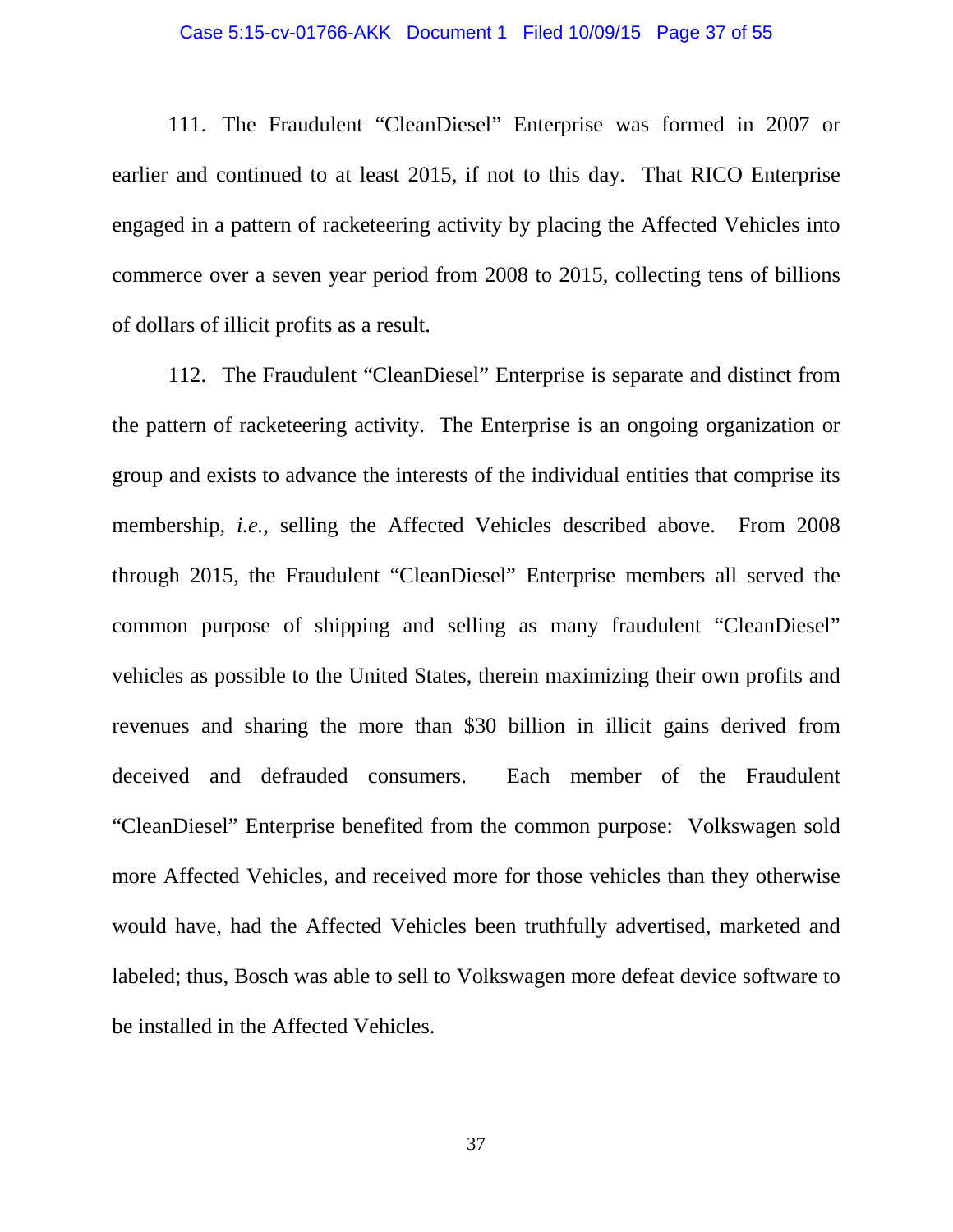111. The Fraudulent "CleanDiesel" Enterprise was formed in 2007 or earlier and continued to at least 2015, if not to this day. That RICO Enterprise engaged in a pattern of racketeering activity by placing the Affected Vehicles into commerce over a seven year period from 2008 to 2015, collecting tens of billions of dollars of illicit profits as a result.

112. The Fraudulent "CleanDiesel" Enterprise is separate and distinct from the pattern of racketeering activity. The Enterprise is an ongoing organization or group and exists to advance the interests of the individual entities that comprise its membership, *i.e.*, selling the Affected Vehicles described above. From 2008 through 2015, the Fraudulent "CleanDiesel" Enterprise members all served the common purpose of shipping and selling as many fraudulent "CleanDiesel" vehicles as possible to the United States, therein maximizing their own profits and revenues and sharing the more than $30 billion in illicit gains derived from deceived and defrauded consumers. Each member of the Fraudulent "CleanDiesel" Enterprise benefited from the common purpose: Volkswagen sold more Affected Vehicles, and received more for those vehicles than they otherwise would have, had the Affected Vehicles been truthfully advertised, marketed and labeled; thus, Bosch was able to sell to Volkswagen more defeat device software to be installed in the Affected Vehicles.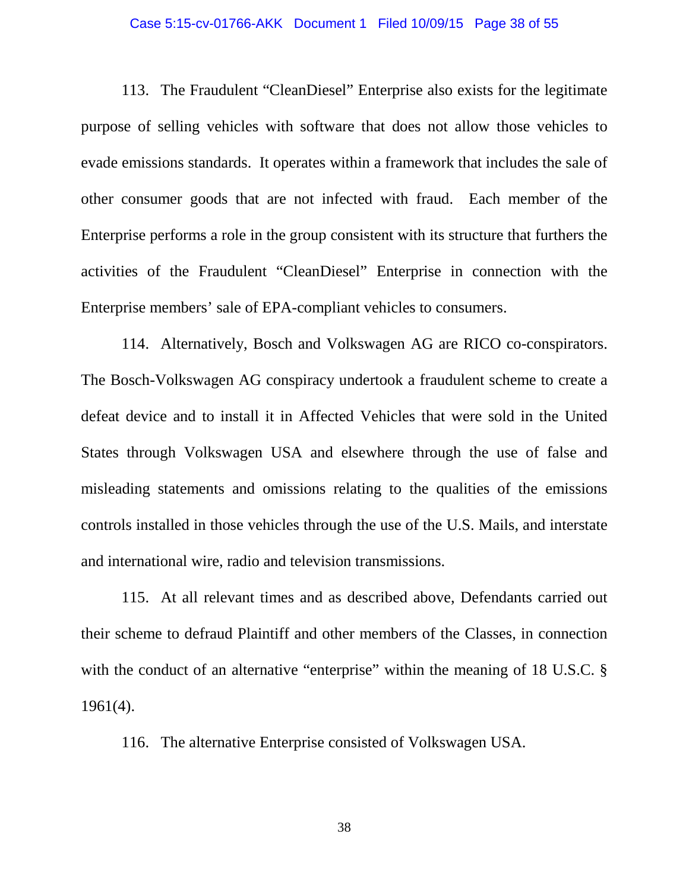113. The Fraudulent "CleanDiesel" Enterprise also exists for the legitimate purpose of selling vehicles with software that does not allow those vehicles to evade emissions standards. It operates within a framework that includes the sale of other consumer goods that are not infected with fraud. Each member of the Enterprise performs a role in the group consistent with its structure that furthers the activities of the Fraudulent "CleanDiesel" Enterprise in connection with the Enterprise members' sale of EPA-compliant vehicles to consumers.

114. Alternatively, Bosch and Volkswagen AG are RICO co-conspirators. The Bosch-Volkswagen AG conspiracy undertook a fraudulent scheme to create a defeat device and to install it in Affected Vehicles that were sold in the United States through Volkswagen USA and elsewhere through the use of false and misleading statements and omissions relating to the qualities of the emissions controls installed in those vehicles through the use of the U.S. Mails, and interstate and international wire, radio and television transmissions.

115. At all relevant times and as described above, Defendants carried out their scheme to defraud Plaintiff and other members of the Classes, in connection with the conduct of an alternative "enterprise" within the meaning of 18 U.S.C. § 1961(4).

116. The alternative Enterprise consisted of Volkswagen USA.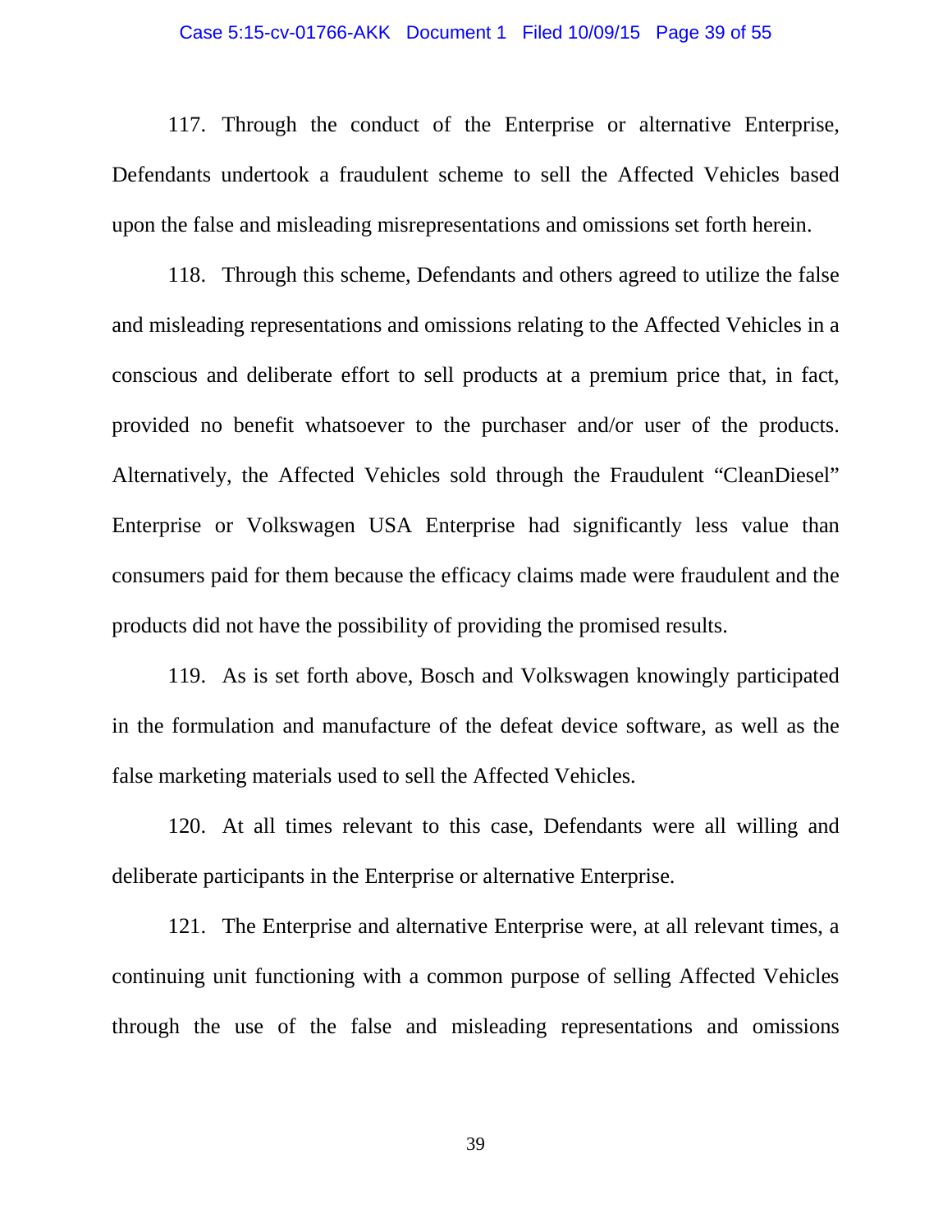117. Through the conduct of the Enterprise or alternative Enterprise, Defendants undertook a fraudulent scheme to sell the Affected Vehicles based upon the false and misleading misrepresentations and omissions set forth herein.

118. Through this scheme, Defendants and others agreed to utilize the false and misleading representations and omissions relating to the Affected Vehicles in a conscious and deliberate effort to sell products at a premium price that, in fact, provided no benefit whatsoever to the purchaser and/or user of the products. Alternatively, the Affected Vehicles sold through the Fraudulent "CleanDiesel" Enterprise or Volkswagen USA Enterprise had significantly less value than consumers paid for them because the efficacy claims made were fraudulent and the products did not have the possibility of providing the promised results.

119. As is set forth above, Bosch and Volkswagen knowingly participated in the formulation and manufacture of the defeat device software, as well as the false marketing materials used to sell the Affected Vehicles.

120. At all times relevant to this case, Defendants were all willing and deliberate participants in the Enterprise or alternative Enterprise.

121. The Enterprise and alternative Enterprise were, at all relevant times, a continuing unit functioning with a common purpose of selling Affected Vehicles through the use of the false and misleading representations and omissions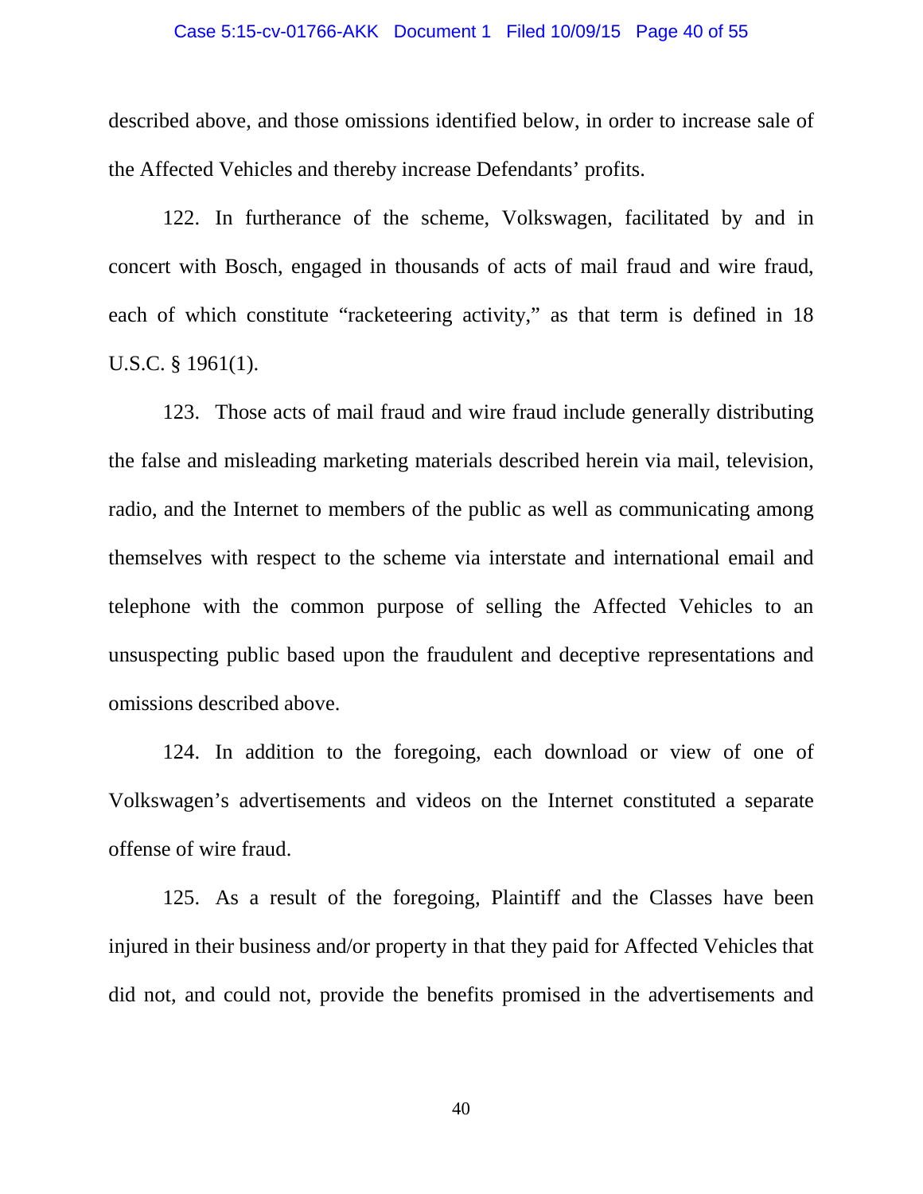described above, and those omissions identified below, in order to increase sale of the Affected Vehicles and thereby increase Defendants' profits.

122. In furtherance of the scheme, Volkswagen, facilitated by and in concert with Bosch, engaged in thousands of acts of mail fraud and wire fraud, each of which constitute "racketeering activity," as that term is defined in 18 U.S.C. § 1961(1).

123. Those acts of mail fraud and wire fraud include generally distributing the false and misleading marketing materials described herein via mail, television, radio, and the Internet to members of the public as well as communicating among themselves with respect to the scheme via interstate and international email and telephone with the common purpose of selling the Affected Vehicles to an unsuspecting public based upon the fraudulent and deceptive representations and omissions described above.

124. In addition to the foregoing, each download or view of one of Volkswagen's advertisements and videos on the Internet constituted a separate offense of wire fraud.

125. As a result of the foregoing, Plaintiff and the Classes have been injured in their business and/or property in that they paid for Affected Vehicles that did not, and could not, provide the benefits promised in the advertisements and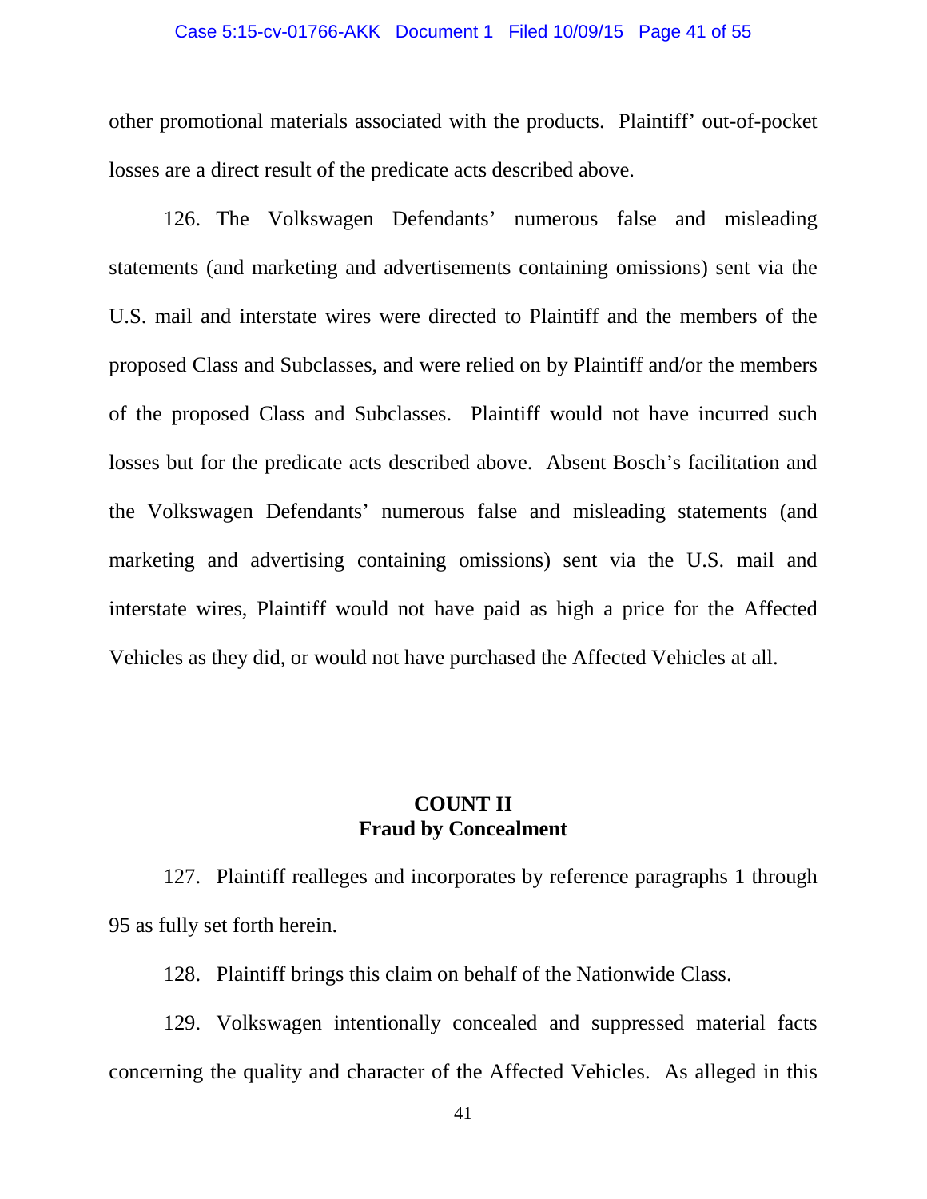other promotional materials associated with the products. Plaintiff' out-of-pocket losses are a direct result of the predicate acts described above.

126. The Volkswagen Defendants' numerous false and misleading statements (and marketing and advertisements containing omissions) sent via the U.S. mail and interstate wires were directed to Plaintiff and the members of the proposed Class and Subclasses, and were relied on by Plaintiff and/or the members of the proposed Class and Subclasses. Plaintiff would not have incurred such losses but for the predicate acts described above. Absent Bosch's facilitation and the Volkswagen Defendants' numerous false and misleading statements (and marketing and advertising containing omissions) sent via the U.S. mail and interstate wires, Plaintiff would not have paid as high a price for the Affected Vehicles as they did, or would not have purchased the Affected Vehicles at all.

## COUNT II
## Fraud by Concealment

127. Plaintiff realleges and incorporates by reference paragraphs 1 through 95 as fully set forth herein.

128. Plaintiff brings this claim on behalf of the Nationwide Class.

129. Volkswagen intentionally concealed and suppressed material facts concerning the quality and character of the Affected Vehicles. As alleged in this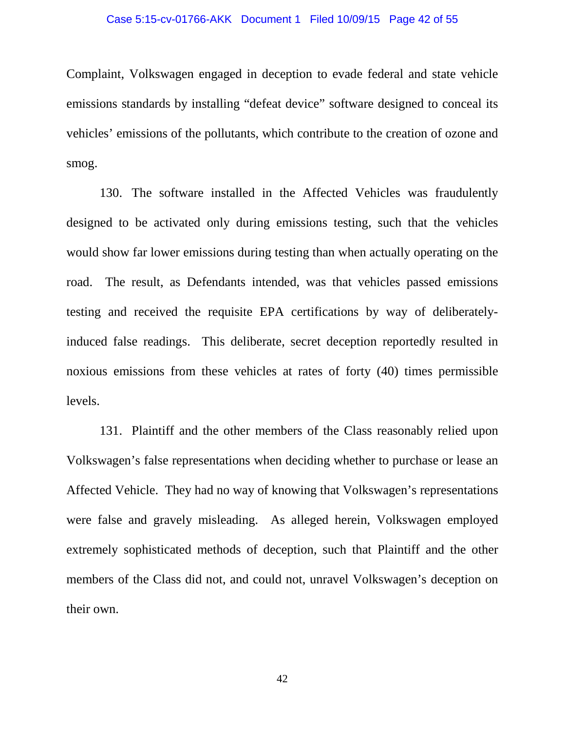Complaint, Volkswagen engaged in deception to evade federal and state vehicle emissions standards by installing "defeat device" software designed to conceal its vehicles' emissions of the pollutants, which contribute to the creation of ozone and smog.

130. The software installed in the Affected Vehicles was fraudulently designed to be activated only during emissions testing, such that the vehicles would show far lower emissions during testing than when actually operating on the road. The result, as Defendants intended, was that vehicles passed emissions testing and received the requisite EPA certifications by way of deliberately-induced false readings. This deliberate, secret deception reportedly resulted in noxious emissions from these vehicles at rates of forty (40) times permissible levels.

131. Plaintiff and the other members of the Class reasonably relied upon Volkswagen's false representations when deciding whether to purchase or lease an Affected Vehicle. They had no way of knowing that Volkswagen's representations were false and gravely misleading. As alleged herein, Volkswagen employed extremely sophisticated methods of deception, such that Plaintiff and the other members of the Class did not, and could not, unravel Volkswagen's deception on their own.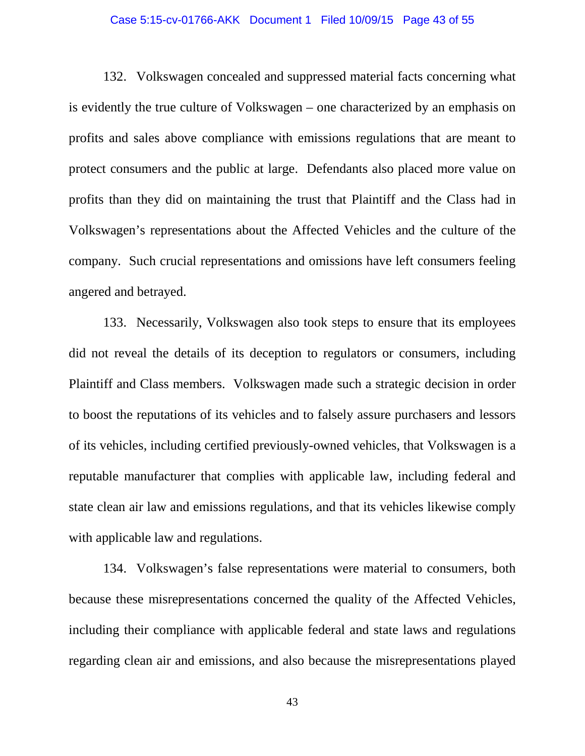132. Volkswagen concealed and suppressed material facts concerning what is evidently the true culture of Volkswagen – one characterized by an emphasis on profits and sales above compliance with emissions regulations that are meant to protect consumers and the public at large. Defendants also placed more value on profits than they did on maintaining the trust that Plaintiff and the Class had in Volkswagen's representations about the Affected Vehicles and the culture of the company. Such crucial representations and omissions have left consumers feeling angered and betrayed.

133. Necessarily, Volkswagen also took steps to ensure that its employees did not reveal the details of its deception to regulators or consumers, including Plaintiff and Class members. Volkswagen made such a strategic decision in order to boost the reputations of its vehicles and to falsely assure purchasers and lessors of its vehicles, including certified previously-owned vehicles, that Volkswagen is a reputable manufacturer that complies with applicable law, including federal and state clean air law and emissions regulations, and that its vehicles likewise comply with applicable law and regulations.

134. Volkswagen's false representations were material to consumers, both because these misrepresentations concerned the quality of the Affected Vehicles, including their compliance with applicable federal and state laws and regulations regarding clean air and emissions, and also because the misrepresentations played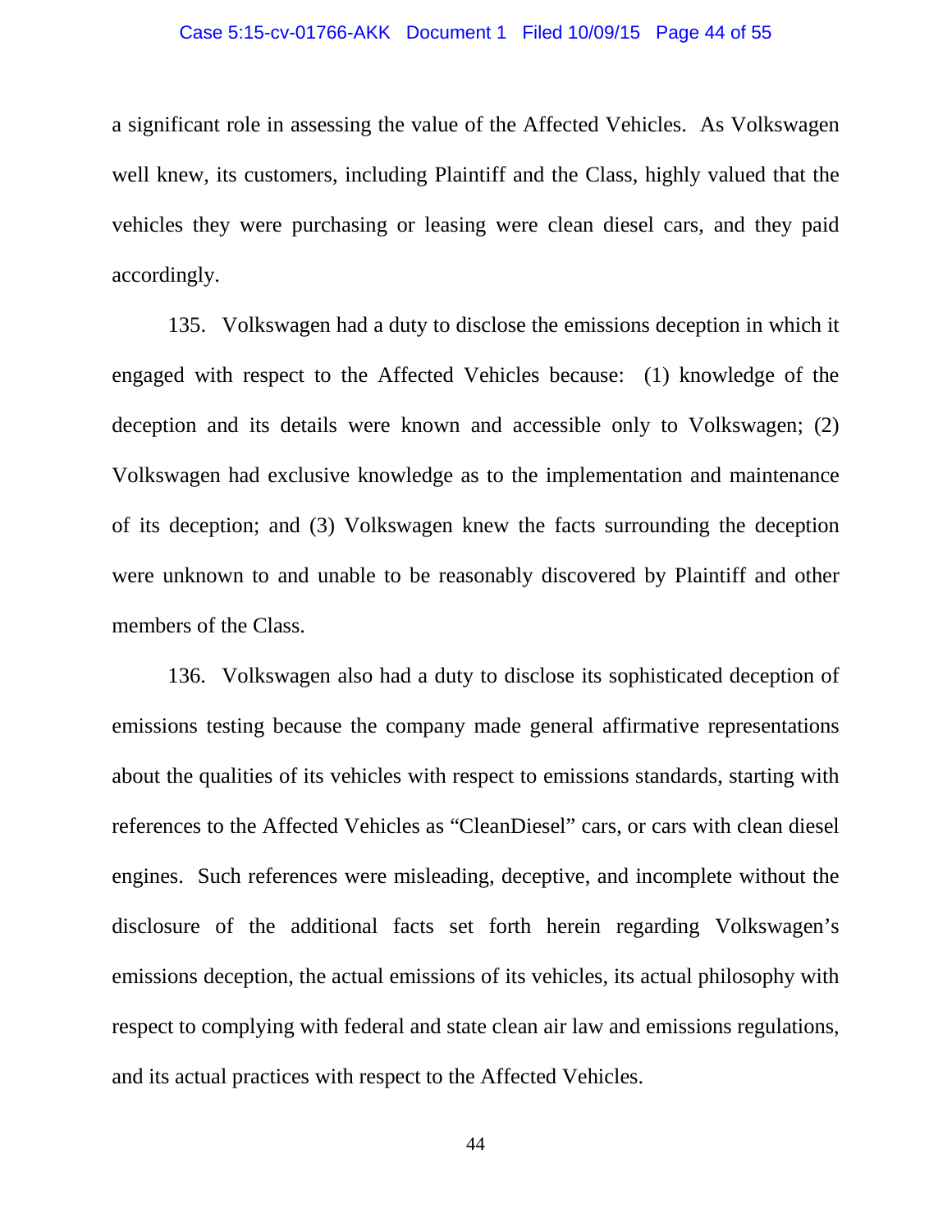a significant role in assessing the value of the Affected Vehicles. As Volkswagen well knew, its customers, including Plaintiff and the Class, highly valued that the vehicles they were purchasing or leasing were clean diesel cars, and they paid accordingly.

135. Volkswagen had a duty to disclose the emissions deception in which it engaged with respect to the Affected Vehicles because: (1) knowledge of the deception and its details were known and accessible only to Volkswagen; (2) Volkswagen had exclusive knowledge as to the implementation and maintenance of its deception; and (3) Volkswagen knew the facts surrounding the deception were unknown to and unable to be reasonably discovered by Plaintiff and other members of the Class.

136. Volkswagen also had a duty to disclose its sophisticated deception of emissions testing because the company made general affirmative representations about the qualities of its vehicles with respect to emissions standards, starting with references to the Affected Vehicles as "CleanDiesel" cars, or cars with clean diesel engines. Such references were misleading, deceptive, and incomplete without the disclosure of the additional facts set forth herein regarding Volkswagen's emissions deception, the actual emissions of its vehicles, its actual philosophy with respect to complying with federal and state clean air law and emissions regulations, and its actual practices with respect to the Affected Vehicles.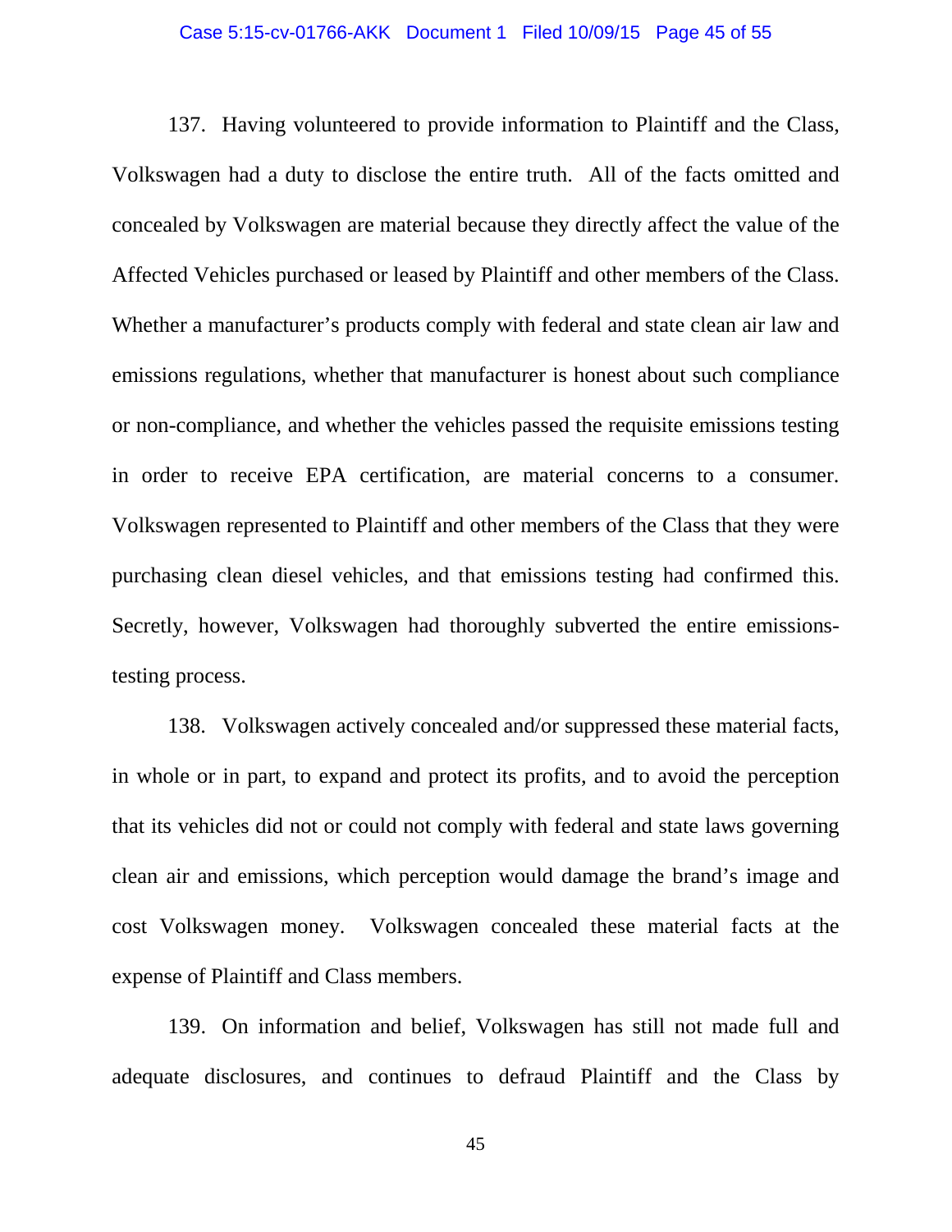137. Having volunteered to provide information to Plaintiff and the Class, Volkswagen had a duty to disclose the entire truth. All of the facts omitted and concealed by Volkswagen are material because they directly affect the value of the Affected Vehicles purchased or leased by Plaintiff and other members of the Class. Whether a manufacturer's products comply with federal and state clean air law and emissions regulations, whether that manufacturer is honest about such compliance or non-compliance, and whether the vehicles passed the requisite emissions testing in order to receive EPA certification, are material concerns to a consumer. Volkswagen represented to Plaintiff and other members of the Class that they were purchasing clean diesel vehicles, and that emissions testing had confirmed this. Secretly, however, Volkswagen had thoroughly subverted the entire emissions-testing process.

138. Volkswagen actively concealed and/or suppressed these material facts, in whole or in part, to expand and protect its profits, and to avoid the perception that its vehicles did not or could not comply with federal and state laws governing clean air and emissions, which perception would damage the brand's image and cost Volkswagen money. Volkswagen concealed these material facts at the expense of Plaintiff and Class members.

139. On information and belief, Volkswagen has still not made full and adequate disclosures, and continues to defraud Plaintiff and the Class by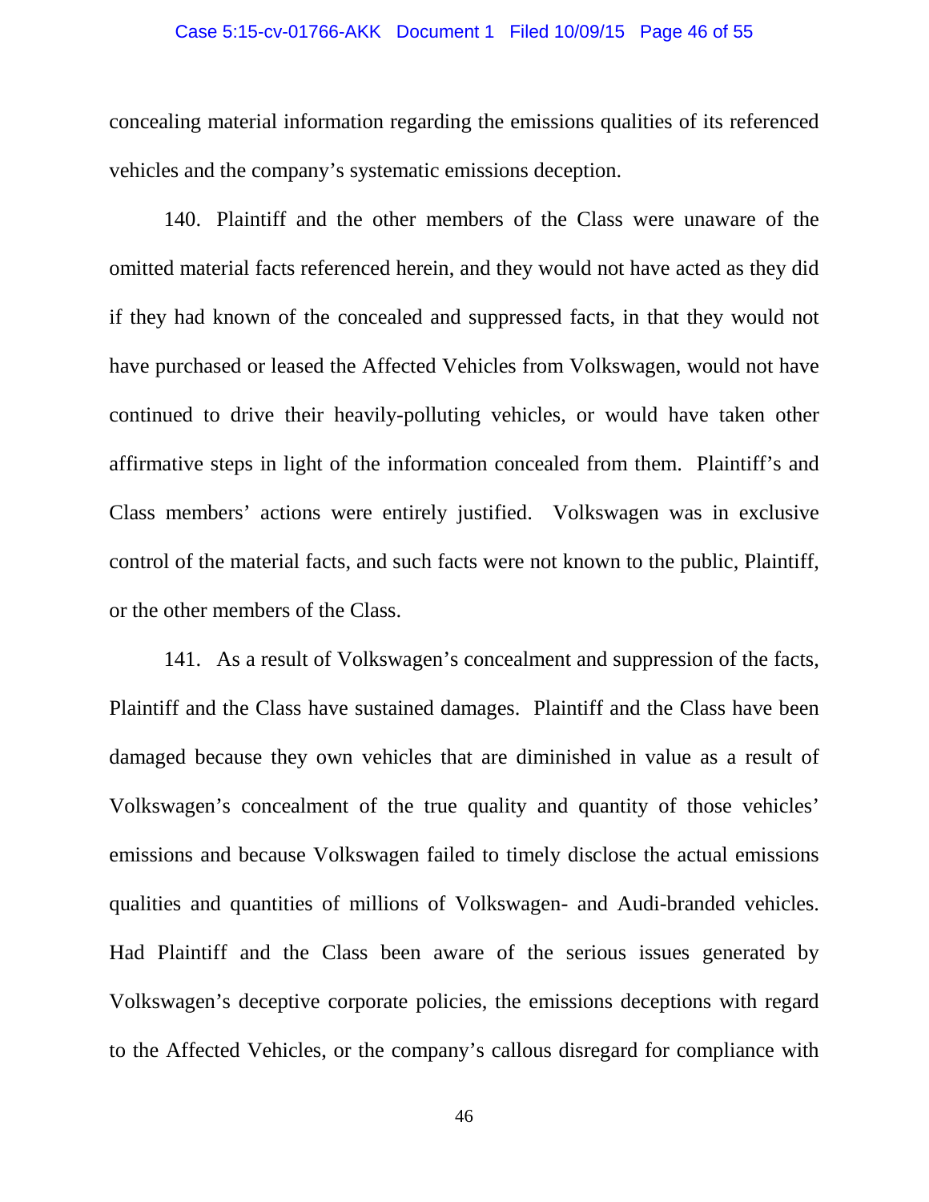concealing material information regarding the emissions qualities of its referenced vehicles and the company's systematic emissions deception.

140. Plaintiff and the other members of the Class were unaware of the omitted material facts referenced herein, and they would not have acted as they did if they had known of the concealed and suppressed facts, in that they would not have purchased or leased the Affected Vehicles from Volkswagen, would not have continued to drive their heavily-polluting vehicles, or would have taken other affirmative steps in light of the information concealed from them. Plaintiff's and Class members' actions were entirely justified. Volkswagen was in exclusive control of the material facts, and such facts were not known to the public, Plaintiff, or the other members of the Class.

141. As a result of Volkswagen's concealment and suppression of the facts, Plaintiff and the Class have sustained damages. Plaintiff and the Class have been damaged because they own vehicles that are diminished in value as a result of Volkswagen's concealment of the true quality and quantity of those vehicles' emissions and because Volkswagen failed to timely disclose the actual emissions qualities and quantities of millions of Volkswagen- and Audi-branded vehicles. Had Plaintiff and the Class been aware of the serious issues generated by Volkswagen's deceptive corporate policies, the emissions deceptions with regard to the Affected Vehicles, or the company's callous disregard for compliance with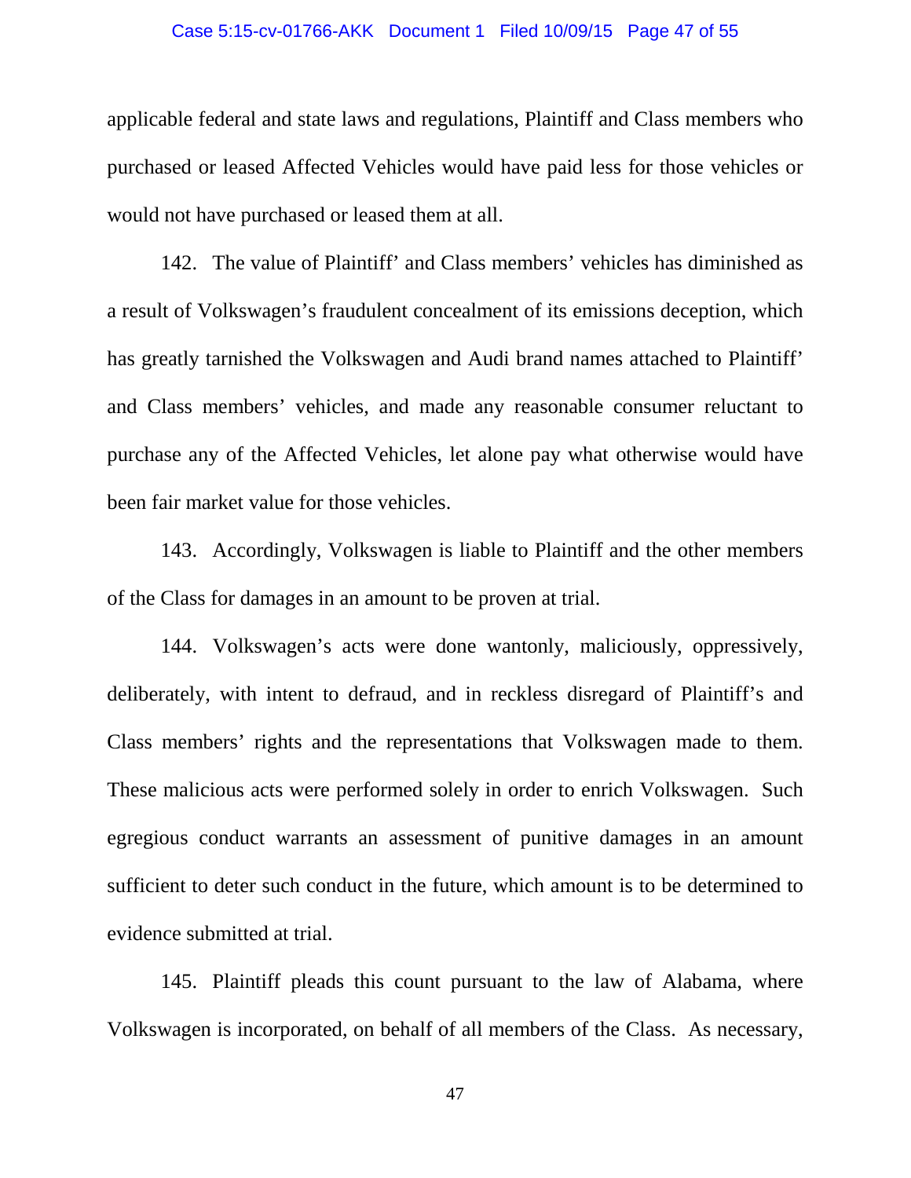applicable federal and state laws and regulations, Plaintiff and Class members who purchased or leased Affected Vehicles would have paid less for those vehicles or would not have purchased or leased them at all.

142. The value of Plaintiff' and Class members' vehicles has diminished as a result of Volkswagen's fraudulent concealment of its emissions deception, which has greatly tarnished the Volkswagen and Audi brand names attached to Plaintiff' and Class members' vehicles, and made any reasonable consumer reluctant to purchase any of the Affected Vehicles, let alone pay what otherwise would have been fair market value for those vehicles.

143. Accordingly, Volkswagen is liable to Plaintiff and the other members of the Class for damages in an amount to be proven at trial.

144. Volkswagen's acts were done wantonly, maliciously, oppressively, deliberately, with intent to defraud, and in reckless disregard of Plaintiff's and Class members' rights and the representations that Volkswagen made to them. These malicious acts were performed solely in order to enrich Volkswagen. Such egregious conduct warrants an assessment of punitive damages in an amount sufficient to deter such conduct in the future, which amount is to be determined to evidence submitted at trial.

145. Plaintiff pleads this count pursuant to the law of Alabama, where Volkswagen is incorporated, on behalf of all members of the Class. As necessary,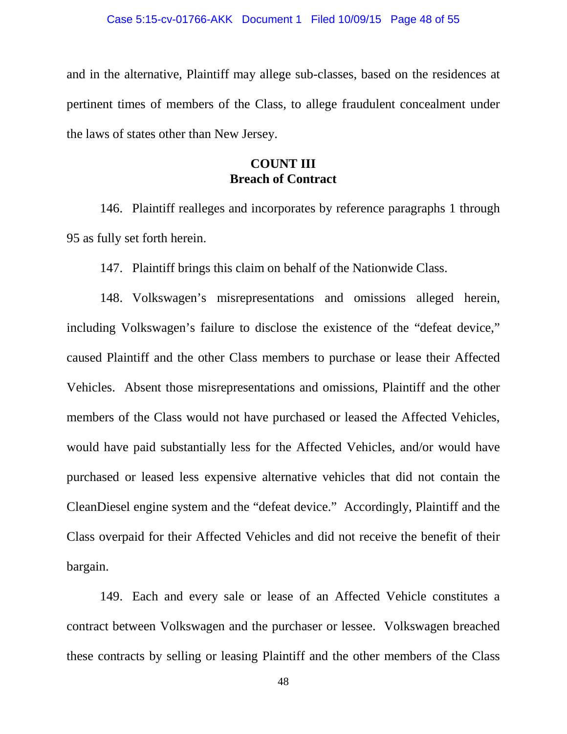and in the alternative, Plaintiff may allege sub-classes, based on the residences at pertinent times of members of the Class, to allege fraudulent concealment under the laws of states other than New Jersey.

**COUNT III**
**Breach of Contract**

146. Plaintiff realleges and incorporates by reference paragraphs 1 through 95 as fully set forth herein.

147. Plaintiff brings this claim on behalf of the Nationwide Class.

148. Volkswagen's misrepresentations and omissions alleged herein, including Volkswagen's failure to disclose the existence of the "defeat device," caused Plaintiff and the other Class members to purchase or lease their Affected Vehicles. Absent those misrepresentations and omissions, Plaintiff and the other members of the Class would not have purchased or leased the Affected Vehicles, would have paid substantially less for the Affected Vehicles, and/or would have purchased or leased less expensive alternative vehicles that did not contain the CleanDiesel engine system and the "defeat device." Accordingly, Plaintiff and the Class overpaid for their Affected Vehicles and did not receive the benefit of their bargain.

149. Each and every sale or lease of an Affected Vehicle constitutes a contract between Volkswagen and the purchaser or lessee. Volkswagen breached these contracts by selling or leasing Plaintiff and the other members of the Class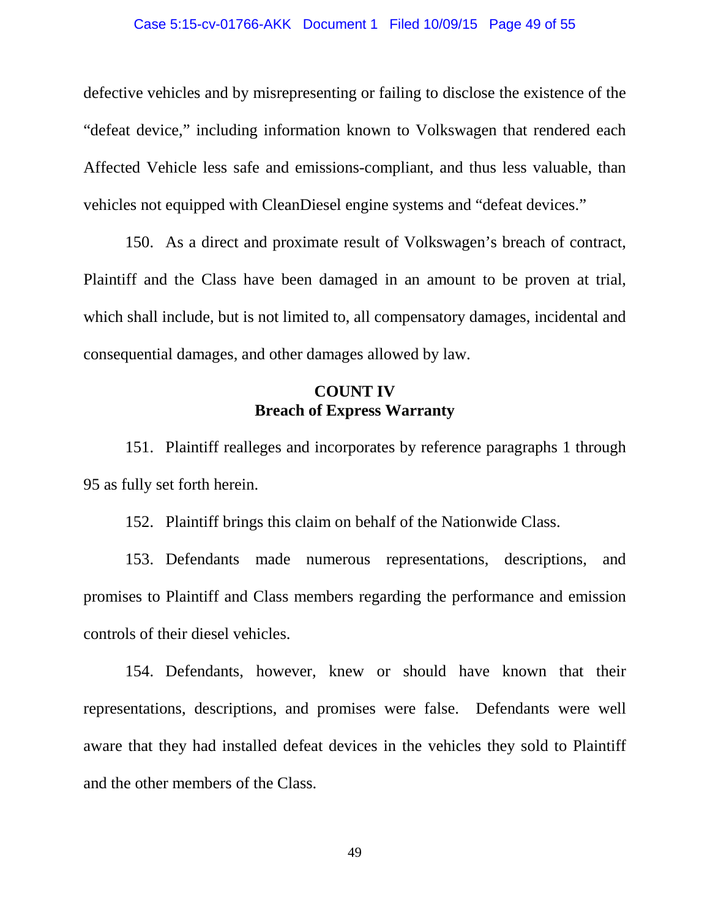defective vehicles and by misrepresenting or failing to disclose the existence of the "defeat device," including information known to Volkswagen that rendered each Affected Vehicle less safe and emissions-compliant, and thus less valuable, than vehicles not equipped with CleanDiesel engine systems and "defeat devices."

150. As a direct and proximate result of Volkswagen's breach of contract, Plaintiff and the Class have been damaged in an amount to be proven at trial, which shall include, but is not limited to, all compensatory damages, incidental and consequential damages, and other damages allowed by law.

**COUNT IV**
**Breach of Express Warranty**

151. Plaintiff realleges and incorporates by reference paragraphs 1 through 95 as fully set forth herein.

152. Plaintiff brings this claim on behalf of the Nationwide Class.

153. Defendants made numerous representations, descriptions, and promises to Plaintiff and Class members regarding the performance and emission controls of their diesel vehicles.

154. Defendants, however, knew or should have known that their representations, descriptions, and promises were false. Defendants were well aware that they had installed defeat devices in the vehicles they sold to Plaintiff and the other members of the Class.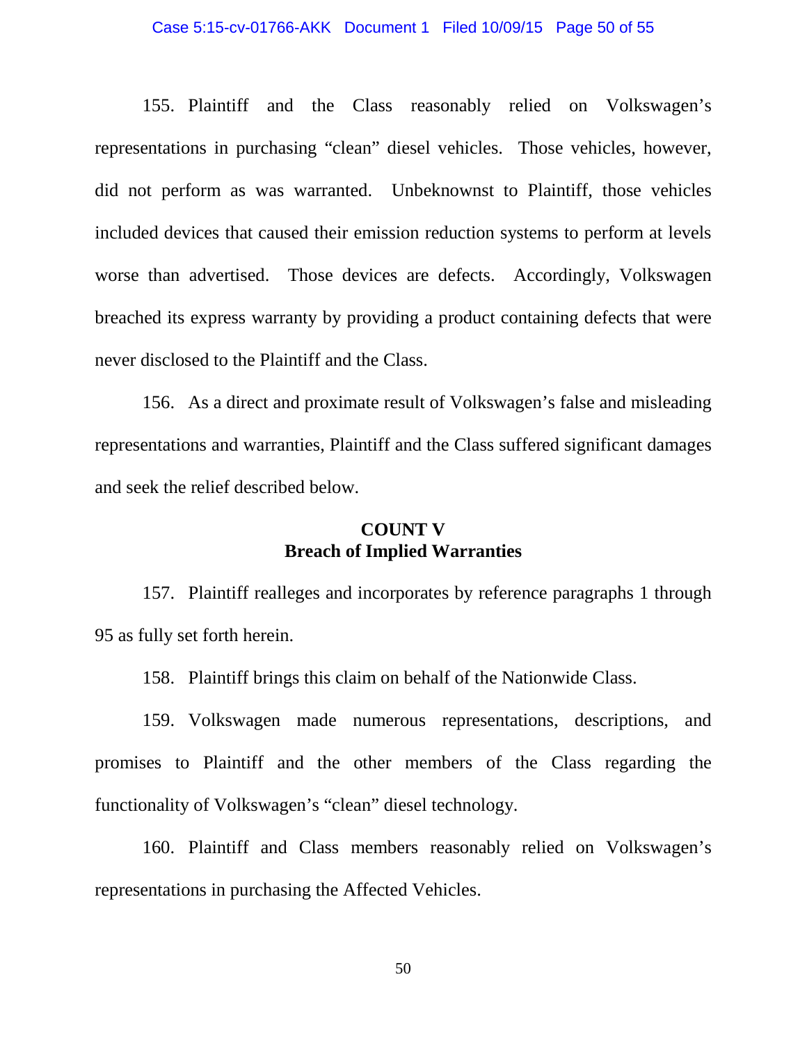155. Plaintiff and the Class reasonably relied on Volkswagen's representations in purchasing "clean" diesel vehicles. Those vehicles, however, did not perform as was warranted. Unbeknownst to Plaintiff, those vehicles included devices that caused their emission reduction systems to perform at levels worse than advertised. Those devices are defects. Accordingly, Volkswagen breached its express warranty by providing a product containing defects that were never disclosed to the Plaintiff and the Class.

156. As a direct and proximate result of Volkswagen's false and misleading representations and warranties, Plaintiff and the Class suffered significant damages and seek the relief described below.

## COUNT V
## Breach of Implied Warranties

157. Plaintiff realleges and incorporates by reference paragraphs 1 through 95 as fully set forth herein.

158. Plaintiff brings this claim on behalf of the Nationwide Class.

159. Volkswagen made numerous representations, descriptions, and promises to Plaintiff and the other members of the Class regarding the functionality of Volkswagen's "clean" diesel technology.

160. Plaintiff and Class members reasonably relied on Volkswagen's representations in purchasing the Affected Vehicles.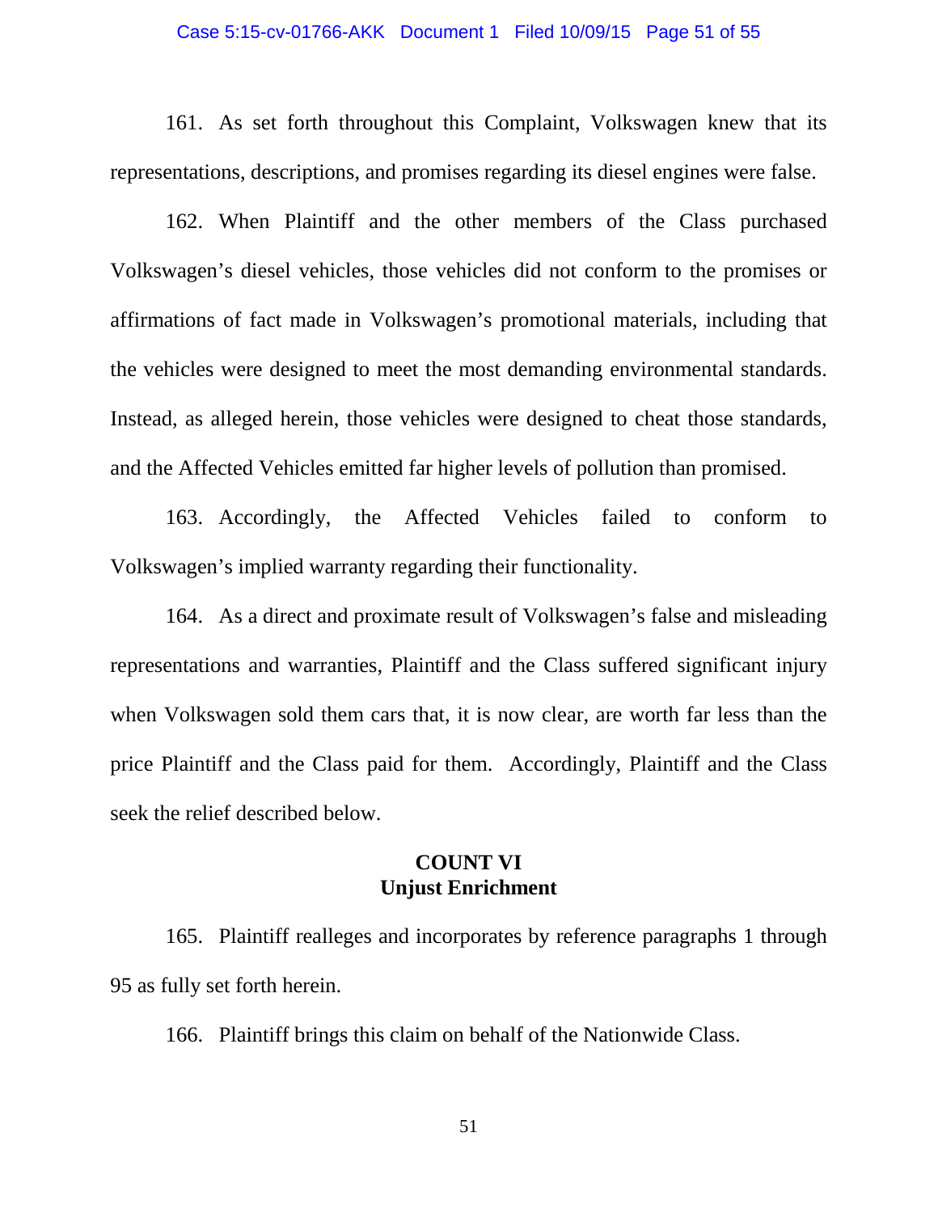161. As set forth throughout this Complaint, Volkswagen knew that its representations, descriptions, and promises regarding its diesel engines were false.

162. When Plaintiff and the other members of the Class purchased Volkswagen's diesel vehicles, those vehicles did not conform to the promises or affirmations of fact made in Volkswagen's promotional materials, including that the vehicles were designed to meet the most demanding environmental standards. Instead, as alleged herein, those vehicles were designed to cheat those standards, and the Affected Vehicles emitted far higher levels of pollution than promised.

163. Accordingly, the Affected Vehicles failed to conform to Volkswagen's implied warranty regarding their functionality.

164. As a direct and proximate result of Volkswagen's false and misleading representations and warranties, Plaintiff and the Class suffered significant injury when Volkswagen sold them cars that, it is now clear, are worth far less than the price Plaintiff and the Class paid for them. Accordingly, Plaintiff and the Class seek the relief described below.

## COUNT VI
## Unjust Enrichment

165. Plaintiff realleges and incorporates by reference paragraphs 1 through 95 as fully set forth herein.

166. Plaintiff brings this claim on behalf of the Nationwide Class.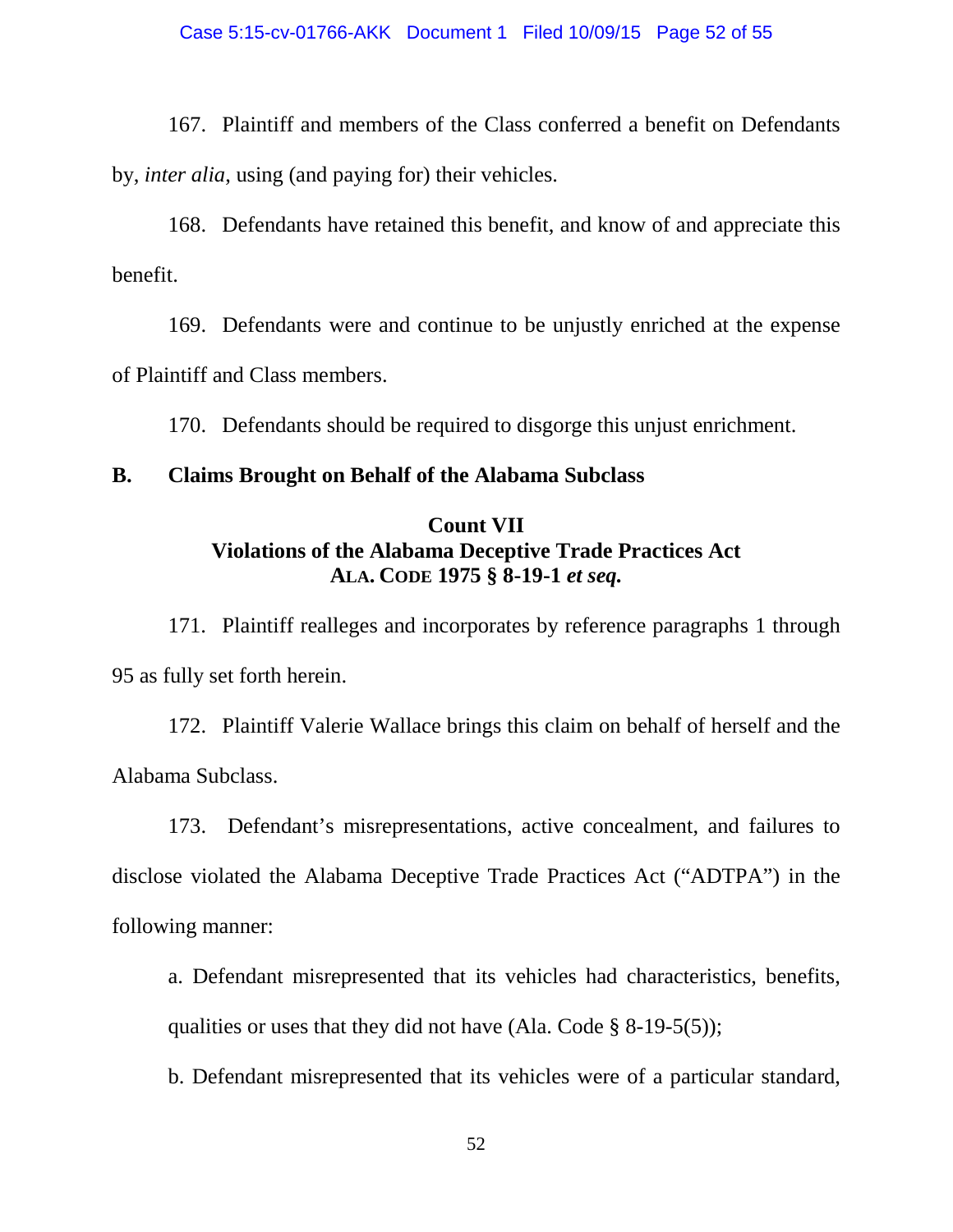167. Plaintiff and members of the Class conferred a benefit on Defendants by, *inter alia*, using (and paying for) their vehicles.

168. Defendants have retained this benefit, and know of and appreciate this benefit.

169. Defendants were and continue to be unjustly enriched at the expense of Plaintiff and Class members.

170. Defendants should be required to disgorge this unjust enrichment.

## B. Claims Brought on Behalf of the Alabama Subclass

### Count VII
### Violations of the Alabama Deceptive Trade Practices Act
### ALA. CODE 1975 § 8-19-1 *et seq.*

171. Plaintiff realleges and incorporates by reference paragraphs 1 through 95 as fully set forth herein.

172. Plaintiff Valerie Wallace brings this claim on behalf of herself and the Alabama Subclass.

173. Defendant's misrepresentations, active concealment, and failures to disclose violated the Alabama Deceptive Trade Practices Act ("ADTPA") in the following manner:

a. Defendant misrepresented that its vehicles had characteristics, benefits, qualities or uses that they did not have (Ala. Code § 8-19-5(5));

b. Defendant misrepresented that its vehicles were of a particular standard,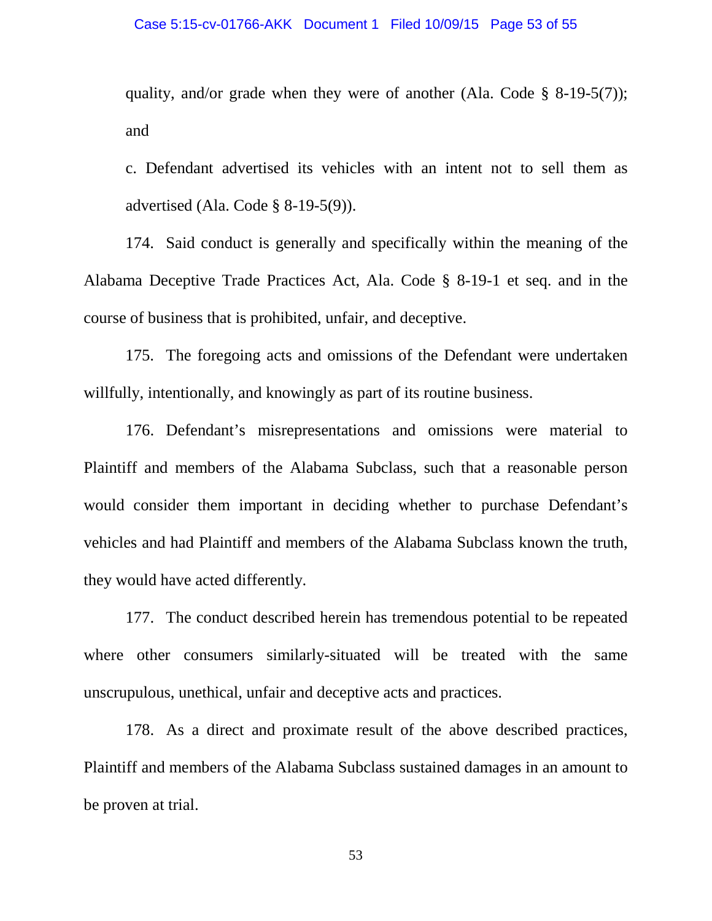quality, and/or grade when they were of another (Ala. Code § 8-19-5(7)); and

c. Defendant advertised its vehicles with an intent not to sell them as advertised (Ala. Code § 8-19-5(9)).

174. Said conduct is generally and specifically within the meaning of the Alabama Deceptive Trade Practices Act, Ala. Code § 8-19-1 et seq. and in the course of business that is prohibited, unfair, and deceptive.

175. The foregoing acts and omissions of the Defendant were undertaken willfully, intentionally, and knowingly as part of its routine business.

176. Defendant's misrepresentations and omissions were material to Plaintiff and members of the Alabama Subclass, such that a reasonable person would consider them important in deciding whether to purchase Defendant's vehicles and had Plaintiff and members of the Alabama Subclass known the truth, they would have acted differently.

177. The conduct described herein has tremendous potential to be repeated where other consumers similarly-situated will be treated with the same unscrupulous, unethical, unfair and deceptive acts and practices.

178. As a direct and proximate result of the above described practices, Plaintiff and members of the Alabama Subclass sustained damages in an amount to be proven at trial.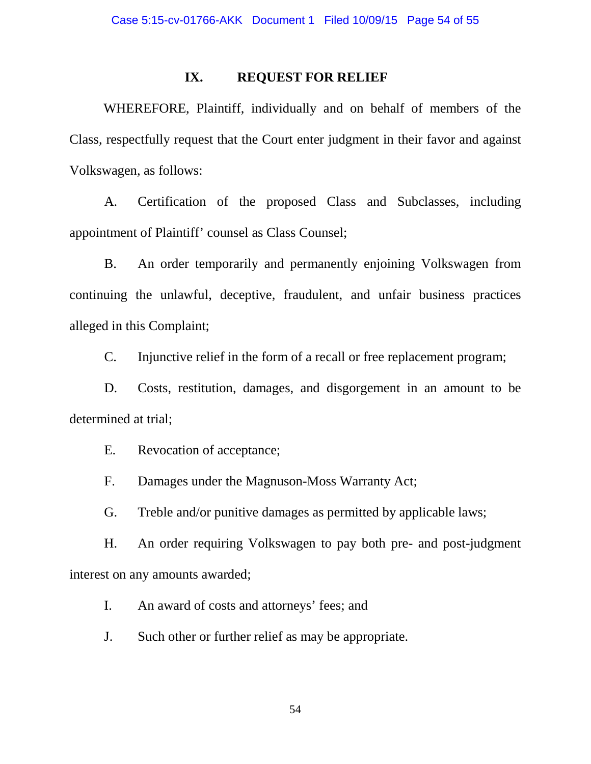## IX. REQUEST FOR RELIEF

WHEREFORE, Plaintiff, individually and on behalf of members of the Class, respectfully request that the Court enter judgment in their favor and against Volkswagen, as follows:

A. Certification of the proposed Class and Subclasses, including appointment of Plaintiff' counsel as Class Counsel;

B. An order temporarily and permanently enjoining Volkswagen from continuing the unlawful, deceptive, fraudulent, and unfair business practices alleged in this Complaint;

C. Injunctive relief in the form of a recall or free replacement program;

D. Costs, restitution, damages, and disgorgement in an amount to be determined at trial;

E. Revocation of acceptance;

F. Damages under the Magnuson-Moss Warranty Act;

G. Treble and/or punitive damages as permitted by applicable laws;

H. An order requiring Volkswagen to pay both pre- and post-judgment interest on any amounts awarded;

I. An award of costs and attorneys' fees; and

J. Such other or further relief as may be appropriate.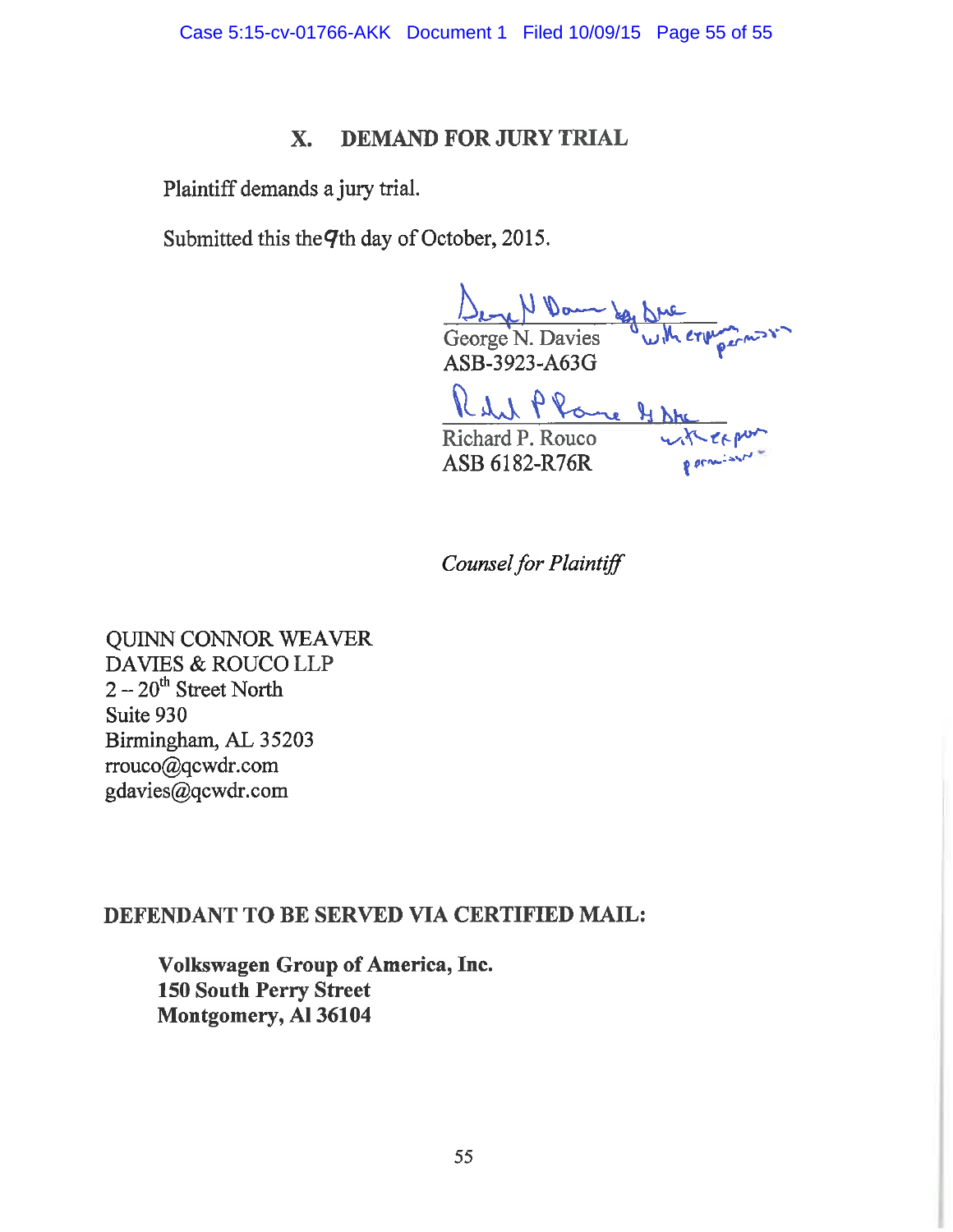## X. DEMAND FOR JURY TRIAL

Plaintiff demands a jury trial.

Submitted this the 9th day of October, 2015.

George N. Davies (by [signature] with express permission)
ASB-3923-A63G

Richard P. Rouco (by [signature] with express permission)
ASB 6182-R76R

*Counsel for Plaintiff*

QUINN CONNOR WEAVER
DAVIES & ROUCO LLP
2 – 20th Street North
Suite 930
Birmingham, AL 35203
rrouco@qcwdr.com
gdavies@qcwdr.com

**DEFENDANT TO BE SERVED VIA CERTIFIED MAIL:**

**Volkswagen Group of America, Inc.**
**150 South Perry Street**
**Montgomery, Al 36104**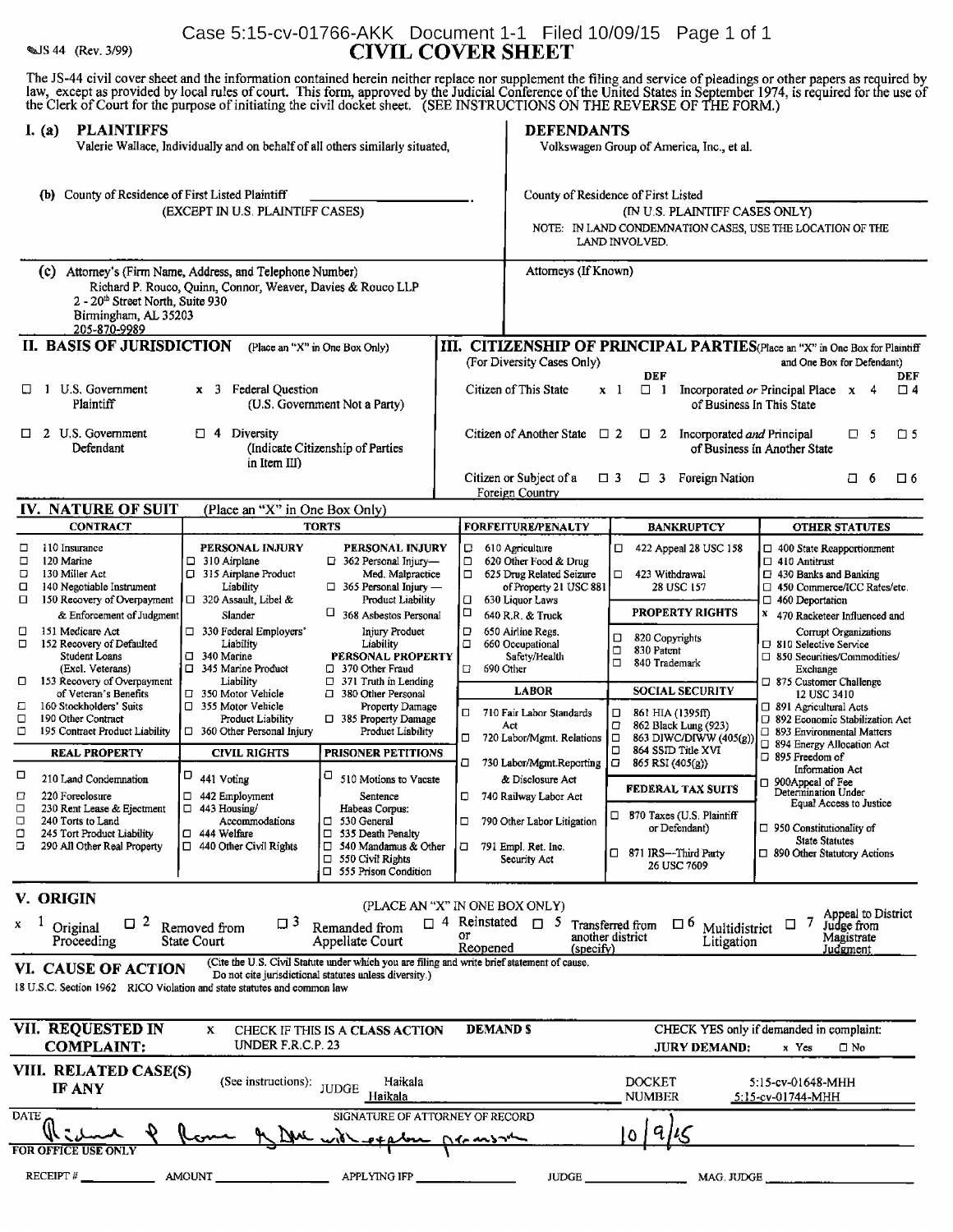Case 5:15-cv-01766-AKK Document 1-1 Filed 10/09/15 Page 1 of 1

JS 44 (Rev. 3/99)

# CIVIL COVER SHEET

The JS-44 civil cover sheet and the information contained herein neither replace nor supplement the filing and service of pleadings or other papers as required by law, except as provided by local rules of court. This form, approved by the Judicial Conference of the United States in September 1974, is required for the use of the Clerk of Court for the purpose of initiating the civil docket sheet. (SEE INSTRUCTIONS ON THE REVERSE OF THE FORM.)

## I. (a) PLAINTIFFS

Valerie Wallace, Individually and on behalf of all others similarly situated,

## DEFENDANTS

Volkswagen Group of America, Inc., et al.

(b) County of Residence of First Listed Plaintiff ____________
(EXCEPT IN U.S. PLAINTIFF CASES)

County of Residence of First Listed ____________
(IN U.S. PLAINTIFF CASES ONLY)
NOTE: IN LAND CONDEMNATION CASES, USE THE LOCATION OF THE LAND INVOLVED.

(c) Attorney's (Firm Name, Address, and Telephone Number)
Richard P. Rouco, Quinn, Connor, Weaver, Davies & Rouco LLP
2 - 20th Street North, Suite 930
Birmingham, AL 35203
205-870-9989

Attorneys (If Known)

## II. BASIS OF JURISDICTION (Place an "X" in One Box Only)

- ☐ 1 U.S. Government Plaintiff
- x 3 Federal Question (U.S. Government Not a Party)
- ☐ 2 U.S. Government Defendant
- ☐ 4 Diversity (Indicate Citizenship of Parties in Item III)

## III. CITIZENSHIP OF PRINCIPAL PARTIES (Place an "X" in One Box for Plaintiff and One Box for Defendant) (For Diversity Cases Only)

| | PTF | DEF | | PTF | DEF |
|---|---|---|---|---|---|
| Citizen of This State | x 1 | ☐ 1 | Incorporated *or* Principal Place of Business In This State | x 4 | ☐ 4 |
| Citizen of Another State | ☐ 2 | ☐ 2 | Incorporated *and* Principal of Business In Another State | ☐ 5 | ☐ 5 |
| Citizen or Subject of a Foreign Country | ☐ 3 | ☐ 3 | Foreign Nation | ☐ 6 | ☐ 6 |

## IV. NATURE OF SUIT (Place an "X" in One Box Only)

**CONTRACT**
- ☐ 110 Insurance
- ☐ 120 Marine
- ☐ 130 Miller Act
- ☐ 140 Negotiable Instrument
- ☐ 150 Recovery of Overpayment & Enforcement of Judgment
- ☐ 151 Medicare Act
- ☐ 152 Recovery of Defaulted Student Loans (Excl. Veterans)
- ☐ 153 Recovery of Overpayment of Veteran's Benefits
- ☐ 160 Stockholders' Suits
- ☐ 190 Other Contract
- ☐ 195 Contract Product Liability

**REAL PROPERTY**
- ☐ 210 Land Condemnation
- ☐ 220 Foreclosure
- ☐ 230 Rent Lease & Ejectment
- ☐ 240 Torts to Land
- ☐ 245 Tort Product Liability
- ☐ 290 All Other Real Property

**TORTS — PERSONAL INJURY**
- ☐ 310 Airplane
- ☐ 315 Airplane Product Liability
- ☐ 320 Assault, Libel & Slander
- ☐ 330 Federal Employers' Liability
- ☐ 340 Marine
- ☐ 345 Marine Product Liability
- ☐ 350 Motor Vehicle
- ☐ 355 Motor Vehicle Product Liability
- ☐ 360 Other Personal Injury

**PERSONAL INJURY**
- ☐ 362 Personal Injury—Med. Malpractice
- ☐ 365 Personal Injury — Product Liability
- ☐ 368 Asbestos Personal Injury Product Liability

**PERSONAL PROPERTY**
- ☐ 370 Other Fraud
- ☐ 371 Truth in Lending
- ☐ 380 Other Personal Property Damage
- ☐ 385 Property Damage Product Liability

**CIVIL RIGHTS**
- ☐ 441 Voting
- ☐ 442 Employment
- ☐ 443 Housing/ Accommodations
- ☐ 444 Welfare
- ☐ 440 Other Civil Rights

**PRISONER PETITIONS**
- ☐ 510 Motions to Vacate Sentence Habeas Corpus:
- ☐ 530 General
- ☐ 535 Death Penalty
- ☐ 540 Mandamus & Other
- ☐ 550 Civil Rights
- ☐ 555 Prison Condition

**FORFEITURE/PENALTY**
- ☐ 610 Agriculture
- ☐ 620 Other Food & Drug
- ☐ 625 Drug Related Seizure of Property 21 USC 881
- ☐ 630 Liquor Laws
- ☐ 640 R.R. & Truck
- ☐ 650 Airline Regs.
- ☐ 660 Occupational Safety/Health
- ☐ 690 Other

**LABOR**
- ☐ 710 Fair Labor Standards Act
- ☐ 720 Labor/Mgmt. Relations
- ☐ 730 Labor/Mgmt.Reporting & Disclosure Act
- ☐ 740 Railway Labor Act
- ☐ 790 Other Labor Litigation
- ☐ 791 Empl. Ret. Inc. Security Act

**BANKRUPTCY**
- ☐ 422 Appeal 28 USC 158
- ☐ 423 Withdrawal 28 USC 157

**PROPERTY RIGHTS**
- ☐ 820 Copyrights
- ☐ 830 Patent
- ☐ 840 Trademark

**SOCIAL SECURITY**
- ☐ 861 HIA (1395ff)
- ☐ 862 Black Lung (923)
- ☐ 863 DIWC/DIWW (405(g))
- ☐ 864 SSID Title XVI
- ☐ 865 RSI (405(g))

**FEDERAL TAX SUITS**
- ☐ 870 Taxes (U.S. Plaintiff or Defendant)
- ☐ 871 IRS—Third Party 26 USC 7609

**OTHER STATUTES**
- ☐ 400 State Reapportionment
- ☐ 410 Antitrust
- ☐ 430 Banks and Banking
- ☐ 450 Commerce/ICC Rates/etc.
- ☐ 460 Deportation
- x 470 Racketeer Influenced and Corrupt Organizations
- ☐ 810 Selective Service
- ☐ 850 Securities/Commodities/ Exchange
- ☐ 875 Customer Challenge 12 USC 3410
- ☐ 891 Agricultural Acts
- ☐ 892 Economic Stabilization Act
- ☐ 893 Environmental Matters
- ☐ 894 Energy Allocation Act
- ☐ 895 Freedom of Information Act
- ☐ 900Appeal of Fee Determination Under Equal Access to Justice
- ☐ 950 Constitutionality of State Statutes
- ☐ 890 Other Statutory Actions

## V. ORIGIN (PLACE AN "X" IN ONE BOX ONLY)

- x 1 Original Proceeding
- ☐ 2 Removed from State Court
- ☐ 3 Remanded from Appellate Court
- ☐ 4 Reinstated or Reopened
- ☐ 5 Transferred from another district (specify)
- ☐ 6 Multidistrict Litigation
- ☐ 7 Appeal to District Judge from Magistrate Judgment

## VI. CAUSE OF ACTION

(Cite the U.S. Civil Statute under which you are filing and write brief statement of cause. Do not cite jurisdictional statutes unless diversity.)

18 U.S.C. Section 1962 RICO Violation and state statutes and common law

## VII. REQUESTED IN COMPLAINT:

x CHECK IF THIS IS A CLASS ACTION UNDER F.R.C.P. 23

DEMAND $

CHECK YES only if demanded in complaint:
JURY DEMAND: x Yes ☐ No

## VIII. RELATED CASE(S) IF ANY

(See instructions): JUDGE Haikala, Haikala

DOCKET NUMBER 5:15-cv-01648-MHH, 5:15-cv-01744-MHH

DATE 10/9/15

SIGNATURE OF ATTORNEY OF RECORD

Richard P Rouco by DM with express permission

FOR OFFICE USE ONLY

RECEIPT # ________ AMOUNT ________ APPLYING IFP ________ JUDGE ________ MAG. JUDGE ________